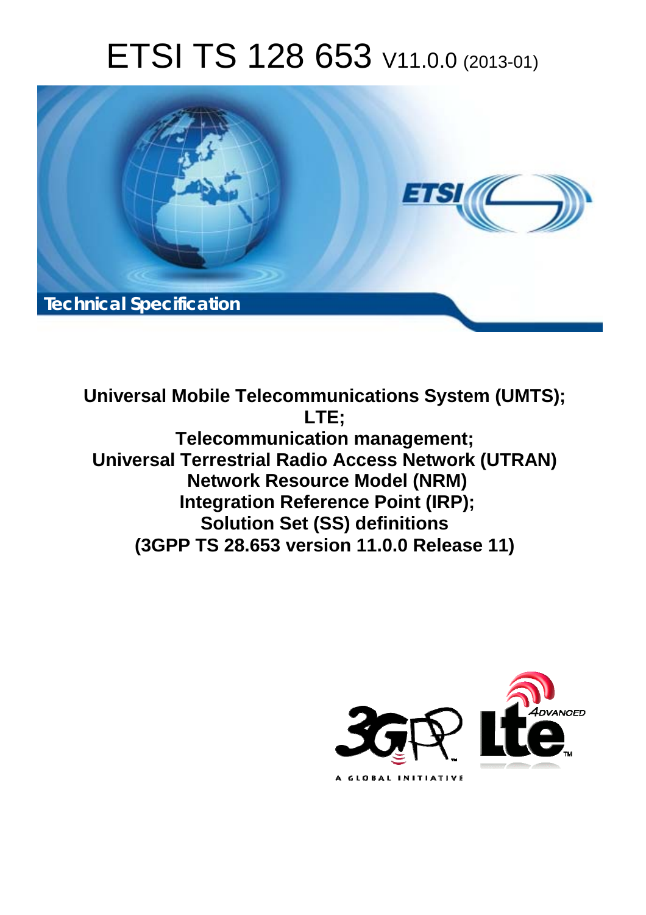# ETSI TS 128 653 V11.0.0 (2013-01)

Technical Specification

**Universal Mobile Telecommunications System (UMTS);**
**LTE;**
**Telecommunication management;**
**Universal Terrestrial Radio Access Network (UTRAN)**
**Network Resource Model (NRM)**
**Integration Reference Point (IRP);**
**Solution Set (SS) definitions**
**(3GPP TS 28.653 version 11.0.0 Release 11)**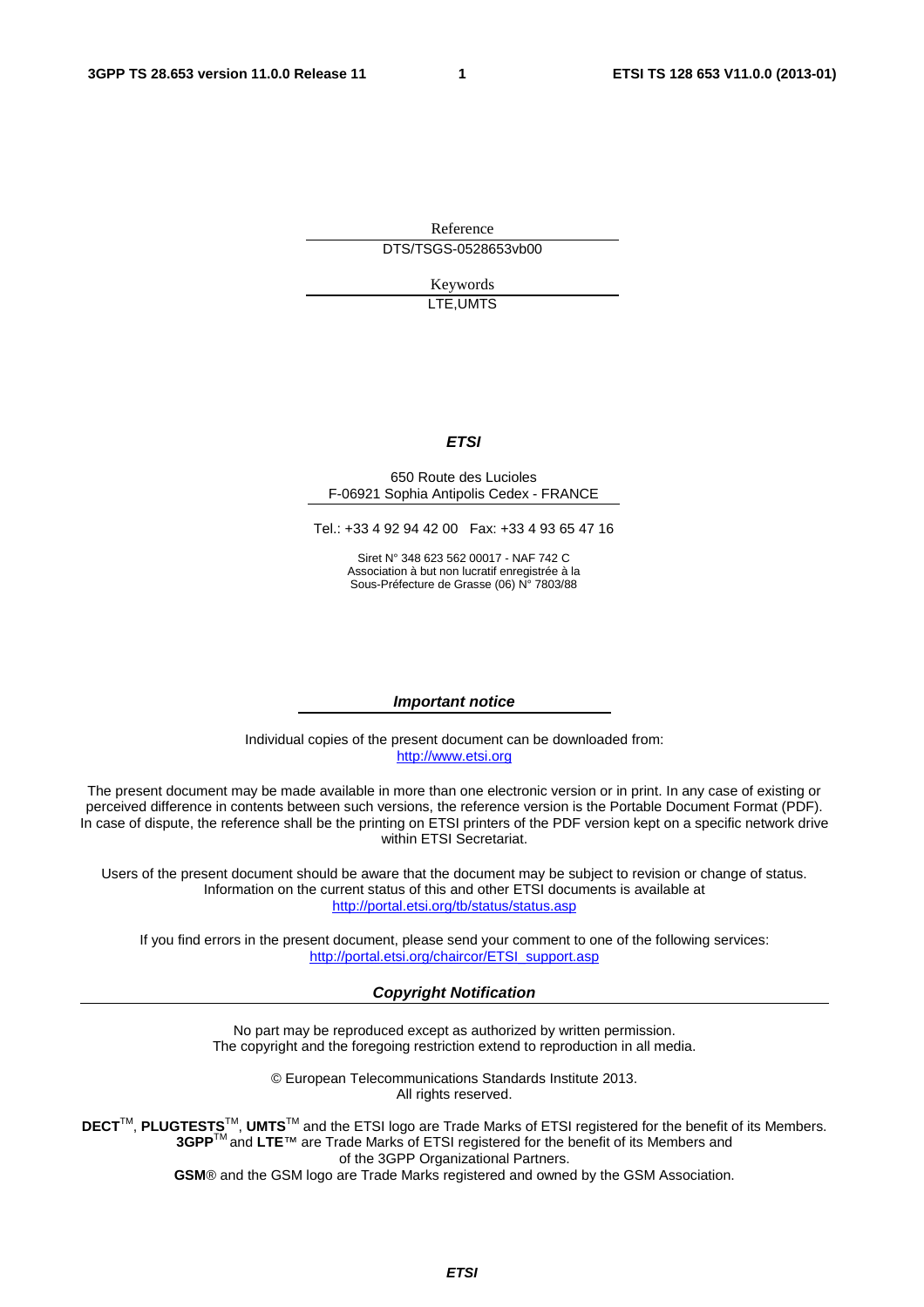Reference

DTS/TSGS-0528653vb00

Keywords

LTE,UMTS

***ETSI***

650 Route des Lucioles
F-06921 Sophia Antipolis Cedex - FRANCE

Tel.: +33 4 92 94 42 00 Fax: +33 4 93 65 47 16

Siret N° 348 623 562 00017 - NAF 742 C
Association à but non lucratif enregistrée à la
Sous-Préfecture de Grasse (06) N° 7803/88

***Important notice***

Individual copies of the present document can be downloaded from:
http://www.etsi.org

The present document may be made available in more than one electronic version or in print. In any case of existing or perceived difference in contents between such versions, the reference version is the Portable Document Format (PDF). In case of dispute, the reference shall be the printing on ETSI printers of the PDF version kept on a specific network drive within ETSI Secretariat.

Users of the present document should be aware that the document may be subject to revision or change of status. Information on the current status of this and other ETSI documents is available at
http://portal.etsi.org/tb/status/status.asp

If you find errors in the present document, please send your comment to one of the following services:
http://portal.etsi.org/chaircor/ETSI_support.asp

***Copyright Notification***

No part may be reproduced except as authorized by written permission.
The copyright and the foregoing restriction extend to reproduction in all media.

© European Telecommunications Standards Institute 2013.
All rights reserved.

**DECT**™, **PLUGTESTS**™, **UMTS**™ and the ETSI logo are Trade Marks of ETSI registered for the benefit of its Members.
**3GPP**™ and **LTE**™ are Trade Marks of ETSI registered for the benefit of its Members and of the 3GPP Organizational Partners.
**GSM**® and the GSM logo are Trade Marks registered and owned by the GSM Association.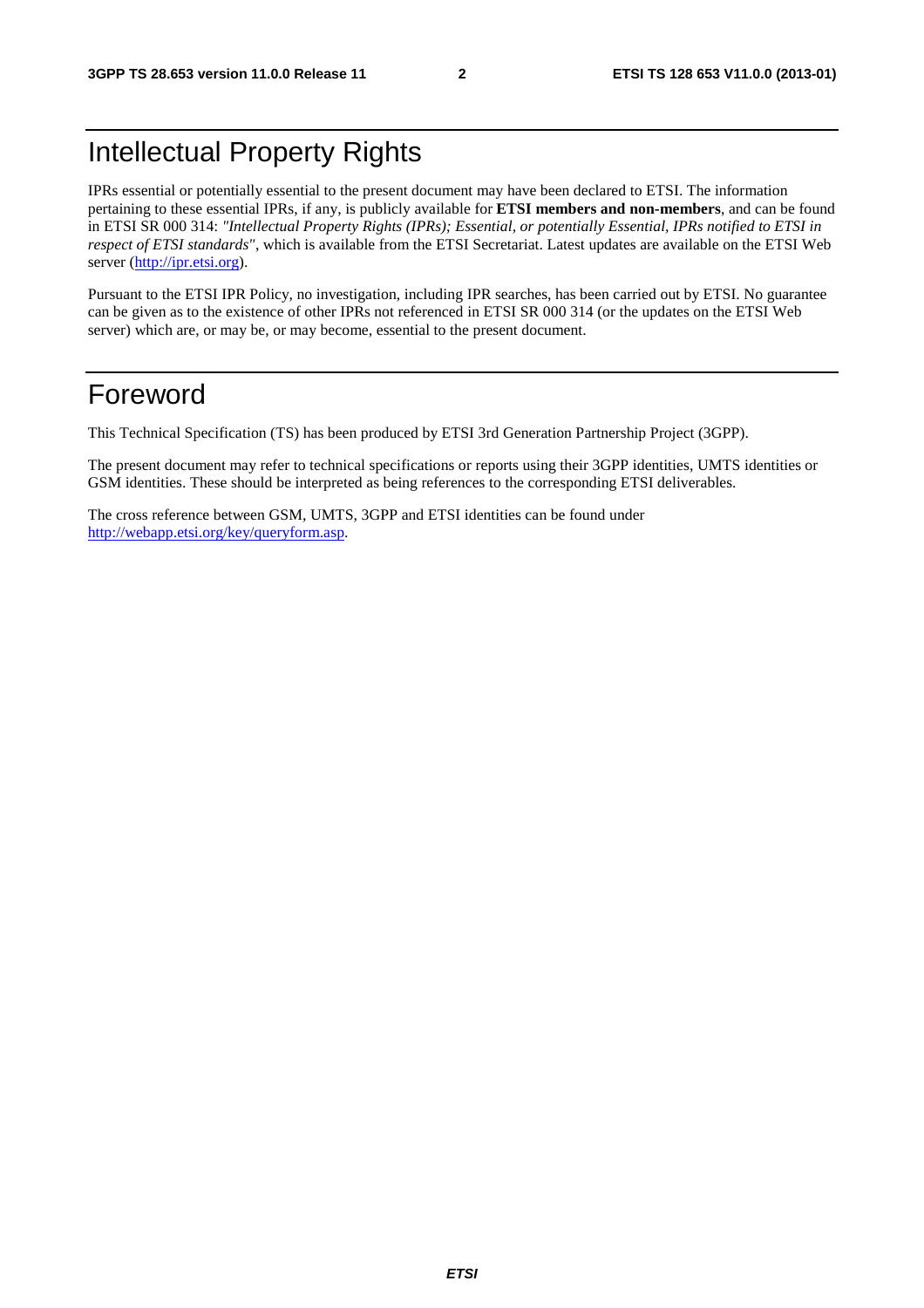# Intellectual Property Rights

IPRs essential or potentially essential to the present document may have been declared to ETSI. The information pertaining to these essential IPRs, if any, is publicly available for **ETSI members and non-members**, and can be found in ETSI SR 000 314: *"Intellectual Property Rights (IPRs); Essential, or potentially Essential, IPRs notified to ETSI in respect of ETSI standards"*, which is available from the ETSI Secretariat. Latest updates are available on the ETSI Web server (http://ipr.etsi.org).

Pursuant to the ETSI IPR Policy, no investigation, including IPR searches, has been carried out by ETSI. No guarantee can be given as to the existence of other IPRs not referenced in ETSI SR 000 314 (or the updates on the ETSI Web server) which are, or may be, or may become, essential to the present document.

# Foreword

This Technical Specification (TS) has been produced by ETSI 3rd Generation Partnership Project (3GPP).

The present document may refer to technical specifications or reports using their 3GPP identities, UMTS identities or GSM identities. These should be interpreted as being references to the corresponding ETSI deliverables.

The cross reference between GSM, UMTS, 3GPP and ETSI identities can be found under http://webapp.etsi.org/key/queryform.asp.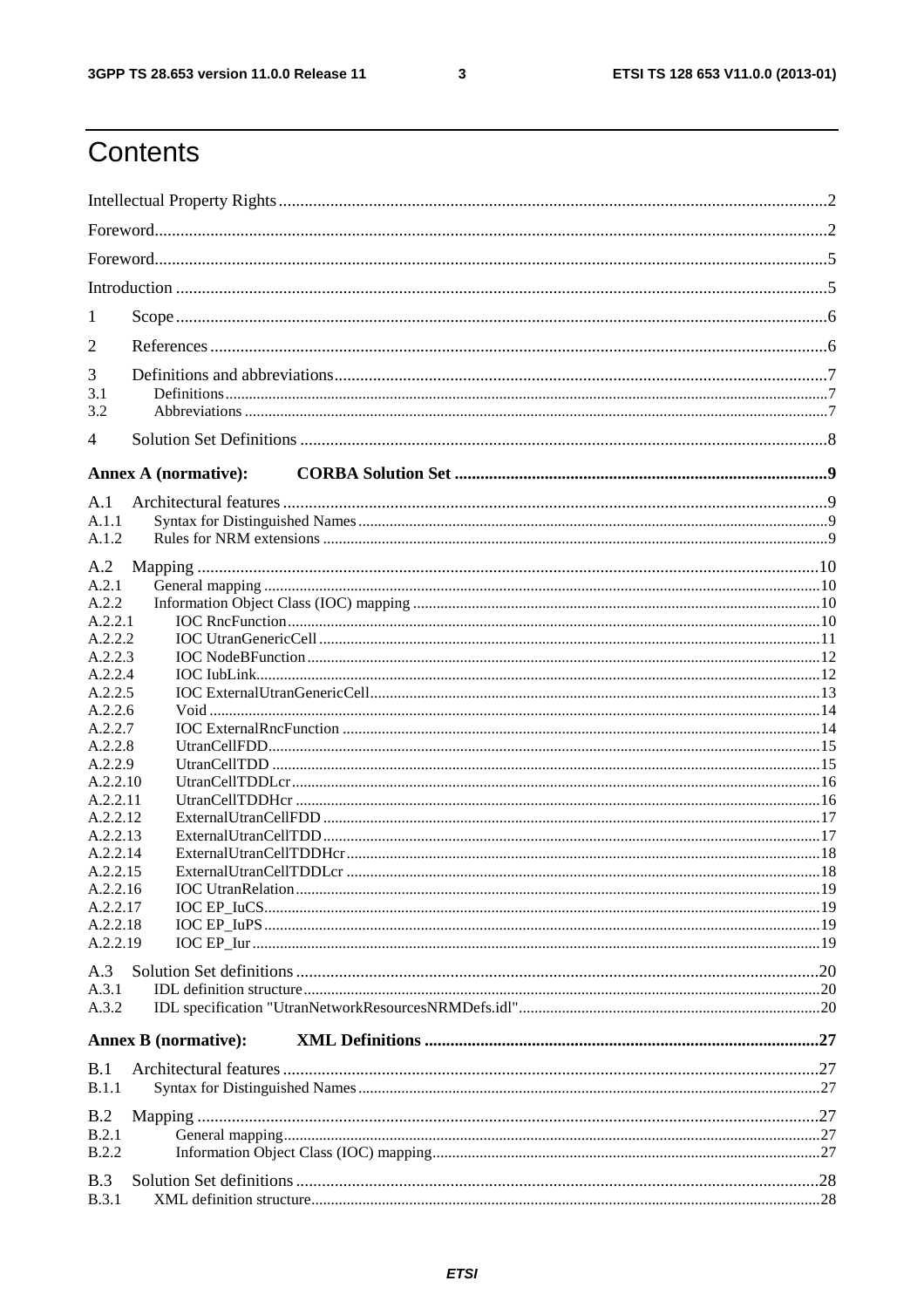# Contents

Intellectual Property Rights ........................................................................................................................2

Foreword.....................................................................................................................................................2

Foreword.....................................................................................................................................................5

Introduction ................................................................................................................................................5

1 Scope ........................................................................................................................................................6

2 References ................................................................................................................................................6

3 Definitions and abbreviations...................................................................................................................7

3.1 Definitions ..............................................................................................................................................7

3.2 Abbreviations .........................................................................................................................................7

4 Solution Set Definitions ...........................................................................................................................8

**Annex A (normative): CORBA Solution Set** .........................................................................................**9**

A.1 Architectural features ............................................................................................................................9

A.1.1 Syntax for Distinguished Names.........................................................................................................9

A.1.2 Rules for NRM extensions ..................................................................................................................9

A.2 Mapping ...............................................................................................................................................10

A.2.1 General mapping ...............................................................................................................................10

A.2.2 Information Object Class (IOC) mapping ..........................................................................................10

A.2.2.1 IOC RncFunction ...........................................................................................................................10

A.2.2.2 IOC UtranGenericCell ....................................................................................................................11

A.2.2.3 IOC NodeBFunction .......................................................................................................................12

A.2.2.4 IOC IubLink....................................................................................................................................12

A.2.2.5 IOC ExternalUtranGenericCell.......................................................................................................13

A.2.2.6 Void ................................................................................................................................................14

A.2.2.7 IOC ExternalRncFunction ..............................................................................................................14

A.2.2.8 UtranCellFDD.................................................................................................................................15

A.2.2.9 UtranCellTDD ................................................................................................................................15

A.2.2.10 UtranCellTDDLcr.........................................................................................................................16

A.2.2.11 UtranCellTDDHcr ........................................................................................................................16

A.2.2.12 ExternalUtranCellFDD .................................................................................................................17

A.2.2.13 ExternalUtranCellTDD .................................................................................................................17

A.2.2.14 ExternalUtranCellTDDHcr ...........................................................................................................18

A.2.2.15 ExternalUtranCellTDDLcr ............................................................................................................18

A.2.2.16 IOC UtranRelation........................................................................................................................19

A.2.2.17 IOC EP_IuCS................................................................................................................................19

A.2.2.18 IOC EP_IuPS ................................................................................................................................19

A.2.2.19 IOC EP_Iur ...................................................................................................................................19

A.3 Solution Set definitions .......................................................................................................................20

A.3.1 IDL definition structure......................................................................................................................20

A.3.2 IDL specification "UtranNetworkResourcesNRMDefs.idl"...............................................................20

**Annex B (normative): XML Definitions** ...............................................................................................**27**

B.1 Architectural features ..........................................................................................................................27

B.1.1 Syntax for Distinguished Names........................................................................................................27

B.2 Mapping ...............................................................................................................................................27

B.2.1 General mapping................................................................................................................................27

B.2.2 Information Object Class (IOC) mapping..........................................................................................27

B.3 Solution Set definitions .......................................................................................................................28

B.3.1 XML definition structure....................................................................................................................28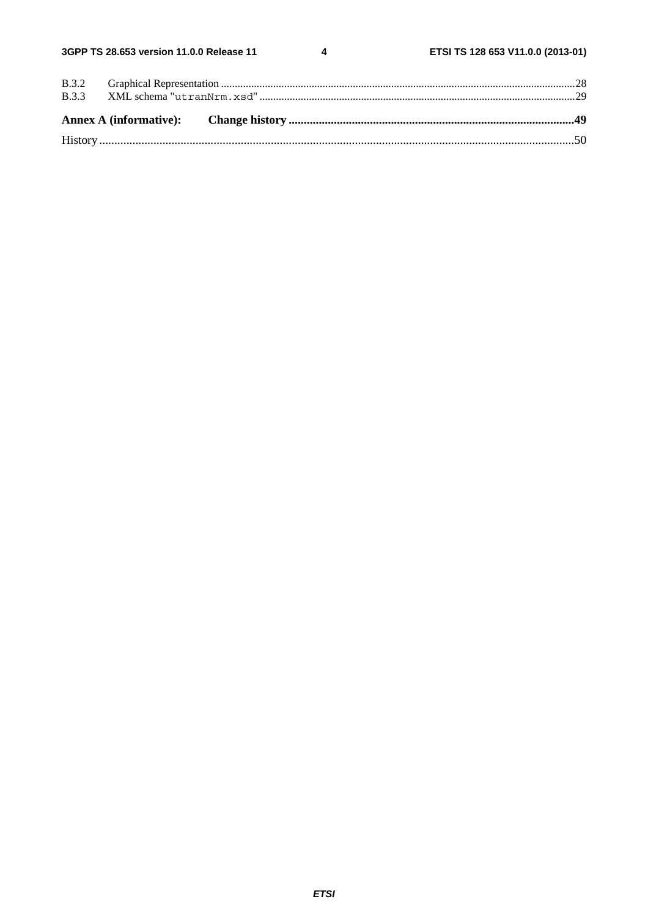B.3.2 Graphical Representation ....................................................................................................................................28
B.3.3 XML schema "utranNrm.xsd" ..................................................................................................................................29

**Annex A (informative): Change history ...............................................................................................49**

History ..............................................................................................................................................................50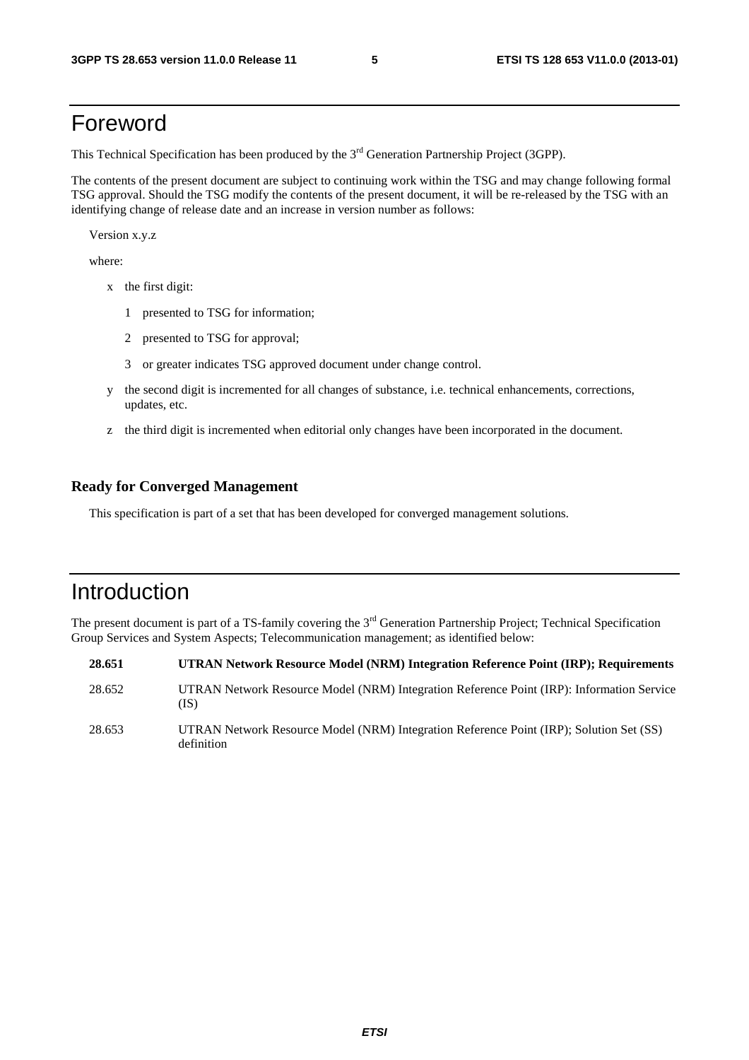# Foreword

This Technical Specification has been produced by the 3rd Generation Partnership Project (3GPP).

The contents of the present document are subject to continuing work within the TSG and may change following formal TSG approval. Should the TSG modify the contents of the present document, it will be re-released by the TSG with an identifying change of release date and an increase in version number as follows:

Version x.y.z

where:

- x the first digit:
  - 1 presented to TSG for information;
  - 2 presented to TSG for approval;
  - 3 or greater indicates TSG approved document under change control.
- y the second digit is incremented for all changes of substance, i.e. technical enhancements, corrections, updates, etc.
- z the third digit is incremented when editorial only changes have been incorporated in the document.

### Ready for Converged Management

This specification is part of a set that has been developed for converged management solutions.

# Introduction

The present document is part of a TS-family covering the 3rd Generation Partnership Project; Technical Specification Group Services and System Aspects; Telecommunication management; as identified below:

| | |
|---|---|
| **28.651** | **UTRAN Network Resource Model (NRM) Integration Reference Point (IRP); Requirements** |
| 28.652 | UTRAN Network Resource Model (NRM) Integration Reference Point (IRP): Information Service (IS) |
| 28.653 | UTRAN Network Resource Model (NRM) Integration Reference Point (IRP); Solution Set (SS) definition |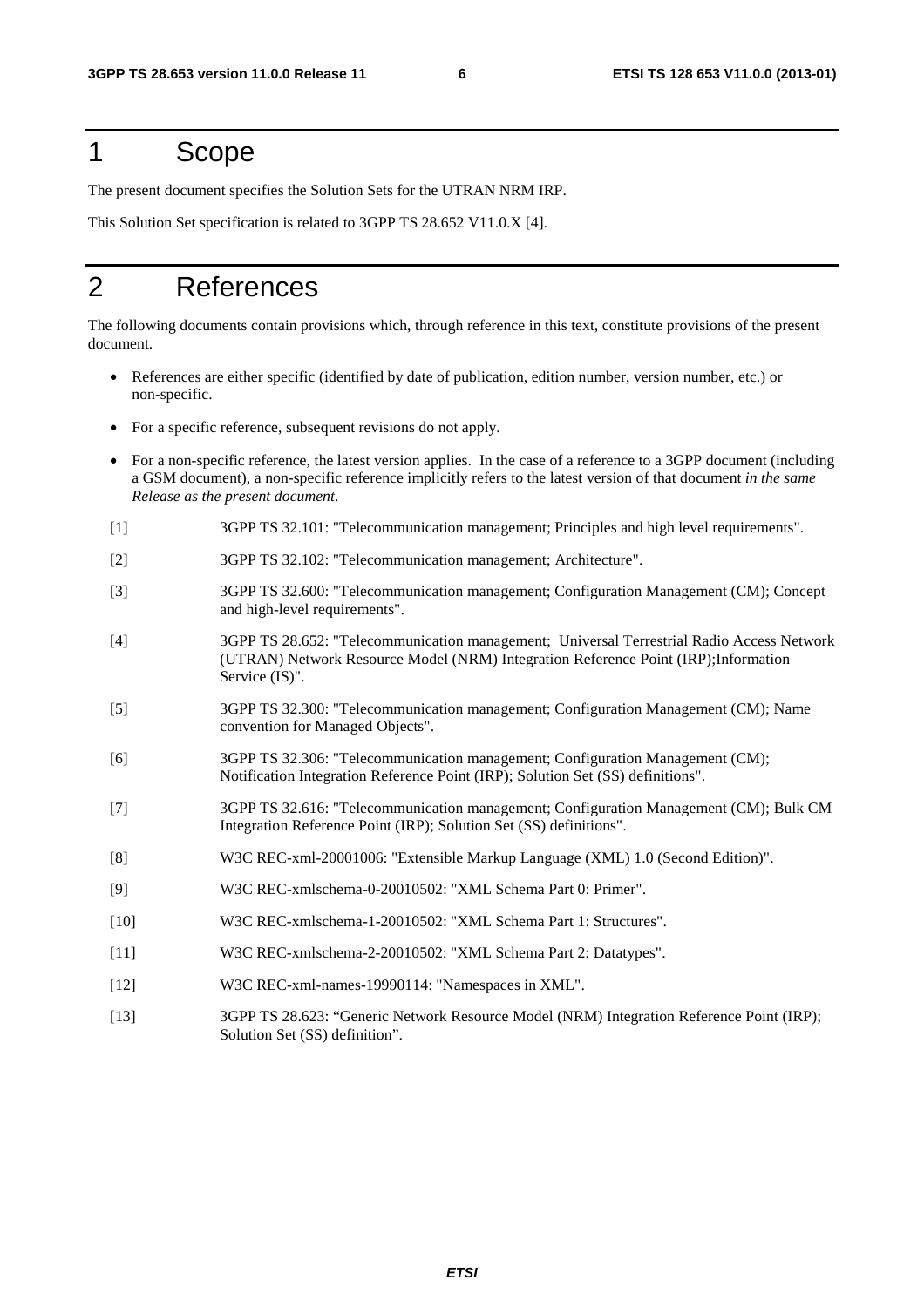# 1 Scope

The present document specifies the Solution Sets for the UTRAN NRM IRP.

This Solution Set specification is related to 3GPP TS 28.652 V11.0.X [4].

# 2 References

The following documents contain provisions which, through reference in this text, constitute provisions of the present document.

- References are either specific (identified by date of publication, edition number, version number, etc.) or non-specific.
- For a specific reference, subsequent revisions do not apply.
- For a non-specific reference, the latest version applies. In the case of a reference to a 3GPP document (including a GSM document), a non-specific reference implicitly refers to the latest version of that document *in the same Release as the present document*.

[1] 3GPP TS 32.101: "Telecommunication management; Principles and high level requirements".

[2] 3GPP TS 32.102: "Telecommunication management; Architecture".

[3] 3GPP TS 32.600: "Telecommunication management; Configuration Management (CM); Concept and high-level requirements".

[4] 3GPP TS 28.652: "Telecommunication management; Universal Terrestrial Radio Access Network (UTRAN) Network Resource Model (NRM) Integration Reference Point (IRP);Information Service (IS)".

[5] 3GPP TS 32.300: "Telecommunication management; Configuration Management (CM); Name convention for Managed Objects".

[6] 3GPP TS 32.306: "Telecommunication management; Configuration Management (CM); Notification Integration Reference Point (IRP); Solution Set (SS) definitions".

[7] 3GPP TS 32.616: "Telecommunication management; Configuration Management (CM); Bulk CM Integration Reference Point (IRP); Solution Set (SS) definitions".

[8] W3C REC-xml-20001006: "Extensible Markup Language (XML) 1.0 (Second Edition)".

[9] W3C REC-xmlschema-0-20010502: "XML Schema Part 0: Primer".

[10] W3C REC-xmlschema-1-20010502: "XML Schema Part 1: Structures".

[11] W3C REC-xmlschema-2-20010502: "XML Schema Part 2: Datatypes".

[12] W3C REC-xml-names-19990114: "Namespaces in XML".

[13] 3GPP TS 28.623: “Generic Network Resource Model (NRM) Integration Reference Point (IRP); Solution Set (SS) definition”.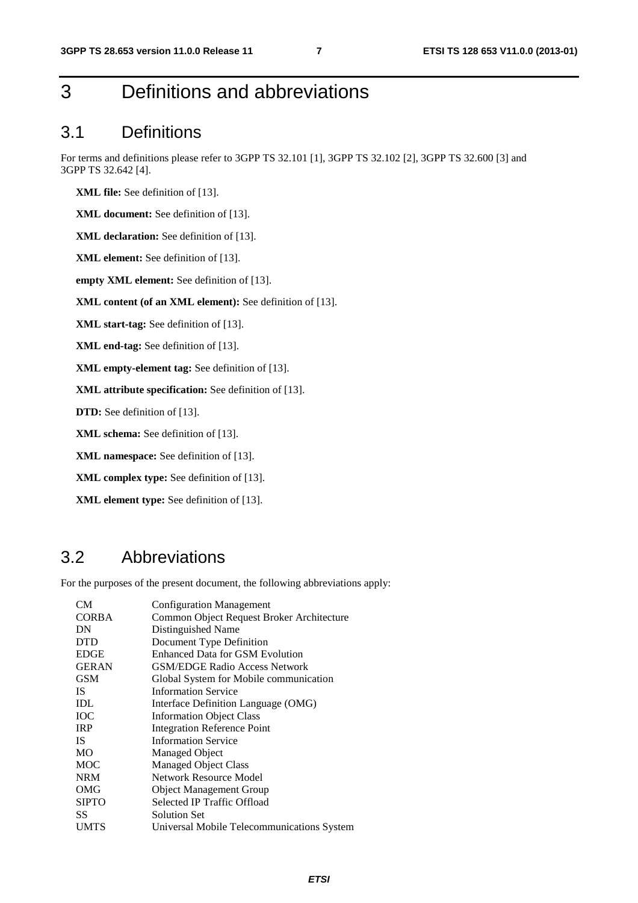# 3 Definitions and abbreviations

## 3.1 Definitions

For terms and definitions please refer to 3GPP TS 32.101 [1], 3GPP TS 32.102 [2], 3GPP TS 32.600 [3] and 3GPP TS 32.642 [4].

**XML file:** See definition of [13].

**XML document:** See definition of [13].

**XML declaration:** See definition of [13].

**XML element:** See definition of [13].

**empty XML element:** See definition of [13].

**XML content (of an XML element):** See definition of [13].

**XML start-tag:** See definition of [13].

**XML end-tag:** See definition of [13].

**XML empty-element tag:** See definition of [13].

**XML attribute specification:** See definition of [13].

**DTD:** See definition of [13].

**XML schema:** See definition of [13].

**XML namespace:** See definition of [13].

**XML complex type:** See definition of [13].

**XML element type:** See definition of [13].

## 3.2 Abbreviations

For the purposes of the present document, the following abbreviations apply:

| | |
|---|---|
| CM | Configuration Management |
| CORBA | Common Object Request Broker Architecture |
| DN | Distinguished Name |
| DTD | Document Type Definition |
| EDGE | Enhanced Data for GSM Evolution |
| GERAN | GSM/EDGE Radio Access Network |
| GSM | Global System for Mobile communication |
| IS | Information Service |
| IDL | Interface Definition Language (OMG) |
| IOC | Information Object Class |
| IRP | Integration Reference Point |
| IS | Information Service |
| MO | Managed Object |
| MOC | Managed Object Class |
| NRM | Network Resource Model |
| OMG | Object Management Group |
| SIPTO | Selected IP Traffic Offload |
| SS | Solution Set |
| UMTS | Universal Mobile Telecommunications System |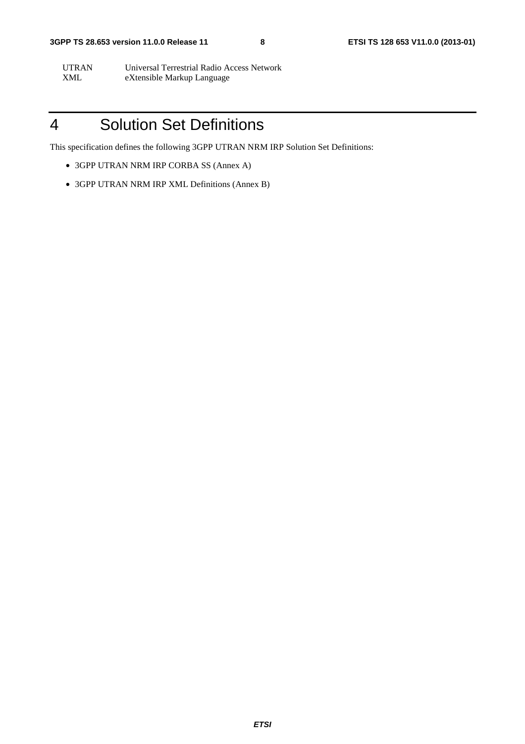| | |
|---|---|
| UTRAN | Universal Terrestrial Radio Access Network |
| XML | eXtensible Markup Language |

# 4 Solution Set Definitions

This specification defines the following 3GPP UTRAN NRM IRP Solution Set Definitions:

- 3GPP UTRAN NRM IRP CORBA SS (Annex A)
- 3GPP UTRAN NRM IRP XML Definitions (Annex B)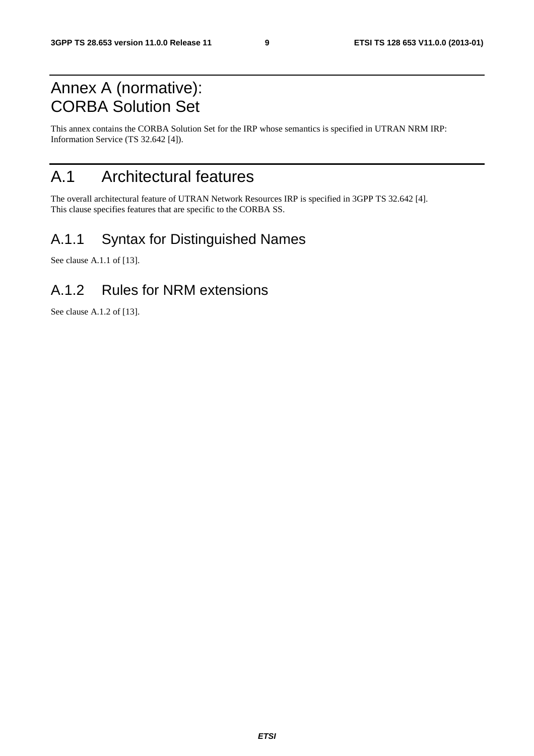# Annex A (normative): CORBA Solution Set

This annex contains the CORBA Solution Set for the IRP whose semantics is specified in UTRAN NRM IRP: Information Service (TS 32.642 [4]).

# A.1 Architectural features

The overall architectural feature of UTRAN Network Resources IRP is specified in 3GPP TS 32.642 [4]. This clause specifies features that are specific to the CORBA SS.

## A.1.1 Syntax for Distinguished Names

See clause A.1.1 of [13].

## A.1.2 Rules for NRM extensions

See clause A.1.2 of [13].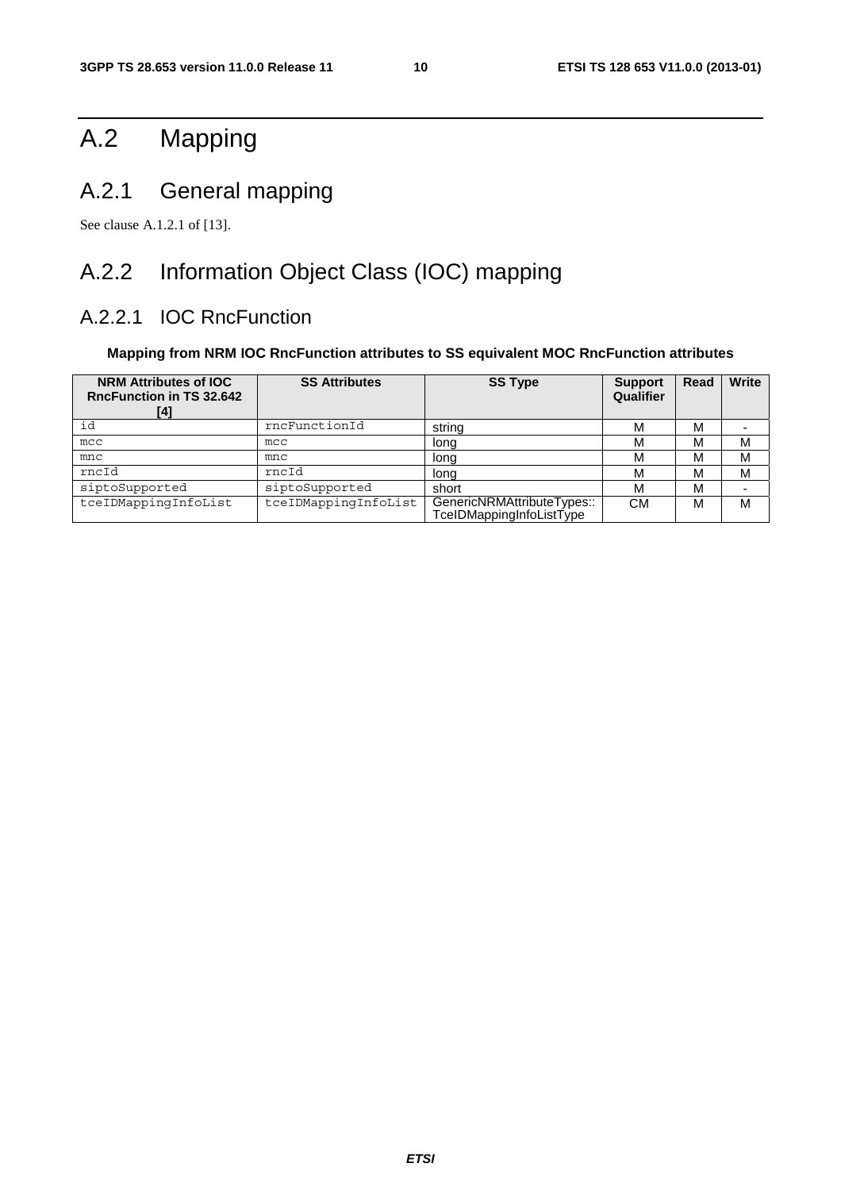# A.2 Mapping

## A.2.1 General mapping

See clause A.1.2.1 of [13].

## A.2.2 Information Object Class (IOC) mapping

### A.2.2.1 IOC RncFunction

**Mapping from NRM IOC RncFunction attributes to SS equivalent MOC RncFunction attributes**

| NRM Attributes of IOC RncFunction in TS 32.642 [4] | SS Attributes | SS Type | Support Qualifier | Read | Write |
|---|---|---|---|---|---|
| id | rncFunctionId | string | M | M | - |
| mcc | mcc | long | M | M | M |
| mnc | mnc | long | M | M | M |
| rncId | rncId | long | M | M | M |
| siptoSupported | siptoSupported | short | M | M | - |
| tceIDMappingInfoList | tceIDMappingInfoList | GenericNRMAttributeTypes:: TceIDMappingInfoListType | CM | M | M |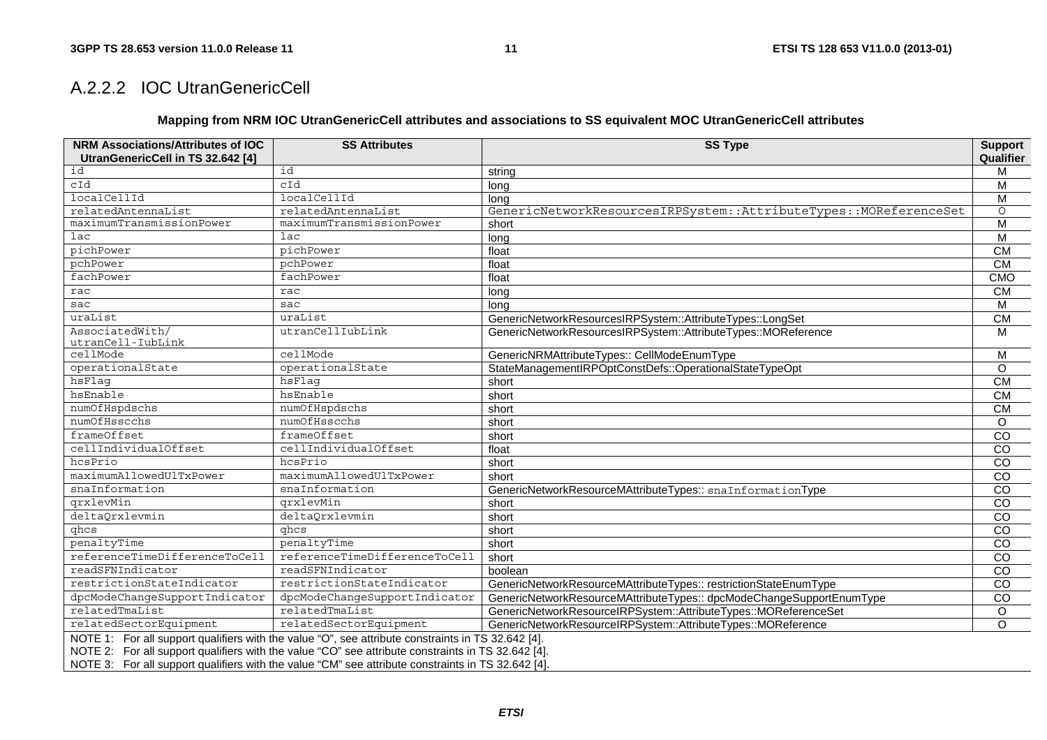## A.2.2.2 IOC UtranGenericCell

**Mapping from NRM IOC UtranGenericCell attributes and associations to SS equivalent MOC UtranGenericCell attributes**

| NRM Associations/Attributes of IOC UtranGenericCell in TS 32.642 [4] | SS Attributes | SS Type | Support Qualifier |
|---|---|---|---|
| id | id | string | M |
| cId | cId | long | M |
| localCellId | localCellId | long | M |
| relatedAntennaList | relatedAntennaList | GenericNetworkResourcesIRPSystem::AttributeTypes::MOReferenceSet | O |
| maximumTransmissionPower | maximumTransmissionPower | short | M |
| lac | lac | long | M |
| pichPower | pichPower | float | CM |
| pchPower | pchPower | float | CM |
| fachPower | fachPower | float | CMO |
| rac | rac | long | CM |
| sac | sac | long | M |
| uraList | uraList | GenericNetworkResourcesIRPSystem::AttributeTypes::LongSet | CM |
| AssociatedWith/ utranCell-IubLink | utranCellIubLink | GenericNetworkResourcesIRPSystem::AttributeTypes::MOReference | M |
| cellMode | cellMode | GenericNRMAttributeTypes:: CellModeEnumType | M |
| operationalState | operationalState | StateManagementIRPOptConstDefs::OperationalStateTypeOpt | O |
| hsFlag | hsFlag | short | CM |
| hsEnable | hsEnable | short | CM |
| numOfHspdschs | numOfHspdschs | short | CM |
| numOfHsscchs | numOfHsscchs | short | O |
| frameOffset | frameOffset | short | CO |
| cellIndividualOffset | cellIndividualOffset | float | CO |
| hcsPrio | hcsPrio | short | CO |
| maximumAllowedUlTxPower | maximumAllowedUlTxPower | short | CO |
| snaInformation | snaInformation | GenericNetworkResourceMAttributeTypes:: snaInformationType | CO |
| qrxlevMin | qrxlevMin | short | CO |
| deltaQrxlevmin | deltaQrxlevmin | short | CO |
| qhcs | qhcs | short | CO |
| penaltyTime | penaltyTime | short | CO |
| referenceTimeDifferenceToCell | referenceTimeDifferenceToCell | short | CO |
| readSFNIndicator | readSFNIndicator | boolean | CO |
| restrictionStateIndicator | restrictionStateIndicator | GenericNetworkResourceMAttributeTypes:: restrictionStateEnumType | CO |
| dpcModeChangeSupportIndicator | dpcModeChangeSupportIndicator | GenericNetworkResourceMAttributeTypes:: dpcModeChangeSupportEnumType | CO |
| relatedTmaList | relatedTmaList | GenericNetworkResourceIRPSystem::AttributeTypes::MOReferenceSet | O |
| relatedSectorEquipment | relatedSectorEquipment | GenericNetworkResourceIRPSystem::AttributeTypes::MOReference | O |

NOTE 1: For all support qualifiers with the value "O", see attribute constraints in TS 32.642 [4].
NOTE 2: For all support qualifiers with the value "CO" see attribute constraints in TS 32.642 [4].
NOTE 3: For all support qualifiers with the value "CM" see attribute constraints in TS 32.642 [4].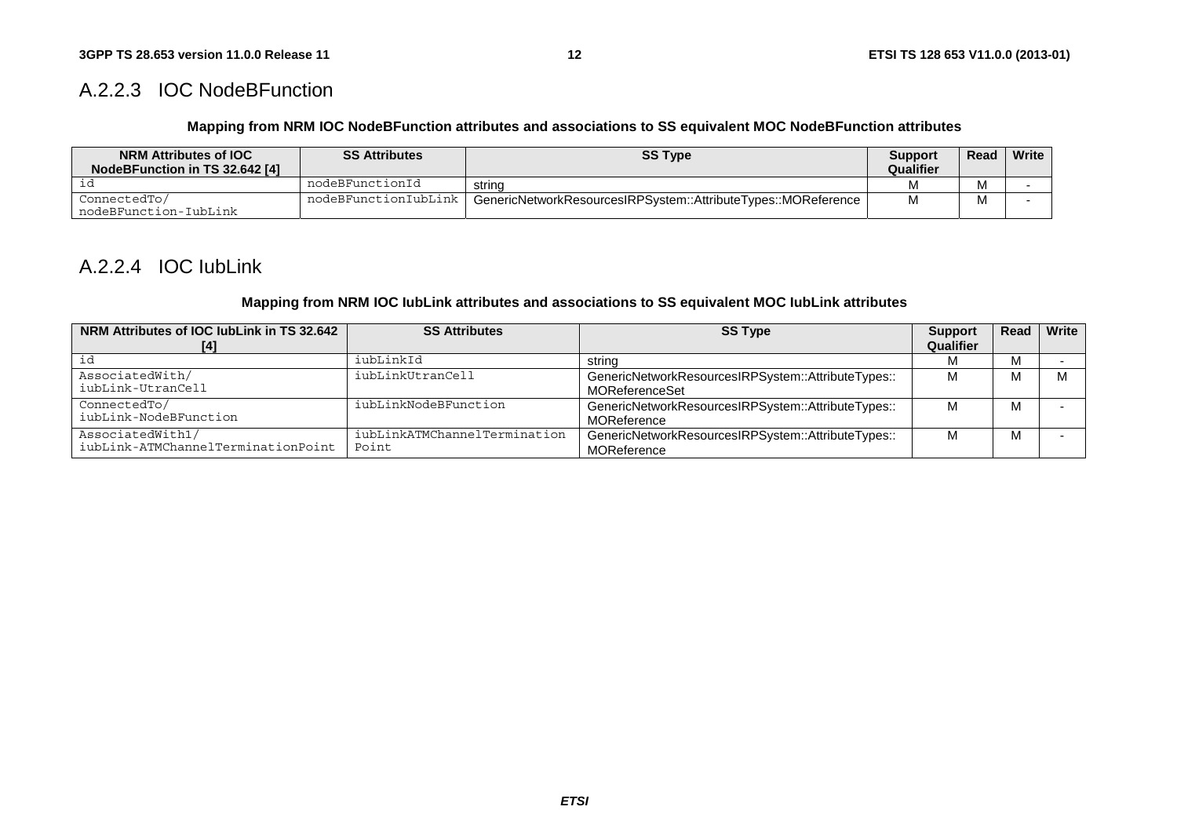### A.2.2.3 IOC NodeBFunction

**Mapping from NRM IOC NodeBFunction attributes and associations to SS equivalent MOC NodeBFunction attributes**

| NRM Attributes of IOC NodeBFunction in TS 32.642 [4] | SS Attributes | SS Type | Support Qualifier | Read | Write |
|---|---|---|---|---|---|
| id | nodeBFunctionId | string | M | M | - |
| ConnectedTo/ nodeBFunction-IubLink | nodeBFunctionIubLink | GenericNetworkResourcesIRPSystem::AttributeTypes::MOReference | M | M | - |

### A.2.2.4 IOC IubLink

**Mapping from NRM IOC IubLink attributes and associations to SS equivalent MOC IubLink attributes**

| NRM Attributes of IOC IubLink in TS 32.642 [4] | SS Attributes | SS Type | Support Qualifier | Read | Write |
|---|---|---|---|---|---|
| id | iubLinkId | string | M | M | - |
| AssociatedWith/ iubLink-UtranCell | iubLinkUtranCell | GenericNetworkResourcesIRPSystem::AttributeTypes:: MOReferenceSet | M | M | M |
| ConnectedTo/ iubLink-NodeBFunction | iubLinkNodeBFunction | GenericNetworkResourcesIRPSystem::AttributeTypes:: MOReference | M | M | - |
| AssociatedWith1/ iubLink-ATMChannelTerminationPoint | iubLinkATMChannelTermination Point | GenericNetworkResourcesIRPSystem::AttributeTypes:: MOReference | M | M | - |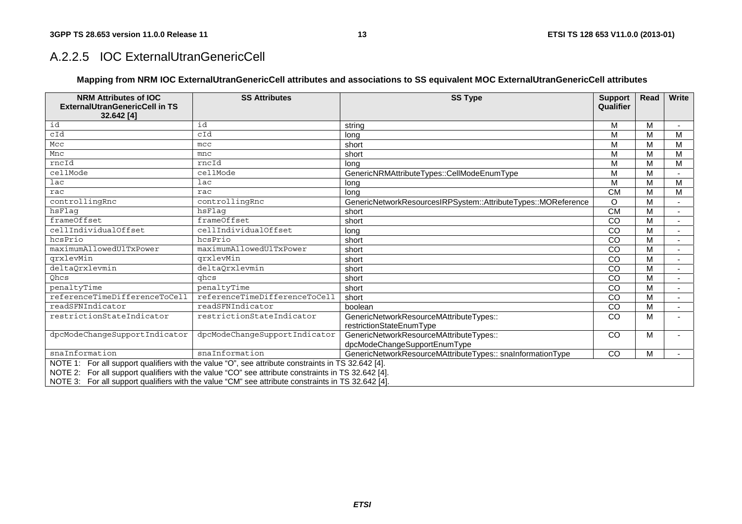### A.2.2.5 IOC ExternalUtranGenericCell

**Mapping from NRM IOC ExternalUtranGenericCell attributes and associations to SS equivalent MOC ExternalUtranGenericCell attributes**

| NRM Attributes of IOC ExternalUtranGenericCell in TS 32.642 [4] | SS Attributes | SS Type | Support Qualifier | Read | Write |
|---|---|---|---|---|---|
| id | id | string | M | M | - |
| cId | cId | long | M | M | M |
| Mcc | mcc | short | M | M | M |
| Mnc | mnc | short | M | M | M |
| rncId | rncId | long | M | M | M |
| cellMode | cellMode | GenericNRMAttributeTypes::CellModeEnumType | M | M | - |
| lac | lac | long | M | M | M |
| rac | rac | long | CM | M | M |
| controllingRnc | controllingRnc | GenericNetworkResourcesIRPSystem::AttributeTypes::MOReference | O | M | - |
| hsFlag | hsFlag | short | CM | M | - |
| frameOffset | frameOffset | short | CO | M | - |
| cellIndividualOffset | cellIndividualOffset | long | CO | M | - |
| hcsPrio | hcsPrio | short | CO | M | - |
| maximumAllowedUlTxPower | maximumAllowedUlTxPower | short | CO | M | - |
| qrxlevMin | qrxlevMin | short | CO | M | - |
| deltaQrxlevmin | deltaQrxlevmin | short | CO | M | - |
| Qhcs | qhcs | short | CO | M | - |
| penaltyTime | penaltyTime | short | CO | M | - |
| referenceTimeDifferenceToCell | referenceTimeDifferenceToCell | short | CO | M | - |
| readSFNIndicator | readSFNIndicator | boolean | CO | M | - |
| restrictionStateIndicator | restrictionStateIndicator | GenericNetworkResourceMAttributeTypes:: restrictionStateEnumType | CO | M | - |
| dpcModeChangeSupportIndicator | dpcModeChangeSupportIndicator | GenericNetworkResourceMAttributeTypes:: dpcModeChangeSupportEnumType | CO | M | - |
| snaInformation | snaInformation | GenericNetworkResourceMAttributeTypes:: snaInformationType | CO | M | - |
| NOTE 1: For all support qualifiers with the value "O", see attribute constraints in TS 32.642 [4].<br>NOTE 2: For all support qualifiers with the value "CO" see attribute constraints in TS 32.642 [4].<br>NOTE 3: For all support qualifiers with the value "CM" see attribute constraints in TS 32.642 [4]. | | | | | |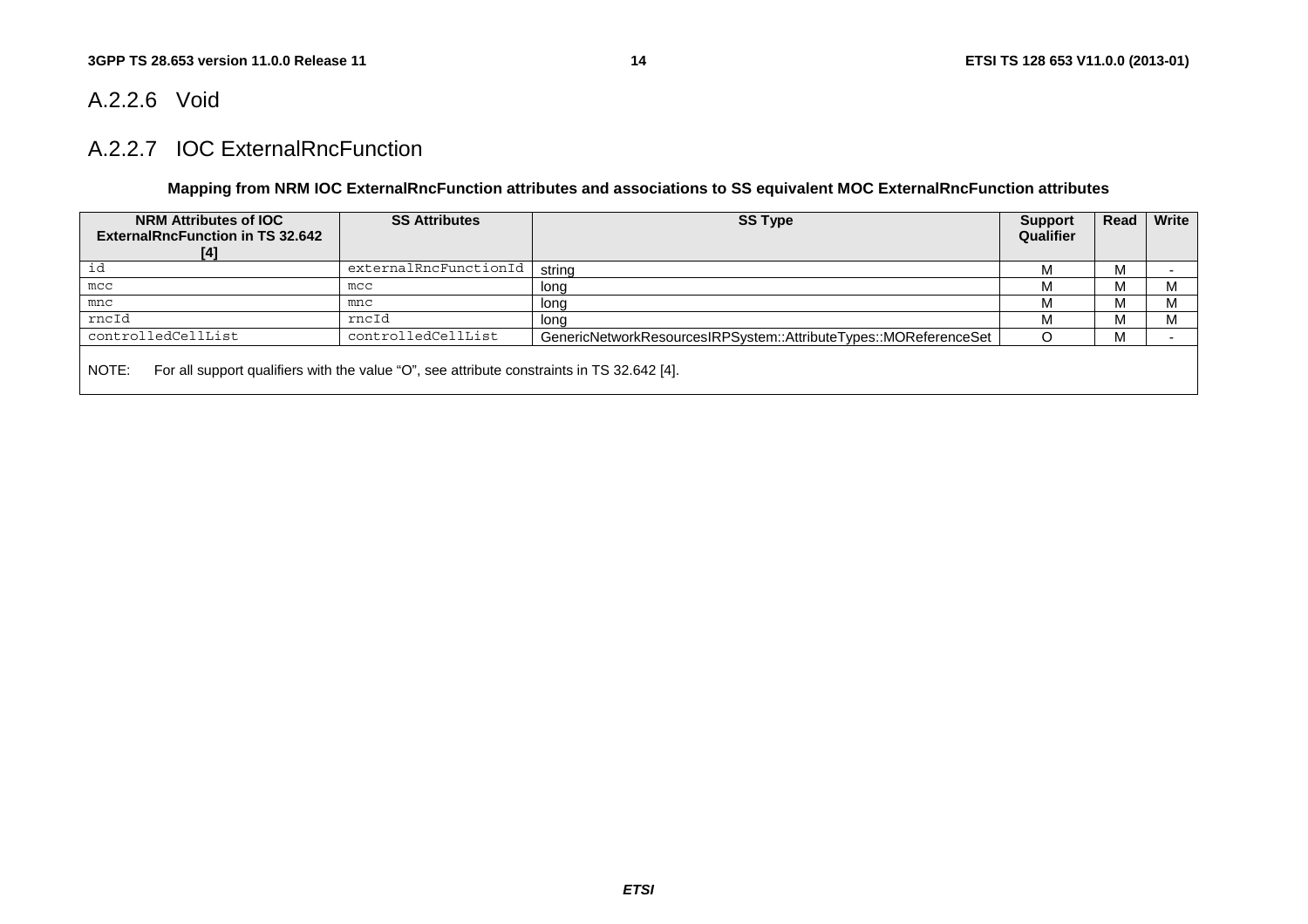### A.2.2.6 Void

### A.2.2.7 IOC ExternalRncFunction

**Mapping from NRM IOC ExternalRncFunction attributes and associations to SS equivalent MOC ExternalRncFunction attributes**

| NRM Attributes of IOC ExternalRncFunction in TS 32.642 [4] | SS Attributes | SS Type | Support Qualifier | Read | Write |
|---|---|---|---|---|---|
| id | externalRncFunctionId | string | M | M | - |
| mcc | mcc | long | M | M | M |
| mnc | mnc | long | M | M | M |
| rncId | rncId | long | M | M | M |
| controlledCellList | controlledCellList | GenericNetworkResourcesIRPSystem::AttributeTypes::MOReferenceSet | O | M | - |
| NOTE: For all support qualifiers with the value "O", see attribute constraints in TS 32.642 [4]. | | | | | |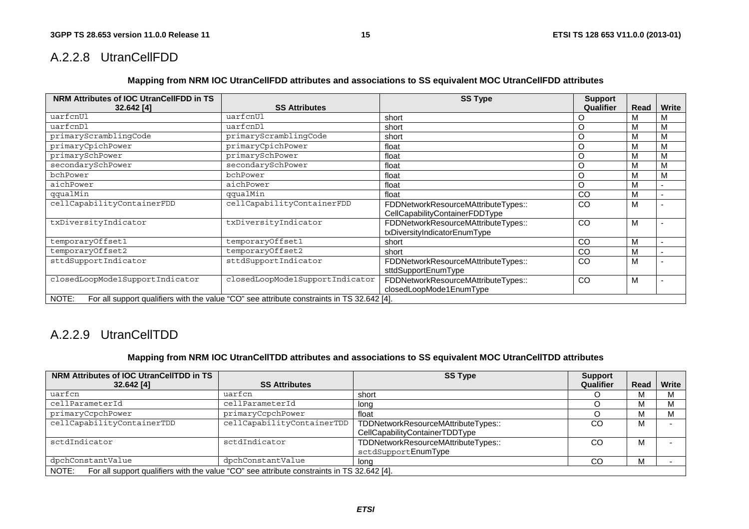### A.2.2.8 UtranCellFDD

**Mapping from NRM IOC UtranCellFDD attributes and associations to SS equivalent MOC UtranCellFDD attributes**

| NRM Attributes of IOC UtranCellFDD in TS 32.642 [4] | SS Attributes | SS Type | Support Qualifier | Read | Write |
|---|---|---|---|---|---|
| uarfcnUl | uarfcnUl | short | O | M | M |
| uarfcnDl | uarfcnDl | short | O | M | M |
| primaryScramblingCode | primaryScramblingCode | short | O | M | M |
| primaryCpichPower | primaryCpichPower | float | O | M | M |
| primarySchPower | primarySchPower | float | O | M | M |
| secondarySchPower | secondarySchPower | float | O | M | M |
| bchPower | bchPower | float | O | M | M |
| aichPower | aichPower | float | O | M | - |
| qqualMin | qqualMin | float | CO | M | - |
| cellCapabilityContainerFDD | cellCapabilityContainerFDD | FDDNetworkResourceMAttributeTypes:: CellCapabilityContainerFDDType | CO | M | - |
| txDiversityIndicator | txDiversityIndicator | FDDNetworkResourceMAttributeTypes:: txDiversityIndicatorEnumType | CO | M | - |
| temporaryOffset1 | temporaryOffset1 | short | CO | M | - |
| temporaryOffset2 | temporaryOffset2 | short | CO | M | - |
| sttdSupportIndicator | sttdSupportIndicator | FDDNetworkResourceMAttributeTypes:: sttdSupportEnumType | CO | M | - |
| closedLoopMode1SupportIndicator | closedLoopMode1SupportIndicator | FDDNetworkResourceMAttributeTypes:: closedLoopMode1EnumType | CO | M | - |
| NOTE: For all support qualifiers with the value "CO" see attribute constraints in TS 32.642 [4]. | | | | | |

### A.2.2.9 UtranCellTDD

**Mapping from NRM IOC UtranCellTDD attributes and associations to SS equivalent MOC UtranCellTDD attributes**

| NRM Attributes of IOC UtranCellTDD in TS 32.642 [4] | SS Attributes | SS Type | Support Qualifier | Read | Write |
|---|---|---|---|---|---|
| uarfcn | uarfcn | short | O | M | M |
| cellParameterId | cellParameterId | long | O | M | M |
| primaryCcpchPower | primaryCcpchPower | float | O | M | M |
| cellCapabilityContainerTDD | cellCapabilityContainerTDD | TDDNetworkResourceMAttributeTypes:: CellCapabilityContainerTDDType | CO | M | - |
| sctdIndicator | sctdIndicator | TDDNetworkResourceMAttributeTypes:: sctdSupportEnumType | CO | M | - |
| dpchConstantValue | dpchConstantValue | long | CO | M | - |
| NOTE: For all support qualifiers with the value "CO" see attribute constraints in TS 32.642 [4]. | | | | | |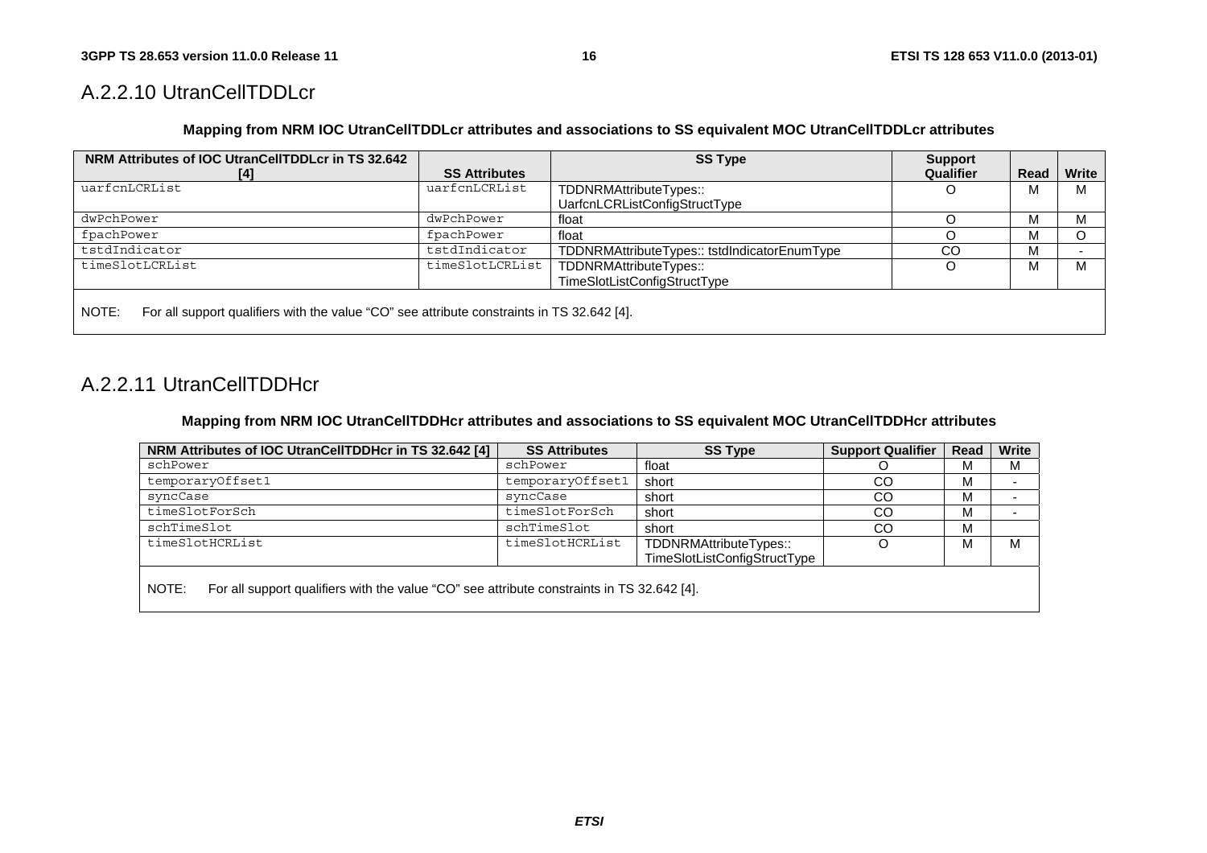## A.2.2.10 UtranCellTDDLcr

**Mapping from NRM IOC UtranCellTDDLcr attributes and associations to SS equivalent MOC UtranCellTDDLcr attributes**

| NRM Attributes of IOC UtranCellTDDLcr in TS 32.642 [4] | SS Attributes | SS Type | Support Qualifier | Read | Write |
|---|---|---|---|---|---|
| uarfcnLCRList | uarfcnLCRList | TDDNRMAttributeTypes:: UarfcnLCRListConfigStructType | O | M | M |
| dwPchPower | dwPchPower | float | O | M | M |
| fpachPower | fpachPower | float | O | M | O |
| tstdIndicator | tstdIndicator | TDDNRMAttributeTypes:: tstdIndicatorEnumType | CO | M | - |
| timeSlotLCRList | timeSlotLCRList | TDDNRMAttributeTypes:: TimeSlotListConfigStructType | O | M | M |
| NOTE: For all support qualifiers with the value "CO" see attribute constraints in TS 32.642 [4]. | | | | | |

## A.2.2.11 UtranCellTDDHcr

**Mapping from NRM IOC UtranCellTDDHcr attributes and associations to SS equivalent MOC UtranCellTDDHcr attributes**

| NRM Attributes of IOC UtranCellTDDHcr in TS 32.642 [4] | SS Attributes | SS Type | Support Qualifier | Read | Write |
|---|---|---|---|---|---|
| schPower | schPower | float | O | M | M |
| temporaryOffset1 | temporaryOffset1 | short | CO | M | - |
| syncCase | syncCase | short | CO | M | - |
| timeSlotForSch | timeSlotForSch | short | CO | M | - |
| schTimeSlot | schTimeSlot | short | CO | M | |
| timeSlotHCRList | timeSlotHCRList | TDDNRMAttributeTypes:: TimeSlotListConfigStructType | O | M | M |
| NOTE: For all support qualifiers with the value "CO" see attribute constraints in TS 32.642 [4]. | | | | | |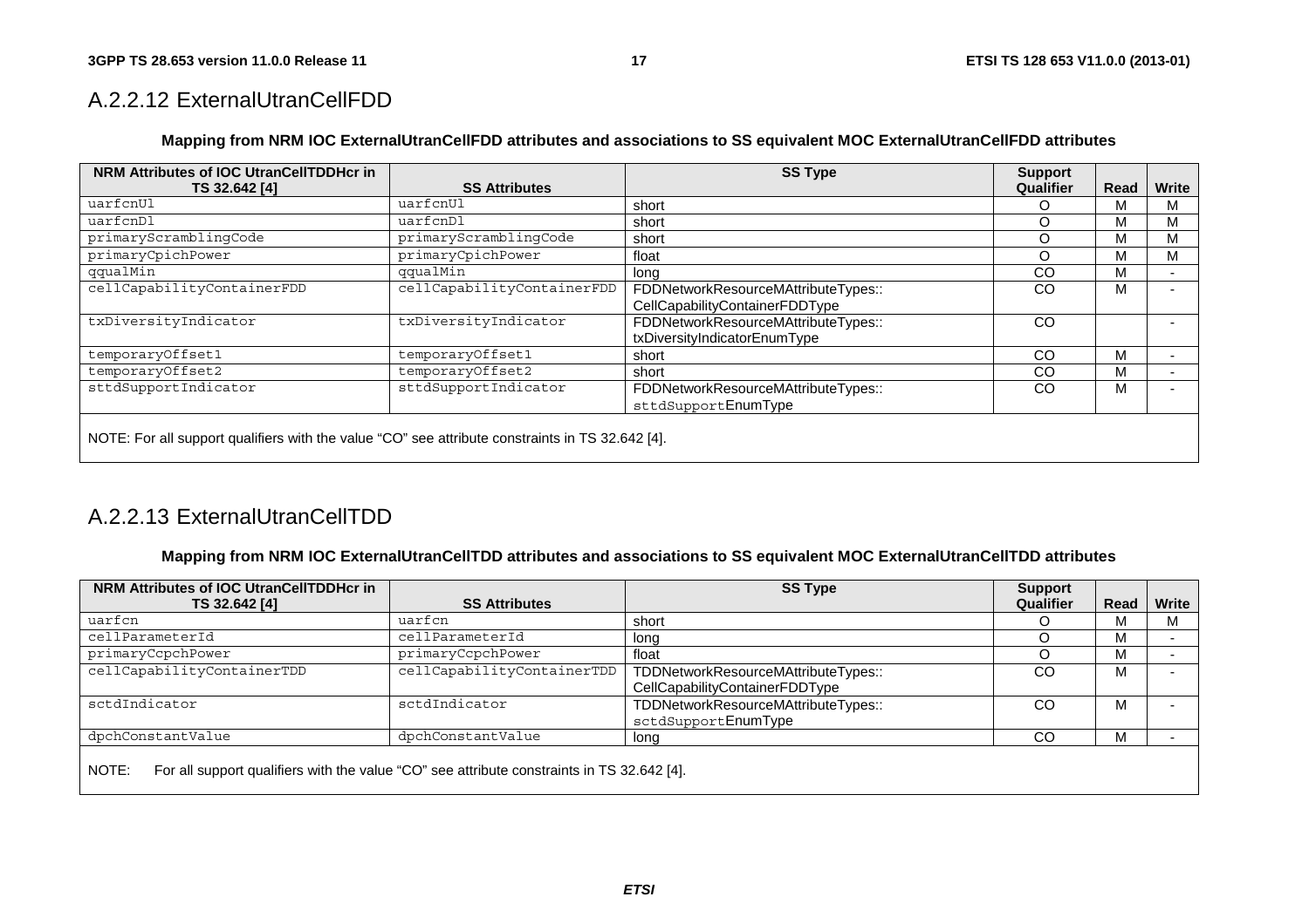## A.2.2.12 ExternalUtranCellFDD

**Mapping from NRM IOC ExternalUtranCellFDD attributes and associations to SS equivalent MOC ExternalUtranCellFDD attributes**

| NRM Attributes of IOC UtranCellTDDHcr in TS 32.642 [4] | SS Attributes | SS Type | Support Qualifier | Read | Write |
|---|---|---|---|---|---|
| uarfcnUl | uarfcnUl | short | O | M | M |
| uarfcnDl | uarfcnDl | short | O | M | M |
| primaryScramblingCode | primaryScramblingCode | short | O | M | M |
| primaryCpichPower | primaryCpichPower | float | O | M | M |
| qqualMin | qqualMin | long | CO | M | - |
| cellCapabilityContainerFDD | cellCapabilityContainerFDD | FDDNetworkResourceMAttributeTypes:: CellCapabilityContainerFDDType | CO | M | - |
| txDiversityIndicator | txDiversityIndicator | FDDNetworkResourceMAttributeTypes:: txDiversityIndicatorEnumType | CO | | - |
| temporaryOffset1 | temporaryOffset1 | short | CO | M | - |
| temporaryOffset2 | temporaryOffset2 | short | CO | M | - |
| sttdSupportIndicator | sttdSupportIndicator | FDDNetworkResourceMAttributeTypes:: sttdSupportEnumType | CO | M | - |
| NOTE: For all support qualifiers with the value "CO" see attribute constraints in TS 32.642 [4]. | | | | | |

## A.2.2.13 ExternalUtranCellTDD

**Mapping from NRM IOC ExternalUtranCellTDD attributes and associations to SS equivalent MOC ExternalUtranCellTDD attributes**

| NRM Attributes of IOC UtranCellTDDHcr in TS 32.642 [4] | SS Attributes | SS Type | Support Qualifier | Read | Write |
|---|---|---|---|---|---|
| uarfcn | uarfcn | short | O | M | M |
| cellParameterId | cellParameterId | long | O | M | - |
| primaryCcpchPower | primaryCcpchPower | float | O | M | - |
| cellCapabilityContainerTDD | cellCapabilityContainerTDD | TDDNetworkResourceMAttributeTypes:: CellCapabilityContainerFDDType | CO | M | - |
| sctdIndicator | sctdIndicator | TDDNetworkResourceMAttributeTypes:: sctdSupportEnumType | CO | M | - |
| dpchConstantValue | dpchConstantValue | long | CO | M | - |
| NOTE: For all support qualifiers with the value "CO" see attribute constraints in TS 32.642 [4]. | | | | | |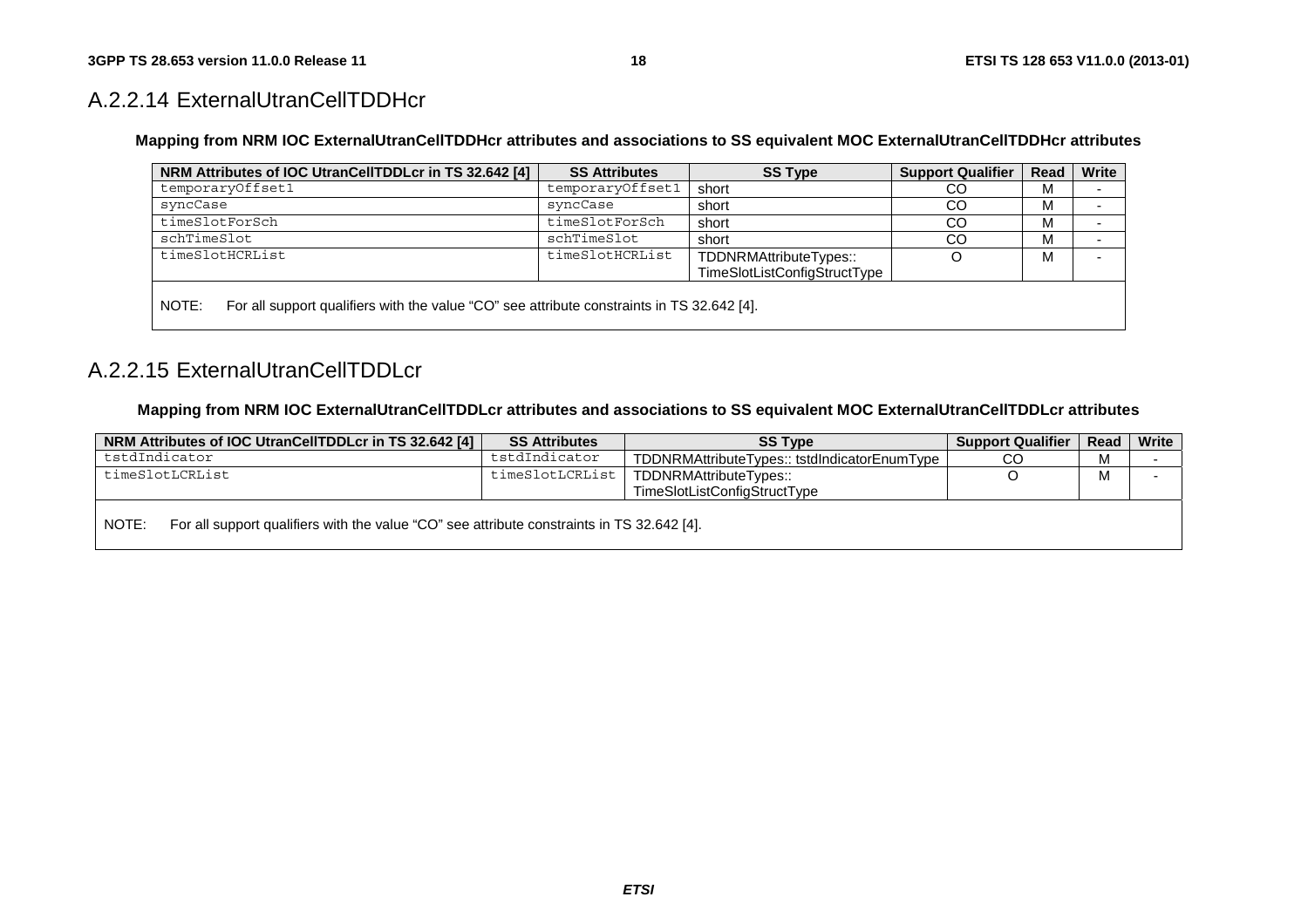## A.2.2.14 ExternalUtranCellTDDHcr

**Mapping from NRM IOC ExternalUtranCellTDDHcr attributes and associations to SS equivalent MOC ExternalUtranCellTDDHcr attributes**

| NRM Attributes of IOC UtranCellTDDLcr in TS 32.642 [4] | SS Attributes | SS Type | Support Qualifier | Read | Write |
|---|---|---|---|---|---|
| temporaryOffset1 | temporaryOffset1 | short | CO | M | - |
| syncCase | syncCase | short | CO | M | - |
| timeSlotForSch | timeSlotForSch | short | CO | M | - |
| schTimeSlot | schTimeSlot | short | CO | M | - |
| timeSlotHCRList | timeSlotHCRList | TDDNRMAttributeTypes:: TimeSlotListConfigStructType | O | M | - |
| NOTE: For all support qualifiers with the value "CO" see attribute constraints in TS 32.642 [4]. | | | | | |

## A.2.2.15 ExternalUtranCellTDDLcr

**Mapping from NRM IOC ExternalUtranCellTDDLcr attributes and associations to SS equivalent MOC ExternalUtranCellTDDLcr attributes**

| NRM Attributes of IOC UtranCellTDDLcr in TS 32.642 [4] | SS Attributes | SS Type | Support Qualifier | Read | Write |
|---|---|---|---|---|---|
| tstdIndicator | tstdIndicator | TDDNRMAttributeTypes:: tstdIndicatorEnumType | CO | M | - |
| timeSlotLCRList | timeSlotLCRList | TDDNRMAttributeTypes:: TimeSlotListConfigStructType | O | M | - |
| NOTE: For all support qualifiers with the value "CO" see attribute constraints in TS 32.642 [4]. | | | | | |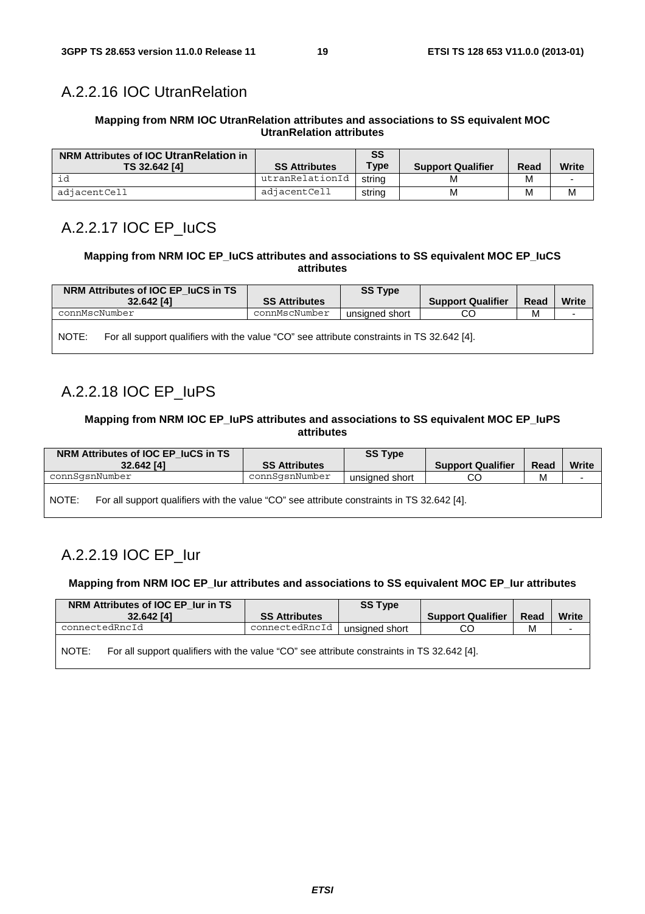## A.2.2.16 IOC UtranRelation

**Mapping from NRM IOC UtranRelation attributes and associations to SS equivalent MOC UtranRelation attributes**

| NRM Attributes of IOC UtranRelation in TS 32.642 [4] | SS Attributes | SS Type | Support Qualifier | Read | Write |
|---|---|---|---|---|---|
| id | utranRelationId | string | M | M | - |
| adjacentCell | adjacentCell | string | M | M | M |

## A.2.2.17 IOC EP_IuCS

**Mapping from NRM IOC EP_IuCS attributes and associations to SS equivalent MOC EP_IuCS attributes**

| NRM Attributes of IOC EP_IuCS in TS 32.642 [4] | SS Attributes | SS Type | Support Qualifier | Read | Write |
|---|---|---|---|---|---|
| connMscNumber | connMscNumber | unsigned short | CO | M | - |
| NOTE: For all support qualifiers with the value "CO" see attribute constraints in TS 32.642 [4]. | | | | | |

## A.2.2.18 IOC EP_IuPS

**Mapping from NRM IOC EP_IuPS attributes and associations to SS equivalent MOC EP_IuPS attributes**

| NRM Attributes of IOC EP_IuCS in TS 32.642 [4] | SS Attributes | SS Type | Support Qualifier | Read | Write |
|---|---|---|---|---|---|
| connSgsnNumber | connSgsnNumber | unsigned short | CO | M | - |
| NOTE: For all support qualifiers with the value "CO" see attribute constraints in TS 32.642 [4]. | | | | | |

## A.2.2.19 IOC EP_Iur

**Mapping from NRM IOC EP_Iur attributes and associations to SS equivalent MOC EP_Iur attributes**

| NRM Attributes of IOC EP_Iur in TS 32.642 [4] | SS Attributes | SS Type | Support Qualifier | Read | Write |
|---|---|---|---|---|---|
| connectedRncId | connectedRncId | unsigned short | CO | M | - |
| NOTE: For all support qualifiers with the value "CO" see attribute constraints in TS 32.642 [4]. | | | | | |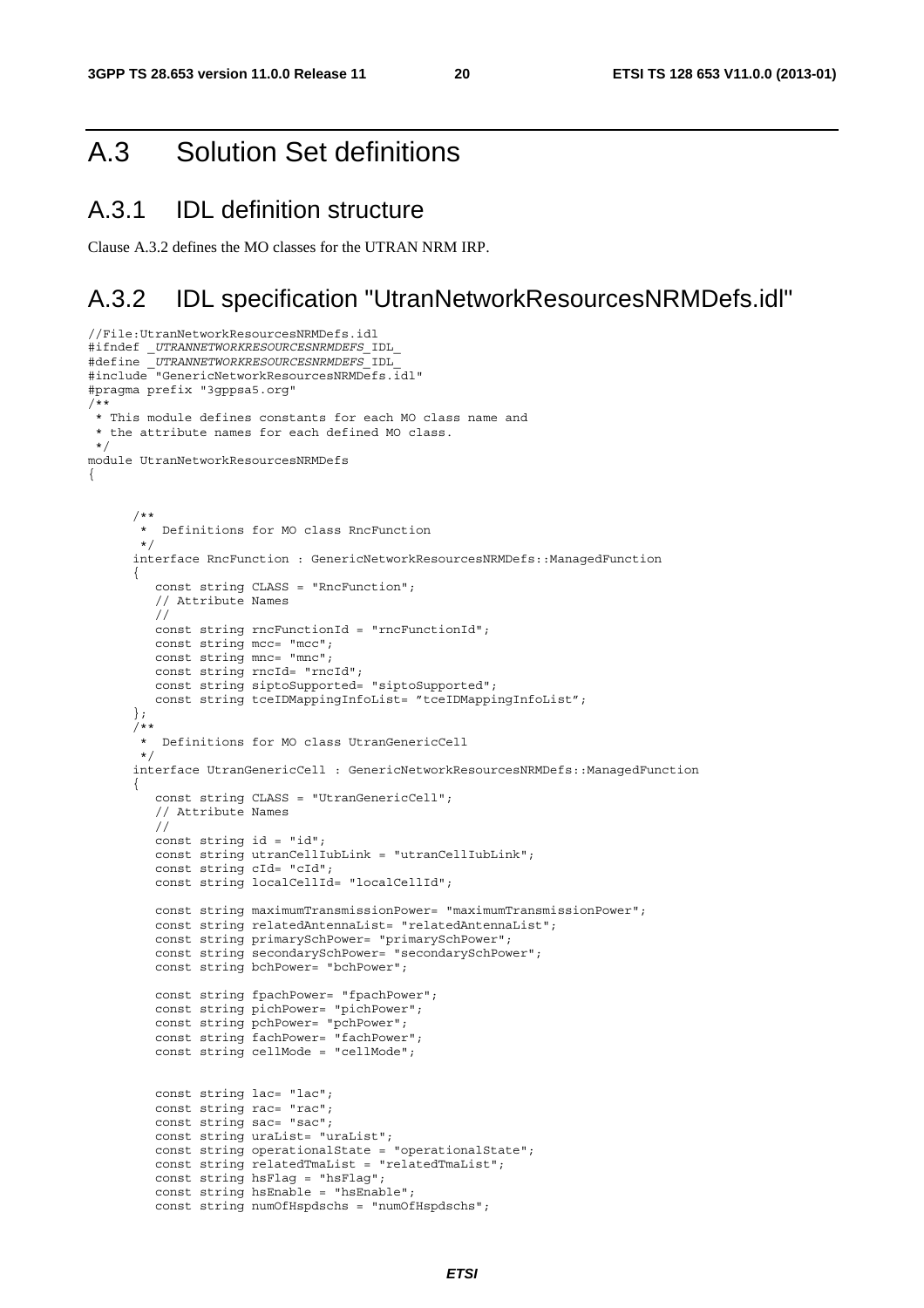# A.3 Solution Set definitions

## A.3.1 IDL definition structure

Clause A.3.2 defines the MO classes for the UTRAN NRM IRP.

## A.3.2 IDL specification "UtranNetworkResourcesNRMDefs.idl"

```
//File:UtranNetworkResourcesNRMDefs.idl
#ifndef _UTRANNETWORKRESOURCESNRMDEFS_IDL_
#define _UTRANNETWORKRESOURCESNRMDEFS_IDL_
#include "GenericNetworkResourcesNRMDefs.idl"
#pragma prefix "3gppsa5.org"
/**
 * This module defines constants for each MO class name and
 * the attribute names for each defined MO class.
 */
module UtranNetworkResourcesNRMDefs
{


      /**
       *  Definitions for MO class RncFunction
       */
      interface RncFunction : GenericNetworkResourcesNRMDefs::ManagedFunction
      {
         const string CLASS = "RncFunction";
         // Attribute Names
         //
         const string rncFunctionId = "rncFunctionId";
         const string mcc= "mcc";
         const string mnc= "mnc";
         const string rncId= "rncId";
         const string siptoSupported= "siptoSupported";
         const string tceIDMappingInfoList= "tceIDMappingInfoList";
      };
      /**
       *  Definitions for MO class UtranGenericCell
       */
      interface UtranGenericCell : GenericNetworkResourcesNRMDefs::ManagedFunction
      {
         const string CLASS = "UtranGenericCell";
         // Attribute Names
         //
         const string id = "id";
         const string utranCellIubLink = "utranCellIubLink";
         const string cId= "cId";
         const string localCellId= "localCellId";

         const string maximumTransmissionPower= "maximumTransmissionPower";
         const string relatedAntennaList= "relatedAntennaList";
         const string primarySchPower= "primarySchPower";
         const string secondarySchPower= "secondarySchPower";
         const string bchPower= "bchPower";

         const string fpachPower= "fpachPower";
         const string pichPower= "pichPower";
         const string pchPower= "pchPower";
         const string fachPower= "fachPower";
         const string cellMode = "cellMode";


         const string lac= "lac";
         const string rac= "rac";
         const string sac= "sac";
         const string uraList= "uraList";
         const string operationalState = "operationalState";
         const string relatedTmaList = "relatedTmaList";
         const string hsFlag = "hsFlag";
         const string hsEnable = "hsEnable";
         const string numOfHspdschs = "numOfHspdschs";
```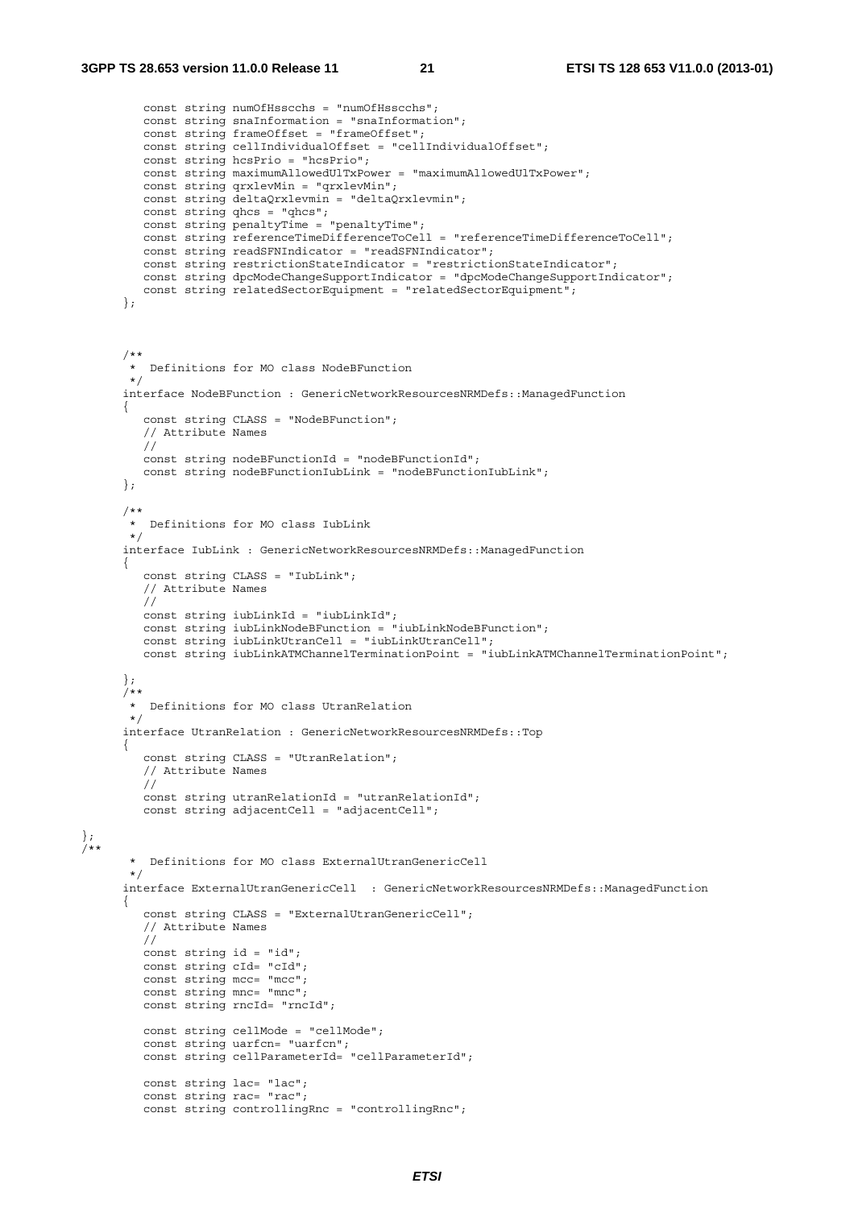```
         const string numOfHsscchs = "numOfHsscchs";
         const string snaInformation = "snaInformation";
         const string frameOffset = "frameOffset";
         const string cellIndividualOffset = "cellIndividualOffset";
         const string hcsPrio = "hcsPrio";
         const string maximumAllowedUlTxPower = "maximumAllowedUlTxPower";
         const string qrxlevMin = "qrxlevMin";
         const string deltaQrxlevmin = "deltaQrxlevmin";
         const string qhcs = "qhcs";
         const string penaltyTime = "penaltyTime";
         const string referenceTimeDifferenceToCell = "referenceTimeDifferenceToCell";
         const string readSFNIndicator = "readSFNIndicator";
         const string restrictionStateIndicator = "restrictionStateIndicator";
         const string dpcModeChangeSupportIndicator = "dpcModeChangeSupportIndicator";
         const string relatedSectorEquipment = "relatedSectorEquipment";
      };



      /**
       *  Definitions for MO class NodeBFunction
       */
      interface NodeBFunction : GenericNetworkResourcesNRMDefs::ManagedFunction
      {
         const string CLASS = "NodeBFunction";
         // Attribute Names
         //
         const string nodeBFunctionId = "nodeBFunctionId";
         const string nodeBFunctionIubLink = "nodeBFunctionIubLink";
      };

      /**
       *  Definitions for MO class IubLink
       */
      interface IubLink : GenericNetworkResourcesNRMDefs::ManagedFunction
      {
         const string CLASS = "IubLink";
         // Attribute Names
         //
         const string iubLinkId = "iubLinkId";
         const string iubLinkNodeBFunction = "iubLinkNodeBFunction";
         const string iubLinkUtranCell = "iubLinkUtranCell";
         const string iubLinkATMChannelTerminationPoint = "iubLinkATMChannelTerminationPoint";

      };
      /**
       *  Definitions for MO class UtranRelation
       */
      interface UtranRelation : GenericNetworkResourcesNRMDefs::Top
      {
         const string CLASS = "UtranRelation";
         // Attribute Names
         //
         const string utranRelationId = "utranRelationId";
         const string adjacentCell = "adjacentCell";

};
/**
       *  Definitions for MO class ExternalUtranGenericCell
       */
      interface ExternalUtranGenericCell  : GenericNetworkResourcesNRMDefs::ManagedFunction
      {
         const string CLASS = "ExternalUtranGenericCell";
         // Attribute Names
         //
         const string id = "id";
         const string cId= "cId";
         const string mcc= "mcc";
         const string mnc= "mnc";
         const string rncId= "rncId";

         const string cellMode = "cellMode";
         const string uarfcn= "uarfcn";
         const string cellParameterId= "cellParameterId";

         const string lac= "lac";
         const string rac= "rac";
         const string controllingRnc = "controllingRnc";
```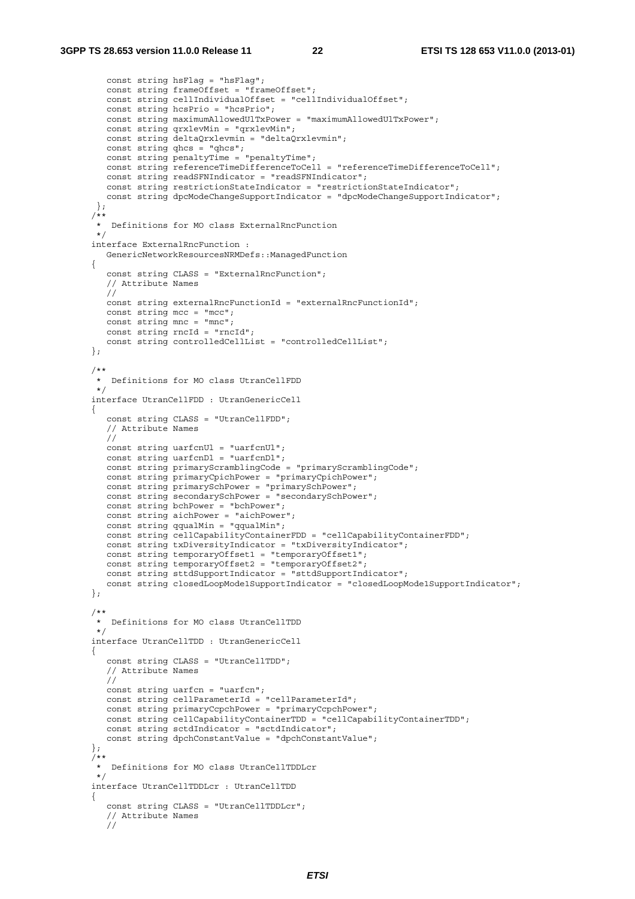```
      const string hsFlag = "hsFlag";
      const string frameOffset = "frameOffset";
      const string cellIndividualOffset = "cellIndividualOffset";
      const string hcsPrio = "hcsPrio";
      const string maximumAllowedUlTxPower = "maximumAllowedUlTxPower";
      const string qrxlevMin = "qrxlevMin";
      const string deltaQrxlevmin = "deltaQrxlevmin";
      const string qhcs = "qhcs";
      const string penaltyTime = "penaltyTime";
      const string referenceTimeDifferenceToCell = "referenceTimeDifferenceToCell";
      const string readSFNIndicator = "readSFNIndicator";
      const string restrictionStateIndicator = "restrictionStateIndicator";
      const string dpcModeChangeSupportIndicator = "dpcModeChangeSupportIndicator";
    };
   /**
    *  Definitions for MO class ExternalRncFunction
    */
   interface ExternalRncFunction :
      GenericNetworkResourcesNRMDefs::ManagedFunction
   {
      const string CLASS = "ExternalRncFunction";
      // Attribute Names
      //
      const string externalRncFunctionId = "externalRncFunctionId";
      const string mcc = "mcc";
      const string mnc = "mnc";
      const string rncId = "rncId";
      const string controlledCellList = "controlledCellList";
   };

   /**
    *  Definitions for MO class UtranCellFDD
    */
   interface UtranCellFDD : UtranGenericCell
   {
      const string CLASS = "UtranCellFDD";
      // Attribute Names
      //
      const string uarfcnUl = "uarfcnUl";
      const string uarfcnDl = "uarfcnDl";
      const string primaryScramblingCode = "primaryScramblingCode";
      const string primaryCpichPower = "primaryCpichPower";
      const string primarySchPower = "primarySchPower";
      const string secondarySchPower = "secondarySchPower";
      const string bchPower = "bchPower";
      const string aichPower = "aichPower";
      const string qqualMin = "qqualMin";
      const string cellCapabilityContainerFDD = "cellCapabilityContainerFDD";
      const string txDiversityIndicator = "txDiversityIndicator";
      const string temporaryOffset1 = "temporaryOffset1";
      const string temporaryOffset2 = "temporaryOffset2";
      const string sttdSupportIndicator = "sttdSupportIndicator";
      const string closedLoopMode1SupportIndicator = "closedLoopMode1SupportIndicator";
   };

   /**
    *  Definitions for MO class UtranCellTDD
    */
   interface UtranCellTDD : UtranGenericCell
   {
      const string CLASS = "UtranCellTDD";
      // Attribute Names
      //
      const string uarfcn = "uarfcn";
      const string cellParameterId = "cellParameterId";
      const string primaryCcpchPower = "primaryCcpchPower";
      const string cellCapabilityContainerTDD = "cellCapabilityContainerTDD";
      const string sctdIndicator = "sctdIndicator";
      const string dpchConstantValue = "dpchConstantValue";
   };
   /**
    *  Definitions for MO class UtranCellTDDLcr
    */
   interface UtranCellTDDLcr : UtranCellTDD
   {
      const string CLASS = "UtranCellTDDLcr";
      // Attribute Names
      //
```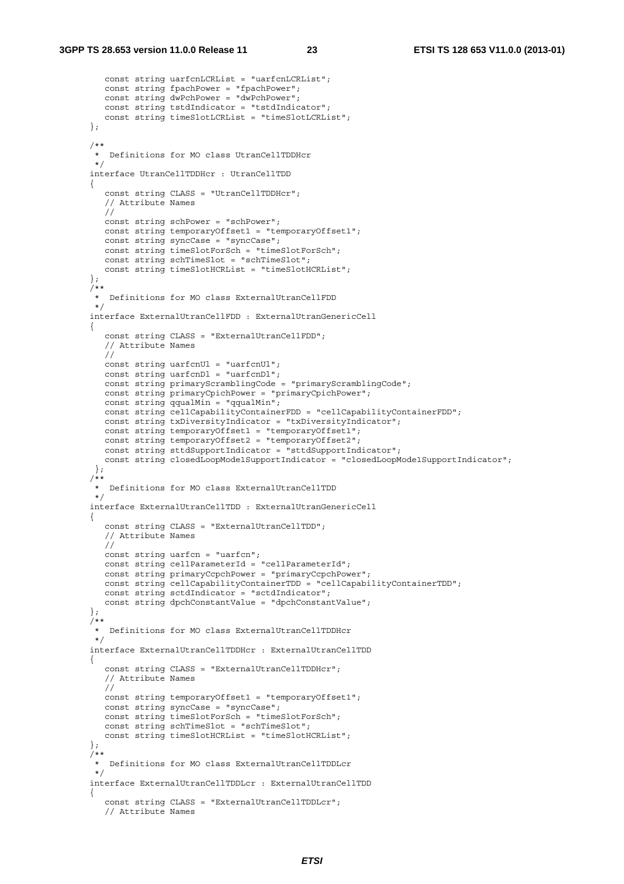```
      const string uarfcnLCRList = "uarfcnLCRList";
      const string fpachPower = "fpachPower";
      const string dwPchPower = "dwPchPower";
      const string tstdIndicator = "tstdIndicator";
      const string timeSlotLCRList = "timeSlotLCRList";
   };

   /**
    *  Definitions for MO class UtranCellTDDHcr
    */
   interface UtranCellTDDHcr : UtranCellTDD
   {
      const string CLASS = "UtranCellTDDHcr";
      // Attribute Names
      //
      const string schPower = "schPower";
      const string temporaryOffset1 = "temporaryOffset1";
      const string syncCase = "syncCase";
      const string timeSlotForSch = "timeSlotForSch";
      const string schTimeSlot = "schTimeSlot";
      const string timeSlotHCRList = "timeSlotHCRList";
   };
   /**
    *  Definitions for MO class ExternalUtranCellFDD
    */
   interface ExternalUtranCellFDD : ExternalUtranGenericCell
   {
      const string CLASS = "ExternalUtranCellFDD";
      // Attribute Names
      //
      const string uarfcnUl = "uarfcnUl";
      const string uarfcnDl = "uarfcnDl";
      const string primaryScramblingCode = "primaryScramblingCode";
      const string primaryCpichPower = "primaryCpichPower";
      const string qqualMin = "qqualMin";
      const string cellCapabilityContainerFDD = "cellCapabilityContainerFDD";
      const string txDiversityIndicator = "txDiversityIndicator";
      const string temporaryOffset1 = "temporaryOffset1";
      const string temporaryOffset2 = "temporaryOffset2";
      const string sttdSupportIndicator = "sttdSupportIndicator";
      const string closedLoopMode1SupportIndicator = "closedLoopMode1SupportIndicator";
    };
   /**
    *  Definitions for MO class ExternalUtranCellTDD
    */
   interface ExternalUtranCellTDD : ExternalUtranGenericCell
   {
      const string CLASS = "ExternalUtranCellTDD";
      // Attribute Names
      //
      const string uarfcn = "uarfcn";
      const string cellParameterId = "cellParameterId";
      const string primaryCcpchPower = "primaryCcpchPower";
      const string cellCapabilityContainerTDD = "cellCapabilityContainerTDD";
      const string sctdIndicator = "sctdIndicator";
      const string dpchConstantValue = "dpchConstantValue";
   };
   /**
    *  Definitions for MO class ExternalUtranCellTDDHcr
    */
   interface ExternalUtranCellTDDHcr : ExternalUtranCellTDD
   {
      const string CLASS = "ExternalUtranCellTDDHcr";
      // Attribute Names
      //
      const string temporaryOffset1 = "temporaryOffset1";
      const string syncCase = "syncCase";
      const string timeSlotForSch = "timeSlotForSch";
      const string schTimeSlot = "schTimeSlot";
      const string timeSlotHCRList = "timeSlotHCRList";
   };
   /**
    *  Definitions for MO class ExternalUtranCellTDDLcr
    */
   interface ExternalUtranCellTDDLcr : ExternalUtranCellTDD
   {
      const string CLASS = "ExternalUtranCellTDDLcr";
      // Attribute Names
```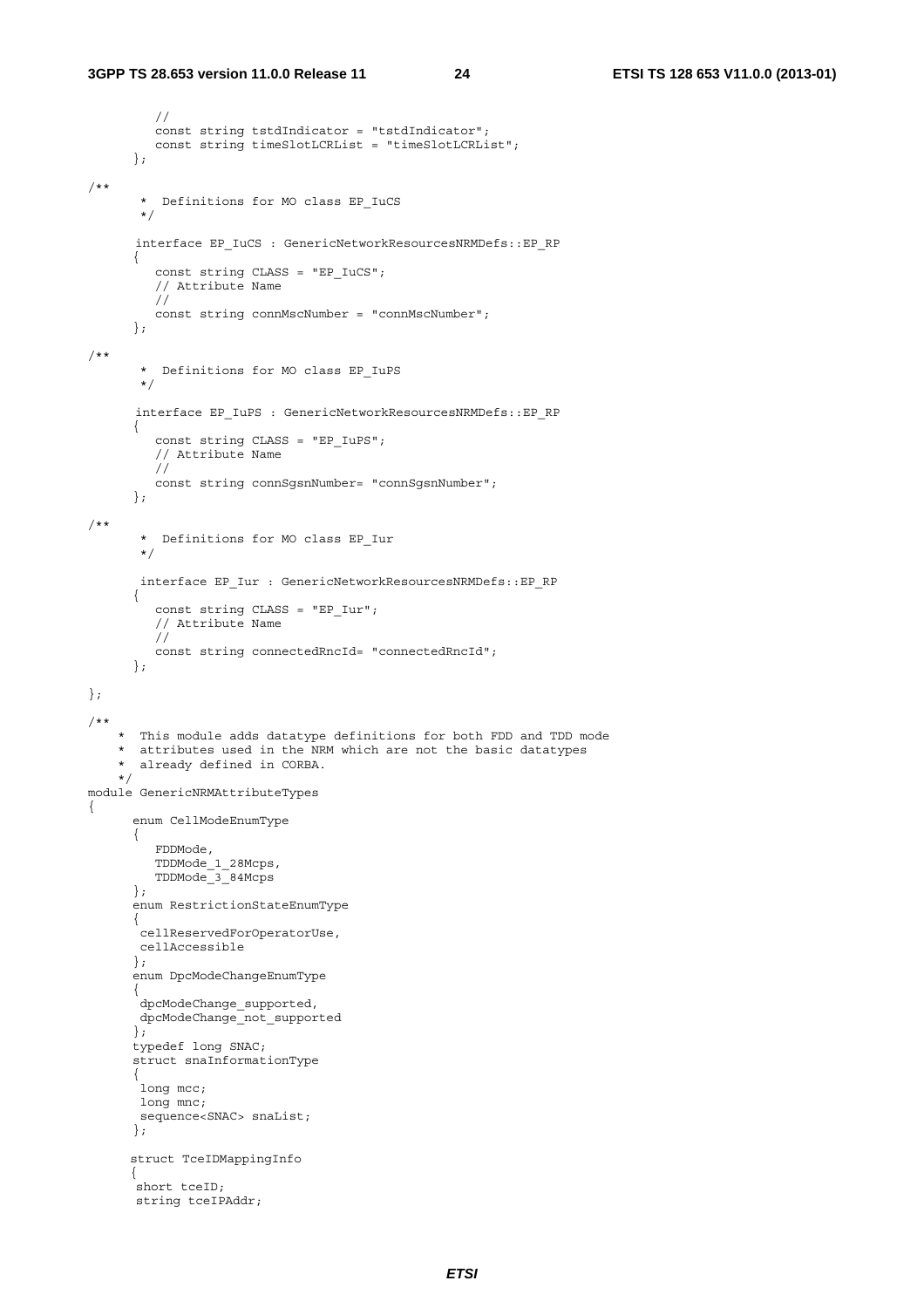```
         //
         const string tstdIndicator = "tstdIndicator";
         const string timeSlotLCRList = "timeSlotLCRList";
      };

/**
       *  Definitions for MO class EP_IuCS
       */

      interface EP_IuCS : GenericNetworkResourcesNRMDefs::EP_RP
      {
         const string CLASS = "EP_IuCS";
         // Attribute Name
         //
         const string connMscNumber = "connMscNumber";
      };

/**
       *  Definitions for MO class EP_IuPS
       */

      interface EP_IuPS : GenericNetworkResourcesNRMDefs::EP_RP
      {
         const string CLASS = "EP_IuPS";
         // Attribute Name
         //
         const string connSgsnNumber= "connSgsnNumber";
      };

/**
       *  Definitions for MO class EP_Iur
       */

       interface EP_Iur : GenericNetworkResourcesNRMDefs::EP_RP
      {
         const string CLASS = "EP_Iur";
         // Attribute Name
         //
         const string connectedRncId= "connectedRncId";
      };

};

/**
    *  This module adds datatype definitions for both FDD and TDD mode
    *  attributes used in the NRM which are not the basic datatypes
    *  already defined in CORBA.
    */
module GenericNRMAttributeTypes
{
      enum CellModeEnumType
      {
         FDDMode,
         TDDMode_1_28Mcps,
         TDDMode_3_84Mcps
      };
      enum RestrictionStateEnumType
      {
       cellReservedForOperatorUse,
       cellAccessible
      };
      enum DpcModeChangeEnumType
      {
       dpcModeChange_supported,
       dpcModeChange_not_supported
      };
      typedef long SNAC;
      struct snaInformationType
      {
       long mcc;
       long mnc;
       sequence<SNAC> snaList;
      };

      struct TceIDMappingInfo
      {
       short tceID;
       string tceIPAddr;
```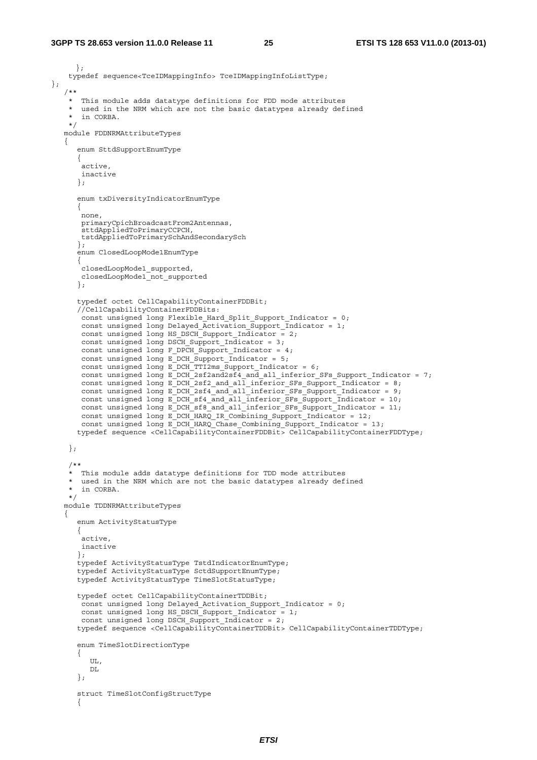```
      };
   typedef sequence<TceIDMappingInfo> TceIDMappingInfoListType;
};
   /**
    * This module adds datatype definitions for FDD mode attributes
    * used in the NRM which are not the basic datatypes already defined
    * in CORBA.
    */
   module FDDNRMAttributeTypes
   {
      enum SttdSupportEnumType
      {
       active,
       inactive
      };

      enum txDiversityIndicatorEnumType
      {
       none,
       primaryCpichBroadcastFrom2Antennas,
       sttdAppliedToPrimaryCCPCH,
       tstdAppliedToPrimarySchAndSecondarySch
      };
      enum ClosedLoopMode1EnumType
      {
       closedLoopMode1_supported,
       closedLoopMode1_not_supported
      };

      typedef octet CellCapabilityContainerFDDBit;
      //CellCapabilityContainerFDDBits:
       const unsigned long Flexible_Hard_Split_Support_Indicator = 0;
       const unsigned long Delayed_Activation_Support_Indicator = 1;
       const unsigned long HS_DSCH_Support_Indicator = 2;
       const unsigned long DSCH_Support_Indicator = 3;
       const unsigned long F_DPCH_Support_Indicator = 4;
       const unsigned long E_DCH_Support_Indicator = 5;
       const unsigned long E_DCH_TTI2ms_Support_Indicator = 6;
       const unsigned long E_DCH_2sf2and2sf4_and_all_inferior_SFs_Support_Indicator = 7;
       const unsigned long E_DCH_2sf2_and_all_inferior_SFs_Support_Indicator = 8;
       const unsigned long E_DCH_2sf4_and_all_inferior_SFs_Support_Indicator = 9;
       const unsigned long E_DCH_sf4_and_all_inferior_SFs_Support_Indicator = 10;
       const unsigned long E_DCH_sf8_and_all_inferior_SFs_Support_Indicator = 11;
       const unsigned long E_DCH_HARQ_IR_Combining_Support_Indicator = 12;
       const unsigned long E_DCH_HARQ_Chase_Combining_Support_Indicator = 13;
      typedef sequence <CellCapabilityContainerFDDBit> CellCapabilityContainerFDDType;

    };

    /**
    * This module adds datatype definitions for TDD mode attributes
    * used in the NRM which are not the basic datatypes already defined
    * in CORBA.
    */
   module TDDNRMAttributeTypes
   {
      enum ActivityStatusType
      {
       active,
       inactive
      };
      typedef ActivityStatusType TstdIndicatorEnumType;
      typedef ActivityStatusType SctdSupportEnumType;
      typedef ActivityStatusType TimeSlotStatusType;

      typedef octet CellCapabilityContainerTDDBit;
       const unsigned long Delayed_Activation_Support_Indicator = 0;
       const unsigned long HS_DSCH_Support_Indicator = 1;
       const unsigned long DSCH_Support_Indicator = 2;
      typedef sequence <CellCapabilityContainerTDDBit> CellCapabilityContainerTDDType;

      enum TimeSlotDirectionType
      {
         UL,
         DL
      };

      struct TimeSlotConfigStructType
      {
```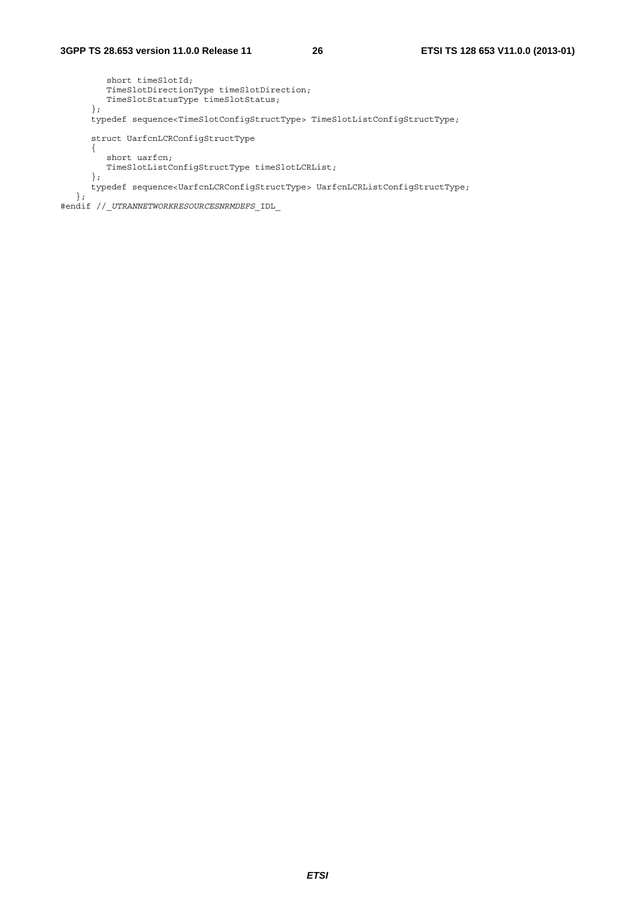```
         short timeSlotId;
         TimeSlotDirectionType timeSlotDirection;
         TimeSlotStatusType timeSlotStatus;
      };
      typedef sequence<TimeSlotConfigStructType> TimeSlotListConfigStructType;

      struct UarfcnLCRConfigStructType
      {
         short uarfcn;
         TimeSlotListConfigStructType timeSlotLCRList;
      };
      typedef sequence<UarfcnLCRConfigStructType> UarfcnLCRListConfigStructType;
   };
#endif //_UTRANNETWORKRESOURCESNRMDEFS_IDL_
```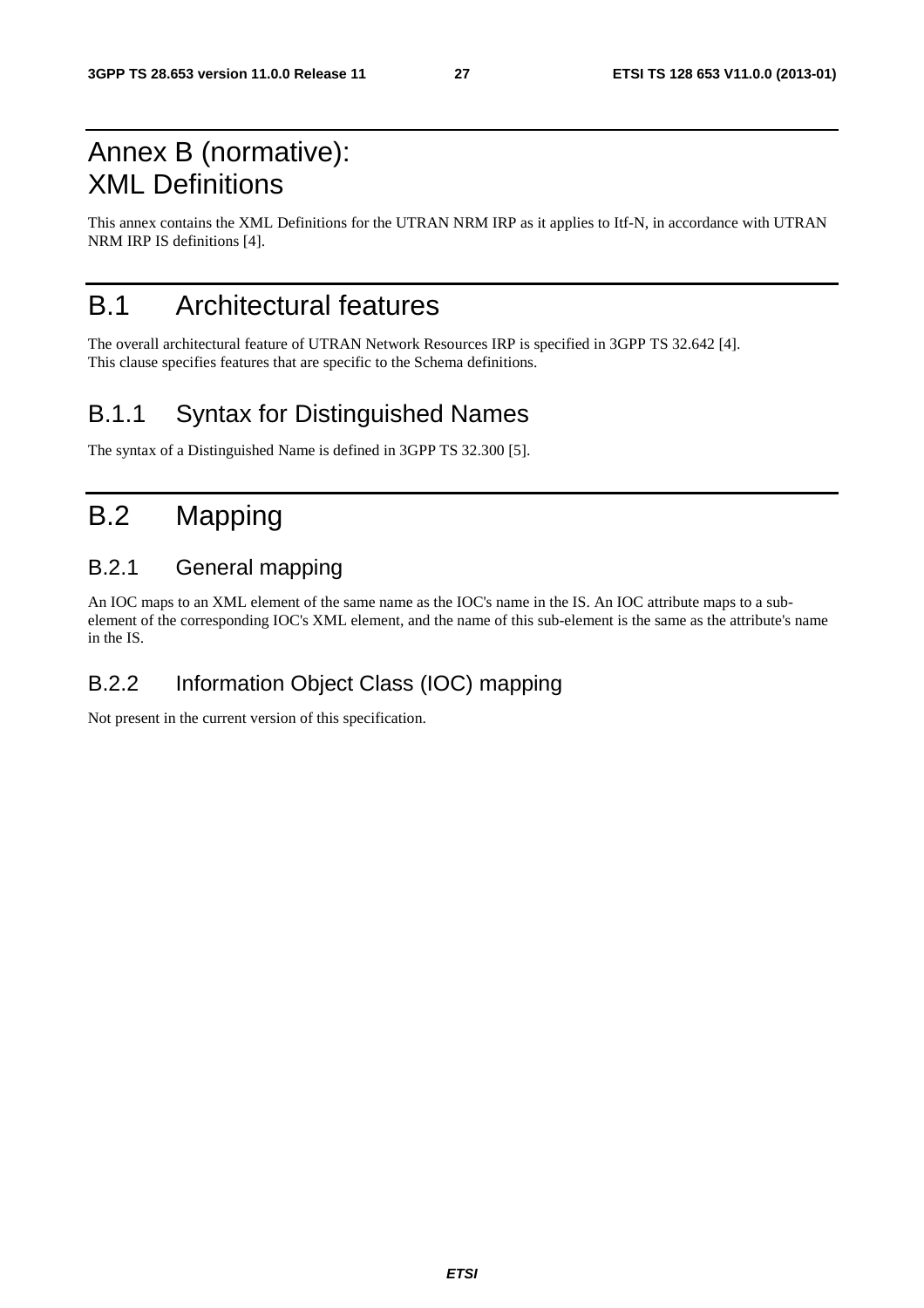# Annex B (normative): XML Definitions

This annex contains the XML Definitions for the UTRAN NRM IRP as it applies to Itf-N, in accordance with UTRAN NRM IRP IS definitions [4].

## B.1 Architectural features

The overall architectural feature of UTRAN Network Resources IRP is specified in 3GPP TS 32.642 [4]. This clause specifies features that are specific to the Schema definitions.

### B.1.1 Syntax for Distinguished Names

The syntax of a Distinguished Name is defined in 3GPP TS 32.300 [5].

## B.2 Mapping

### B.2.1 General mapping

An IOC maps to an XML element of the same name as the IOC's name in the IS. An IOC attribute maps to a sub-element of the corresponding IOC's XML element, and the name of this sub-element is the same as the attribute's name in the IS.

### B.2.2 Information Object Class (IOC) mapping

Not present in the current version of this specification.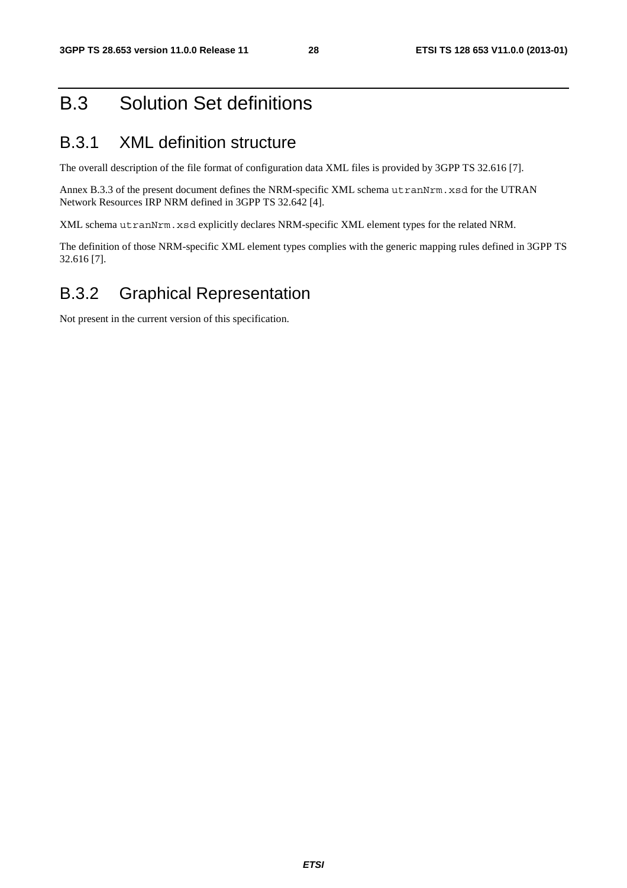# B.3 Solution Set definitions

## B.3.1 XML definition structure

The overall description of the file format of configuration data XML files is provided by 3GPP TS 32.616 [7].

Annex B.3.3 of the present document defines the NRM-specific XML schema `utranNrm.xsd` for the UTRAN Network Resources IRP NRM defined in 3GPP TS 32.642 [4].

XML schema `utranNrm.xsd` explicitly declares NRM-specific XML element types for the related NRM.

The definition of those NRM-specific XML element types complies with the generic mapping rules defined in 3GPP TS 32.616 [7].

## B.3.2 Graphical Representation

Not present in the current version of this specification.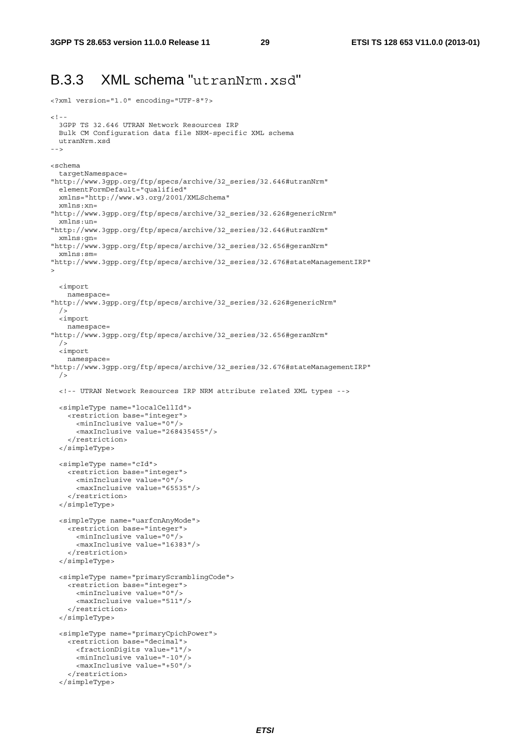### B.3.3 XML schema "utranNrm.xsd"

```
<?xml version="1.0" encoding="UTF-8"?>

<!--
  3GPP TS 32.646 UTRAN Network Resources IRP
  Bulk CM Configuration data file NRM-specific XML schema
  utranNrm.xsd
-->

<schema
  targetNamespace=
"http://www.3gpp.org/ftp/specs/archive/32_series/32.646#utranNrm"
  elementFormDefault="qualified"
  xmlns="http://www.w3.org/2001/XMLSchema"
  xmlns:xn=
"http://www.3gpp.org/ftp/specs/archive/32_series/32.626#genericNrm"
  xmlns:un=
"http://www.3gpp.org/ftp/specs/archive/32_series/32.646#utranNrm"
  xmlns:gn=
"http://www.3gpp.org/ftp/specs/archive/32_series/32.656#geranNrm"
  xmlns:sm=
"http://www.3gpp.org/ftp/specs/archive/32_series/32.676#stateManagementIRP"
>

  <import
    namespace=
"http://www.3gpp.org/ftp/specs/archive/32_series/32.626#genericNrm"
  />
  <import
    namespace=
"http://www.3gpp.org/ftp/specs/archive/32_series/32.656#geranNrm"
  />
  <import
    namespace=
"http://www.3gpp.org/ftp/specs/archive/32_series/32.676#stateManagementIRP"
  />

  <!-- UTRAN Network Resources IRP NRM attribute related XML types -->

  <simpleType name="localCellId">
    <restriction base="integer">
      <minInclusive value="0"/>
      <maxInclusive value="268435455"/>
    </restriction>
  </simpleType>

  <simpleType name="cId">
    <restriction base="integer">
      <minInclusive value="0"/>
      <maxInclusive value="65535"/>
    </restriction>
  </simpleType>

  <simpleType name="uarfcnAnyMode">
    <restriction base="integer">
      <minInclusive value="0"/>
      <maxInclusive value="16383"/>
    </restriction>
  </simpleType>

  <simpleType name="primaryScramblingCode">
    <restriction base="integer">
      <minInclusive value="0"/>
      <maxInclusive value="511"/>
    </restriction>
  </simpleType>

  <simpleType name="primaryCpichPower">
    <restriction base="decimal">
      <fractionDigits value="1"/>
      <minInclusive value="-10"/>
      <maxInclusive value="+50"/>
    </restriction>
  </simpleType>
```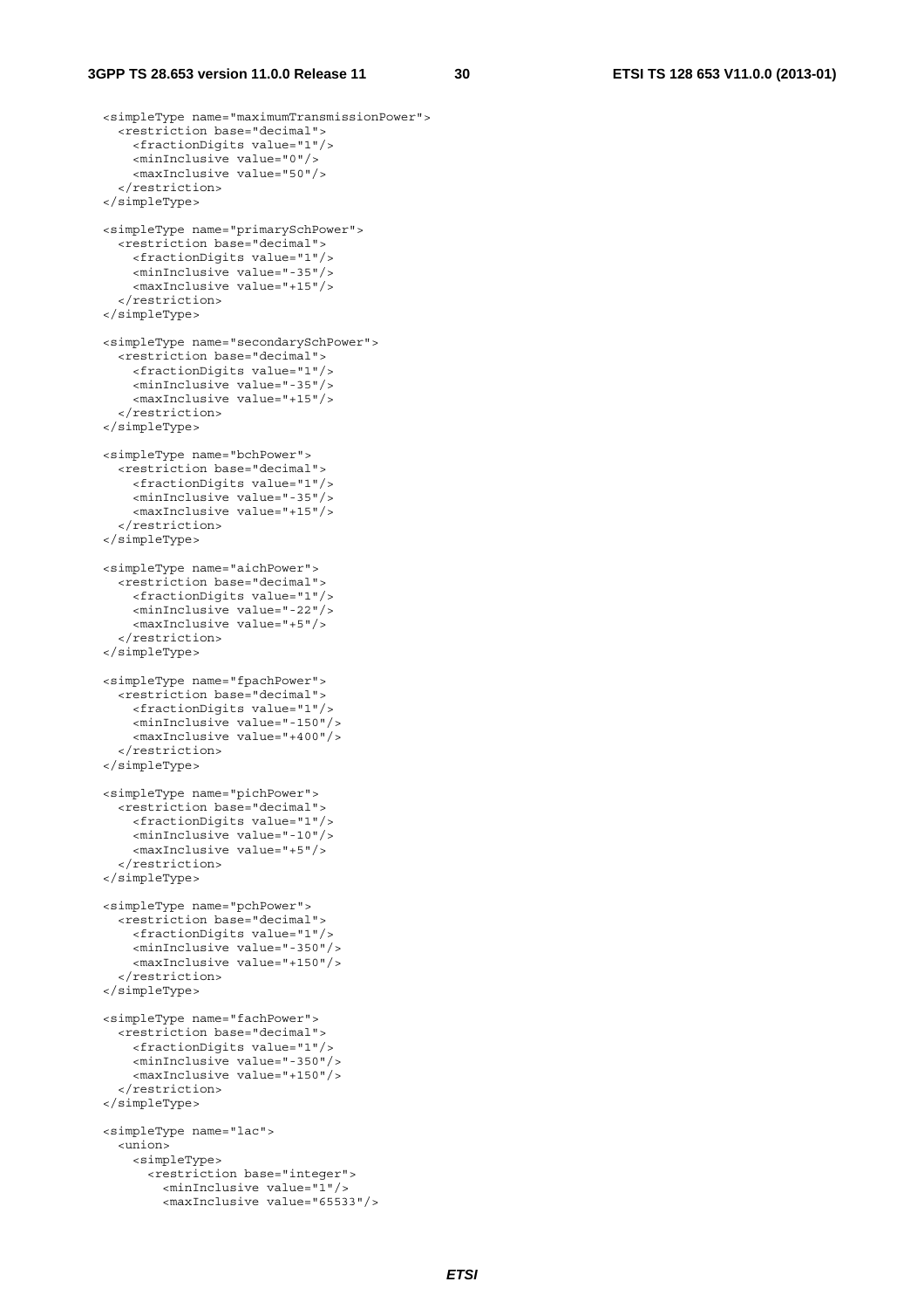```
  <simpleType name="maximumTransmissionPower">
    <restriction base="decimal">
      <fractionDigits value="1"/>
      <minInclusive value="0"/>
      <maxInclusive value="50"/>
    </restriction>
  </simpleType>

  <simpleType name="primarySchPower">
    <restriction base="decimal">
      <fractionDigits value="1"/>
      <minInclusive value="-35"/>
      <maxInclusive value="+15"/>
    </restriction>
  </simpleType>

  <simpleType name="secondarySchPower">
    <restriction base="decimal">
      <fractionDigits value="1"/>
      <minInclusive value="-35"/>
      <maxInclusive value="+15"/>
    </restriction>
  </simpleType>

  <simpleType name="bchPower">
    <restriction base="decimal">
      <fractionDigits value="1"/>
      <minInclusive value="-35"/>
      <maxInclusive value="+15"/>
    </restriction>
  </simpleType>

  <simpleType name="aichPower">
    <restriction base="decimal">
      <fractionDigits value="1"/>
      <minInclusive value="-22"/>
      <maxInclusive value="+5"/>
    </restriction>
  </simpleType>

  <simpleType name="fpachPower">
    <restriction base="decimal">
      <fractionDigits value="1"/>
      <minInclusive value="-150"/>
      <maxInclusive value="+400"/>
    </restriction>
  </simpleType>

  <simpleType name="pichPower">
    <restriction base="decimal">
      <fractionDigits value="1"/>
      <minInclusive value="-10"/>
      <maxInclusive value="+5"/>
    </restriction>
  </simpleType>

  <simpleType name="pchPower">
    <restriction base="decimal">
      <fractionDigits value="1"/>
      <minInclusive value="-350"/>
      <maxInclusive value="+150"/>
    </restriction>
  </simpleType>

  <simpleType name="fachPower">
    <restriction base="decimal">
      <fractionDigits value="1"/>
      <minInclusive value="-350"/>
      <maxInclusive value="+150"/>
    </restriction>
  </simpleType>

  <simpleType name="lac">
    <union>
      <simpleType>
        <restriction base="integer">
          <minInclusive value="1"/>
          <maxInclusive value="65533"/>
```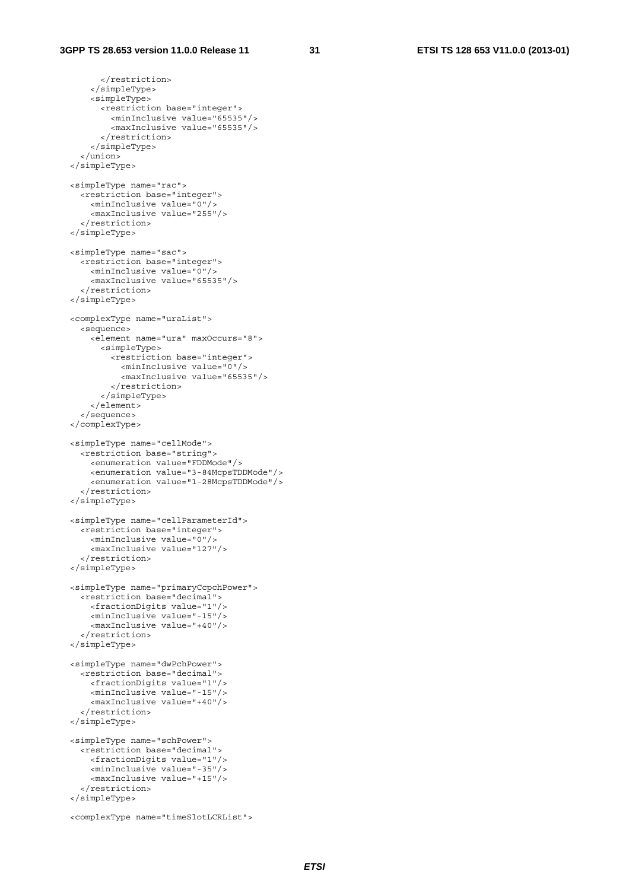```
        </restriction>
      </simpleType>
      <simpleType>
        <restriction base="integer">
          <minInclusive value="65535"/>
          <maxInclusive value="65535"/>
        </restriction>
      </simpleType>
    </union>
  </simpleType>

  <simpleType name="rac">
    <restriction base="integer">
      <minInclusive value="0"/>
      <maxInclusive value="255"/>
    </restriction>
  </simpleType>

  <simpleType name="sac">
    <restriction base="integer">
      <minInclusive value="0"/>
      <maxInclusive value="65535"/>
    </restriction>
  </simpleType>

  <complexType name="uraList">
    <sequence>
      <element name="ura" maxOccurs="8">
        <simpleType>
          <restriction base="integer">
            <minInclusive value="0"/>
            <maxInclusive value="65535"/>
          </restriction>
        </simpleType>
      </element>
    </sequence>
  </complexType>

  <simpleType name="cellMode">
    <restriction base="string">
      <enumeration value="FDDMode"/>
      <enumeration value="3-84McpsTDDMode"/>
      <enumeration value="1-28McpsTDDMode"/>
    </restriction>
  </simpleType>

  <simpleType name="cellParameterId">
    <restriction base="integer">
      <minInclusive value="0"/>
      <maxInclusive value="127"/>
    </restriction>
  </simpleType>

  <simpleType name="primaryCcpchPower">
    <restriction base="decimal">
      <fractionDigits value="1"/>
      <minInclusive value="-15"/>
      <maxInclusive value="+40"/>
    </restriction>
  </simpleType>

  <simpleType name="dwPchPower">
    <restriction base="decimal">
      <fractionDigits value="1"/>
      <minInclusive value="-15"/>
      <maxInclusive value="+40"/>
    </restriction>
  </simpleType>

  <simpleType name="schPower">
    <restriction base="decimal">
      <fractionDigits value="1"/>
      <minInclusive value="-35"/>
      <maxInclusive value="+15"/>
    </restriction>
  </simpleType>

  <complexType name="timeSlotLCRList">
```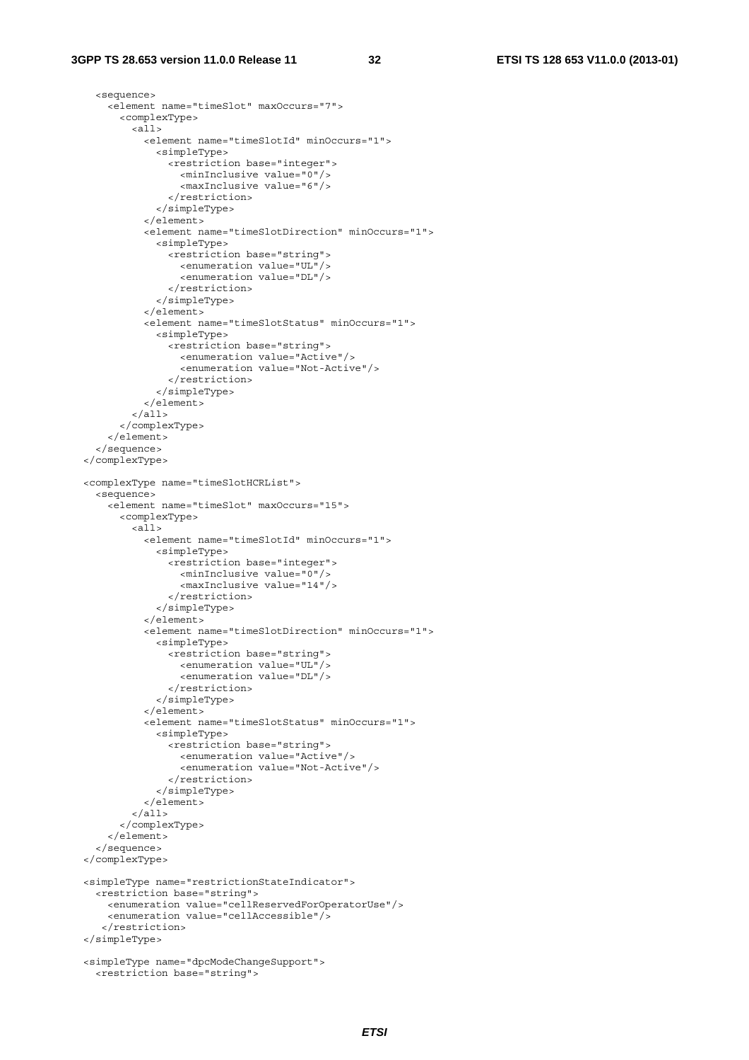```
    <sequence>
      <element name="timeSlot" maxOccurs="7">
        <complexType>
          <all>
            <element name="timeSlotId" minOccurs="1">
              <simpleType>
                <restriction base="integer">
                  <minInclusive value="0"/>
                  <maxInclusive value="6"/>
                </restriction>
              </simpleType>
            </element>
            <element name="timeSlotDirection" minOccurs="1">
              <simpleType>
                <restriction base="string">
                  <enumeration value="UL"/>
                  <enumeration value="DL"/>
                </restriction>
              </simpleType>
            </element>
            <element name="timeSlotStatus" minOccurs="1">
              <simpleType>
                <restriction base="string">
                  <enumeration value="Active"/>
                  <enumeration value="Not-Active"/>
                </restriction>
              </simpleType>
            </element>
          </all>
        </complexType>
      </element>
    </sequence>
  </complexType>

  <complexType name="timeSlotHCRList">
    <sequence>
      <element name="timeSlot" maxOccurs="15">
        <complexType>
          <all>
            <element name="timeSlotId" minOccurs="1">
              <simpleType>
                <restriction base="integer">
                  <minInclusive value="0"/>
                  <maxInclusive value="14"/>
                </restriction>
              </simpleType>
            </element>
            <element name="timeSlotDirection" minOccurs="1">
              <simpleType>
                <restriction base="string">
                  <enumeration value="UL"/>
                  <enumeration value="DL"/>
                </restriction>
              </simpleType>
            </element>
            <element name="timeSlotStatus" minOccurs="1">
              <simpleType>
                <restriction base="string">
                  <enumeration value="Active"/>
                  <enumeration value="Not-Active"/>
                </restriction>
              </simpleType>
            </element>
          </all>
        </complexType>
      </element>
    </sequence>
  </complexType>

  <simpleType name="restrictionStateIndicator">
    <restriction base="string">
      <enumeration value="cellReservedForOperatorUse"/>
      <enumeration value="cellAccessible"/>
     </restriction>
  </simpleType>

  <simpleType name="dpcModeChangeSupport">
    <restriction base="string">
```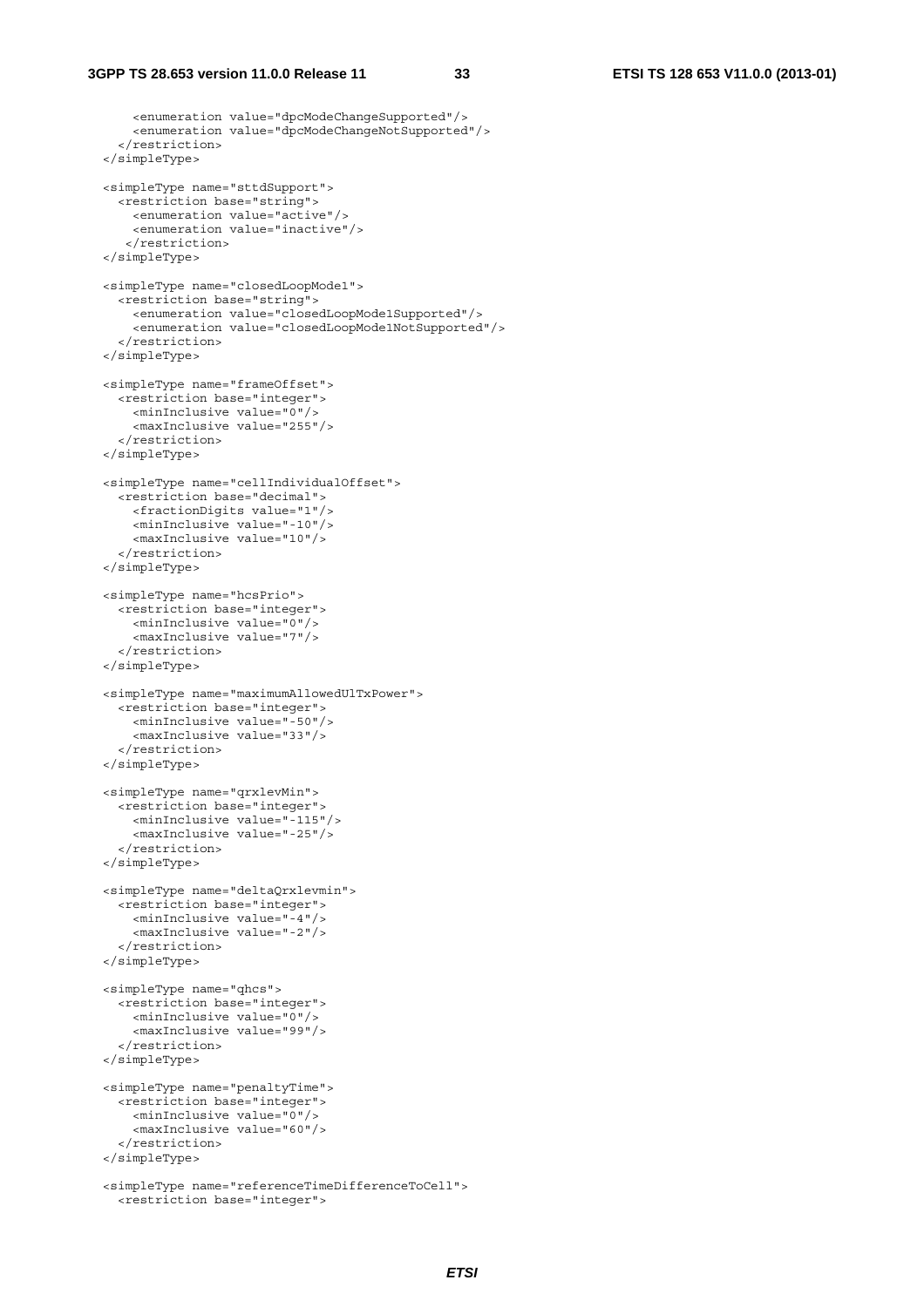```
      <enumeration value="dpcModeChangeSupported"/>
      <enumeration value="dpcModeChangeNotSupported"/>
    </restriction>
  </simpleType>

  <simpleType name="sttdSupport">
    <restriction base="string">
      <enumeration value="active"/>
      <enumeration value="inactive"/>
     </restriction>
  </simpleType>

  <simpleType name="closedLoopMode1">
    <restriction base="string">
      <enumeration value="closedLoopMode1Supported"/>
      <enumeration value="closedLoopMode1NotSupported"/>
    </restriction>
  </simpleType>

  <simpleType name="frameOffset">
    <restriction base="integer">
      <minInclusive value="0"/>
      <maxInclusive value="255"/>
    </restriction>
  </simpleType>

  <simpleType name="cellIndividualOffset">
    <restriction base="decimal">
      <fractionDigits value="1"/>
      <minInclusive value="-10"/>
      <maxInclusive value="10"/>
    </restriction>
  </simpleType>

  <simpleType name="hcsPrio">
    <restriction base="integer">
      <minInclusive value="0"/>
      <maxInclusive value="7"/>
    </restriction>
  </simpleType>

  <simpleType name="maximumAllowedUlTxPower">
    <restriction base="integer">
      <minInclusive value="-50"/>
      <maxInclusive value="33"/>
    </restriction>
  </simpleType>

  <simpleType name="qrxlevMin">
    <restriction base="integer">
      <minInclusive value="-115"/>
      <maxInclusive value="-25"/>
    </restriction>
  </simpleType>

  <simpleType name="deltaQrxlevmin">
    <restriction base="integer">
      <minInclusive value="-4"/>
      <maxInclusive value="-2"/>
    </restriction>
  </simpleType>

  <simpleType name="qhcs">
    <restriction base="integer">
      <minInclusive value="0"/>
      <maxInclusive value="99"/>
    </restriction>
  </simpleType>

  <simpleType name="penaltyTime">
    <restriction base="integer">
      <minInclusive value="0"/>
      <maxInclusive value="60"/>
    </restriction>
  </simpleType>

  <simpleType name="referenceTimeDifferenceToCell">
    <restriction base="integer">
```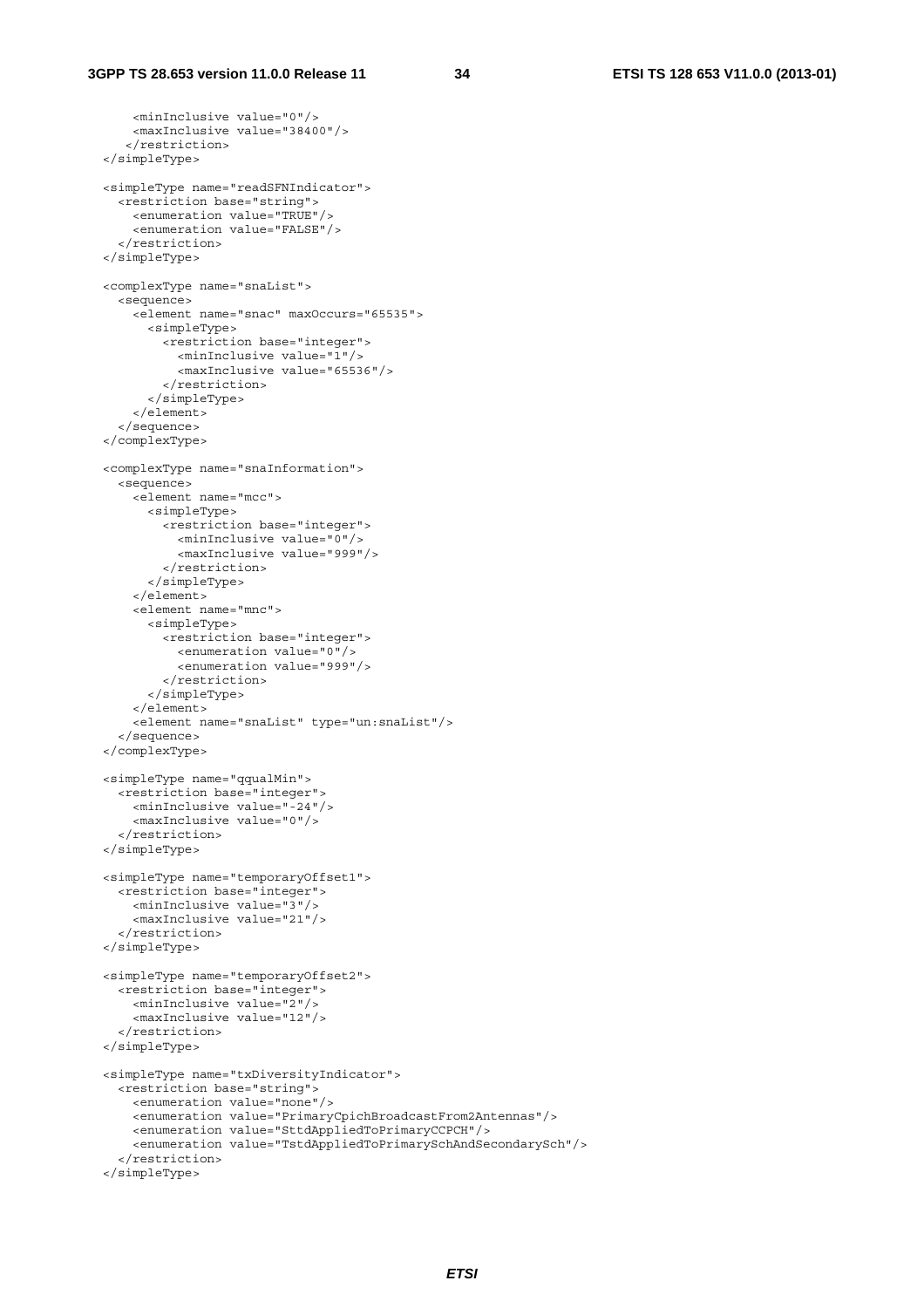```
      <minInclusive value="0"/>
      <maxInclusive value="38400"/>
     </restriction>
  </simpleType>

  <simpleType name="readSFNIndicator">
    <restriction base="string">
      <enumeration value="TRUE"/>
      <enumeration value="FALSE"/>
    </restriction>
  </simpleType>

  <complexType name="snaList">
    <sequence>
      <element name="snac" maxOccurs="65535">
        <simpleType>
          <restriction base="integer">
            <minInclusive value="1"/>
            <maxInclusive value="65536"/>
          </restriction>
        </simpleType>
      </element>
    </sequence>
  </complexType>

  <complexType name="snaInformation">
    <sequence>
      <element name="mcc">
        <simpleType>
          <restriction base="integer">
            <minInclusive value="0"/>
            <maxInclusive value="999"/>
          </restriction>
        </simpleType>
      </element>
      <element name="mnc">
        <simpleType>
          <restriction base="integer">
            <enumeration value="0"/>
            <enumeration value="999"/>
          </restriction>
        </simpleType>
      </element>
      <element name="snaList" type="un:snaList"/>
    </sequence>
  </complexType>

  <simpleType name="qqualMin">
    <restriction base="integer">
      <minInclusive value="-24"/>
      <maxInclusive value="0"/>
    </restriction>
  </simpleType>

  <simpleType name="temporaryOffset1">
    <restriction base="integer">
      <minInclusive value="3"/>
      <maxInclusive value="21"/>
    </restriction>
  </simpleType>

  <simpleType name="temporaryOffset2">
    <restriction base="integer">
      <minInclusive value="2"/>
      <maxInclusive value="12"/>
    </restriction>
  </simpleType>

  <simpleType name="txDiversityIndicator">
    <restriction base="string">
      <enumeration value="none"/>
      <enumeration value="PrimaryCpichBroadcastFrom2Antennas"/>
      <enumeration value="SttdAppliedToPrimaryCCPCH"/>
      <enumeration value="TstdAppliedToPrimarySchAndSecondarySch"/>
    </restriction>
  </simpleType>
```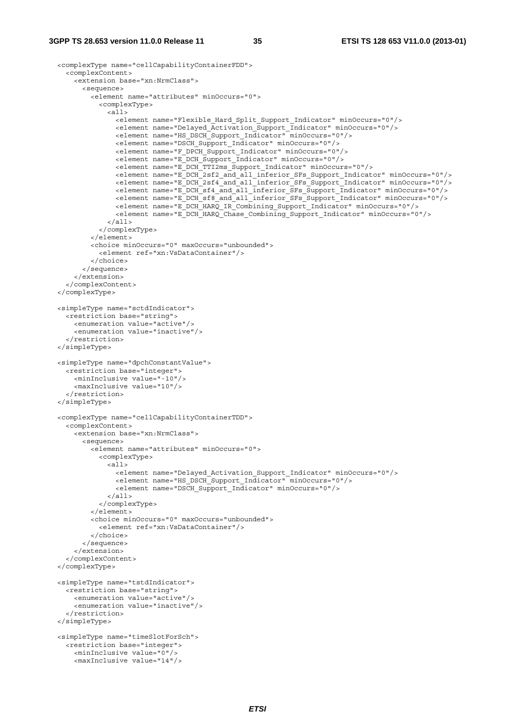```
<complexType name="cellCapabilityContainerFDD">
  <complexContent>
    <extension base="xn:NrmClass">
      <sequence>
        <element name="attributes" minOccurs="0">
          <complexType>
            <all>
              <element name="Flexible_Hard_Split_Support_Indicator" minOccurs="0"/>
              <element name="Delayed_Activation_Support_Indicator" minOccurs="0"/>
              <element name="HS_DSCH_Support_Indicator" minOccurs="0"/>
              <element name="DSCH_Support_Indicator" minOccurs="0"/>
              <element name="F_DPCH_Support_Indicator" minOccurs="0"/>
              <element name="E_DCH_Support_Indicator" minOccurs="0"/>
              <element name="E_DCH_TTI2ms_Support_Indicator" minOccurs="0"/>
              <element name="E_DCH_2sf2_and_all_inferior_SFs_Support_Indicator" minOccurs="0"/>
              <element name="E_DCH_2sf4_and_all_inferior_SFs_Support_Indicator" minOccurs="0"/>
              <element name="E_DCH_sf4_and_all_inferior_SFs_Support_Indicator" minOccurs="0"/>
              <element name="E_DCH_sf8_and_all_inferior_SFs_Support_Indicator" minOccurs="0"/>
              <element name="E_DCH_HARQ_IR_Combining_Support_Indicator" minOccurs="0"/>
              <element name="E_DCH_HARQ_Chase_Combining_Support_Indicator" minOccurs="0"/>
            </all>
          </complexType>
        </element>
        <choice minOccurs="0" maxOccurs="unbounded">
          <element ref="xn:VsDataContainer"/>
        </choice>
      </sequence>
    </extension>
  </complexContent>
</complexType>

<simpleType name="sctdIndicator">
  <restriction base="string">
    <enumeration value="active"/>
    <enumeration value="inactive"/>
  </restriction>
</simpleType>

<simpleType name="dpchConstantValue">
  <restriction base="integer">
    <minInclusive value="-10"/>
    <maxInclusive value="10"/>
  </restriction>
</simpleType>

<complexType name="cellCapabilityContainerTDD">
  <complexContent>
    <extension base="xn:NrmClass">
      <sequence>
        <element name="attributes" minOccurs="0">
          <complexType>
            <all>
              <element name="Delayed_Activation_Support_Indicator" minOccurs="0"/>
              <element name="HS_DSCH_Support_Indicator" minOccurs="0"/>
              <element name="DSCH_Support_Indicator" minOccurs="0"/>
            </all>
          </complexType>
        </element>
        <choice minOccurs="0" maxOccurs="unbounded">
          <element ref="xn:VsDataContainer"/>
        </choice>
      </sequence>
    </extension>
  </complexContent>
</complexType>

<simpleType name="tstdIndicator">
  <restriction base="string">
    <enumeration value="active"/>
    <enumeration value="inactive"/>
  </restriction>
</simpleType>

<simpleType name="timeSlotForSch">
  <restriction base="integer">
    <minInclusive value="0"/>
    <maxInclusive value="14"/>
```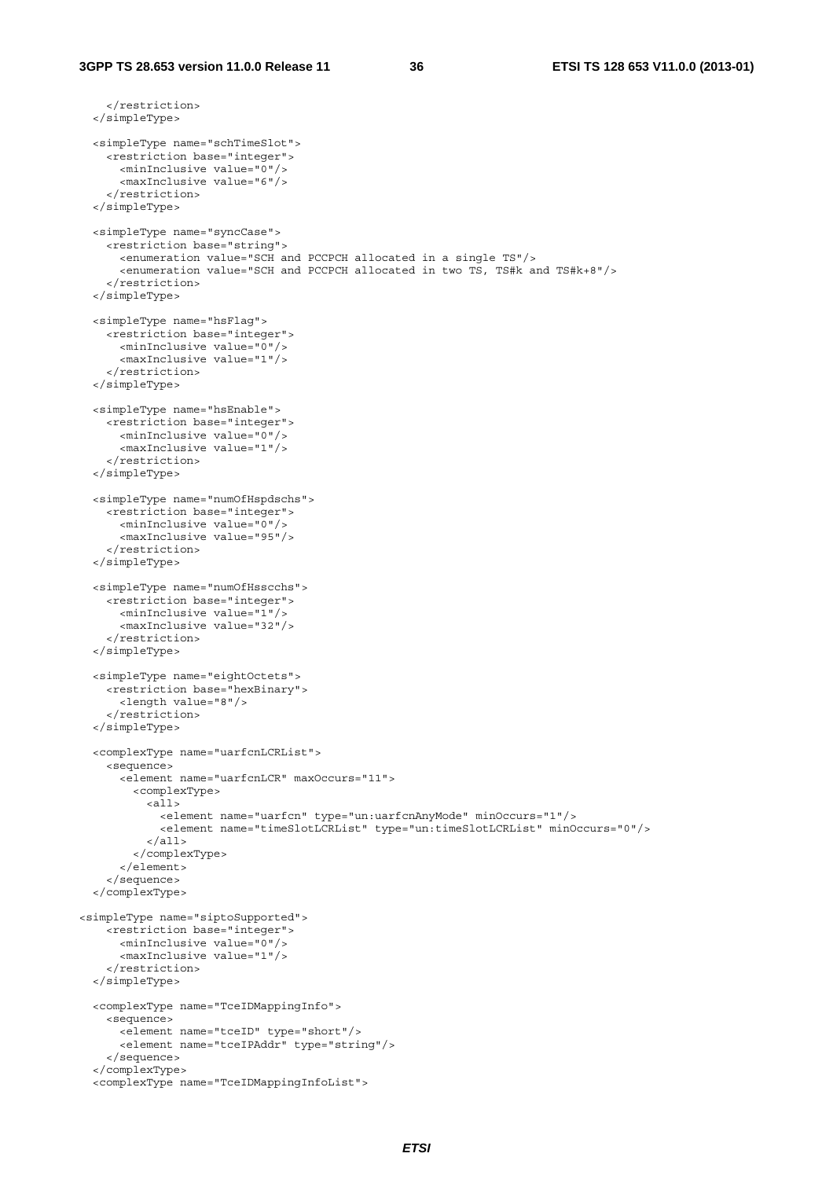```
    </restriction>
  </simpleType>

  <simpleType name="schTimeSlot">
    <restriction base="integer">
      <minInclusive value="0"/>
      <maxInclusive value="6"/>
    </restriction>
  </simpleType>

  <simpleType name="syncCase">
    <restriction base="string">
      <enumeration value="SCH and PCCPCH allocated in a single TS"/>
      <enumeration value="SCH and PCCPCH allocated in two TS, TS#k and TS#k+8"/>
    </restriction>
  </simpleType>

  <simpleType name="hsFlag">
    <restriction base="integer">
      <minInclusive value="0"/>
      <maxInclusive value="1"/>
    </restriction>
  </simpleType>

  <simpleType name="hsEnable">
    <restriction base="integer">
      <minInclusive value="0"/>
      <maxInclusive value="1"/>
    </restriction>
  </simpleType>

  <simpleType name="numOfHspdschs">
    <restriction base="integer">
      <minInclusive value="0"/>
      <maxInclusive value="95"/>
    </restriction>
  </simpleType>

  <simpleType name="numOfHsscchs">
    <restriction base="integer">
      <minInclusive value="1"/>
      <maxInclusive value="32"/>
    </restriction>
  </simpleType>

  <simpleType name="eightOctets">
    <restriction base="hexBinary">
      <length value="8"/>
    </restriction>
  </simpleType>

  <complexType name="uarfcnLCRList">
    <sequence>
      <element name="uarfcnLCR" maxOccurs="11">
        <complexType>
          <all>
            <element name="uarfcn" type="un:uarfcnAnyMode" minOccurs="1"/>
            <element name="timeSlotLCRList" type="un:timeSlotLCRList" minOccurs="0"/>
          </all>
        </complexType>
      </element>
    </sequence>
  </complexType>

<simpleType name="siptoSupported">
    <restriction base="integer">
      <minInclusive value="0"/>
      <maxInclusive value="1"/>
    </restriction>
  </simpleType>

  <complexType name="TceIDMappingInfo">
    <sequence>
      <element name="tceID" type="short"/>
      <element name="tceIPAddr" type="string"/>
    </sequence>
  </complexType>
  <complexType name="TceIDMappingInfoList">
```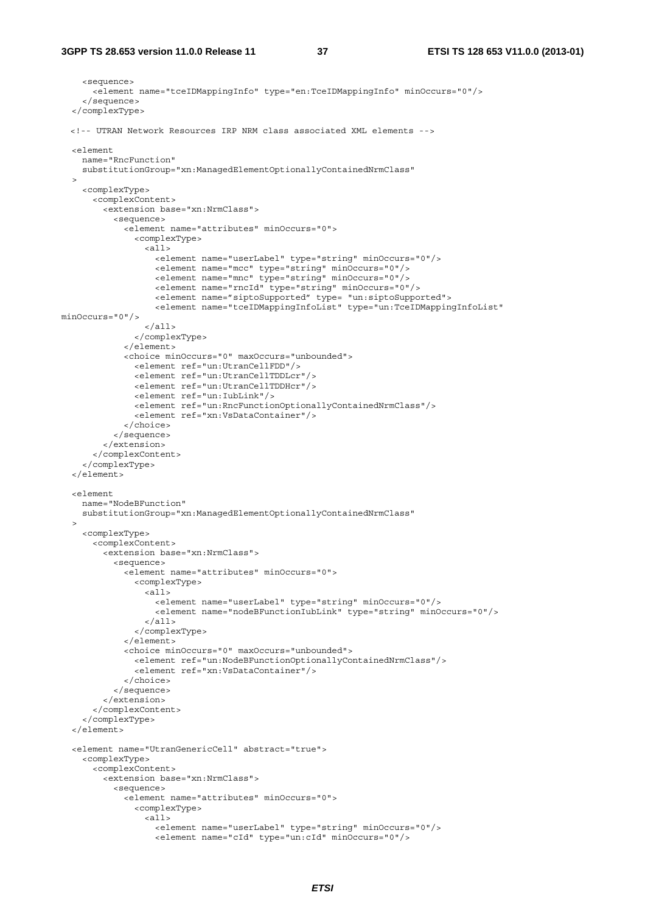```
    <sequence>
      <element name="tceIDMappingInfo" type="en:TceIDMappingInfo" minOccurs="0"/>
    </sequence>
  </complexType>

  <!-- UTRAN Network Resources IRP NRM class associated XML elements -->

  <element
    name="RncFunction"
    substitutionGroup="xn:ManagedElementOptionallyContainedNrmClass"
  >
    <complexType>
      <complexContent>
        <extension base="xn:NrmClass">
          <sequence>
            <element name="attributes" minOccurs="0">
              <complexType>
                <all>
                  <element name="userLabel" type="string" minOccurs="0"/>
                  <element name="mcc" type="string" minOccurs="0"/>
                  <element name="mnc" type="string" minOccurs="0"/>
                  <element name="rncId" type="string" minOccurs="0"/>
                  <element name="siptoSupported" type= "un:siptoSupported">
                  <element name="tceIDMappingInfoList" type="un:TceIDMappingInfoList"
minOccurs="0"/>
                </all>
              </complexType>
            </element>
            <choice minOccurs="0" maxOccurs="unbounded">
              <element ref="un:UtranCellFDD"/>
              <element ref="un:UtranCellTDDLcr"/>
              <element ref="un:UtranCellTDDHcr"/>
              <element ref="un:IubLink"/>
              <element ref="un:RncFunctionOptionallyContainedNrmClass"/>
              <element ref="xn:VsDataContainer"/>
            </choice>
          </sequence>
        </extension>
      </complexContent>
    </complexType>
  </element>

  <element
    name="NodeBFunction"
    substitutionGroup="xn:ManagedElementOptionallyContainedNrmClass"
  >
    <complexType>
      <complexContent>
        <extension base="xn:NrmClass">
          <sequence>
            <element name="attributes" minOccurs="0">
              <complexType>
                <all>
                  <element name="userLabel" type="string" minOccurs="0"/>
                  <element name="nodeBFunctionIubLink" type="string" minOccurs="0"/>
                </all>
              </complexType>
            </element>
            <choice minOccurs="0" maxOccurs="unbounded">
              <element ref="un:NodeBFunctionOptionallyContainedNrmClass"/>
              <element ref="xn:VsDataContainer"/>
            </choice>
          </sequence>
        </extension>
      </complexContent>
    </complexType>
  </element>

  <element name="UtranGenericCell" abstract="true">
    <complexType>
      <complexContent>
        <extension base="xn:NrmClass">
          <sequence>
            <element name="attributes" minOccurs="0">
              <complexType>
                <all>
                  <element name="userLabel" type="string" minOccurs="0"/>
                  <element name="cId" type="un:cId" minOccurs="0"/>
```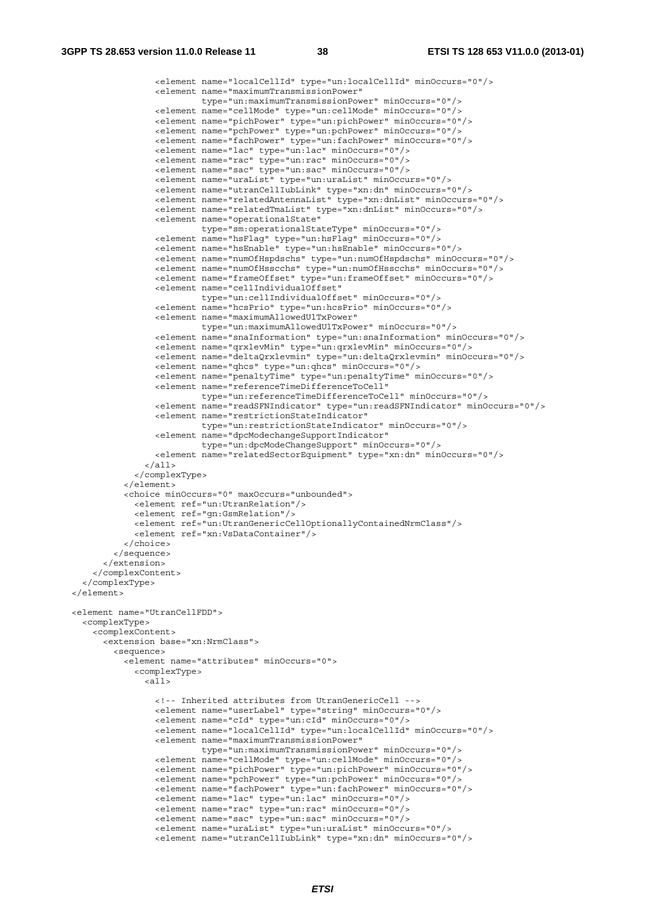```
                <element name="localCellId" type="un:localCellId" minOccurs="0"/>
                <element name="maximumTransmissionPower"
                         type="un:maximumTransmissionPower" minOccurs="0"/>
                <element name="cellMode" type="un:cellMode" minOccurs="0"/>
                <element name="pichPower" type="un:pichPower" minOccurs="0"/>
                <element name="pchPower" type="un:pchPower" minOccurs="0"/>
                <element name="fachPower" type="un:fachPower" minOccurs="0"/>
                <element name="lac" type="un:lac" minOccurs="0"/>
                <element name="rac" type="un:rac" minOccurs="0"/>
                <element name="sac" type="un:sac" minOccurs="0"/>
                <element name="uraList" type="un:uraList" minOccurs="0"/>
                <element name="utranCellIubLink" type="xn:dn" minOccurs="0"/>
                <element name="relatedAntennaList" type="xn:dnList" minOccurs="0"/>
                <element name="relatedTmaList" type="xn:dnList" minOccurs="0"/>
                <element name="operationalState"
                         type="sm:operationalStateType" minOccurs="0"/>
                <element name="hsFlag" type="un:hsFlag" minOccurs="0"/>
                <element name="hsEnable" type="un:hsEnable" minOccurs="0"/>
                <element name="numOfHspdschs" type="un:numOfHspdschs" minOccurs="0"/>
                <element name="numOfHsscchs" type="un:numOfHsscchs" minOccurs="0"/>
                <element name="frameOffset" type="un:frameOffset" minOccurs="0"/>
                <element name="cellIndividualOffset"
                         type="un:cellIndividualOffset" minOccurs="0"/>
                <element name="hcsPrio" type="un:hcsPrio" minOccurs="0"/>
                <element name="maximumAllowedUlTxPower"
                         type="un:maximumAllowedUlTxPower" minOccurs="0"/>
                <element name="snaInformation" type="un:snaInformation" minOccurs="0"/>
                <element name="qrxlevMin" type="un:qrxlevMin" minOccurs="0"/>
                <element name="deltaQrxlevmin" type="un:deltaQrxlevmin" minOccurs="0"/>
                <element name="qhcs" type="un:qhcs" minOccurs="0"/>
                <element name="penaltyTime" type="un:penaltyTime" minOccurs="0"/>
                <element name="referenceTimeDifferenceToCell"
                         type="un:referenceTimeDifferenceToCell" minOccurs="0"/>
                <element name="readSFNIndicator" type="un:readSFNIndicator" minOccurs="0"/>
                <element name="restrictionStateIndicator"
                         type="un:restrictionStateIndicator" minOccurs="0"/>
                <element name="dpcModechangeSupportIndicator"
                         type="un:dpcModeChangeSupport" minOccurs="0"/>
                <element name="relatedSectorEquipment" type="xn:dn" minOccurs="0"/>
              </all>
            </complexType>
          </element>
          <choice minOccurs="0" maxOccurs="unbounded">
            <element ref="un:UtranRelation"/>
            <element ref="gn:GsmRelation"/>
            <element ref="un:UtranGenericCellOptionallyContainedNrmClass"/>
            <element ref="xn:VsDataContainer"/>
          </choice>
        </sequence>
      </extension>
    </complexContent>
  </complexType>
</element>

<element name="UtranCellFDD">
  <complexType>
    <complexContent>
      <extension base="xn:NrmClass">
        <sequence>
          <element name="attributes" minOccurs="0">
            <complexType>
              <all>

                <!-- Inherited attributes from UtranGenericCell -->
                <element name="userLabel" type="string" minOccurs="0"/>
                <element name="cId" type="un:cId" minOccurs="0"/>
                <element name="localCellId" type="un:localCellId" minOccurs="0"/>
                <element name="maximumTransmissionPower"
                         type="un:maximumTransmissionPower" minOccurs="0"/>
                <element name="cellMode" type="un:cellMode" minOccurs="0"/>
                <element name="pichPower" type="un:pichPower" minOccurs="0"/>
                <element name="pchPower" type="un:pchPower" minOccurs="0"/>
                <element name="fachPower" type="un:fachPower" minOccurs="0"/>
                <element name="lac" type="un:lac" minOccurs="0"/>
                <element name="rac" type="un:rac" minOccurs="0"/>
                <element name="sac" type="un:sac" minOccurs="0"/>
                <element name="uraList" type="un:uraList" minOccurs="0"/>
                <element name="utranCellIubLink" type="xn:dn" minOccurs="0"/>
```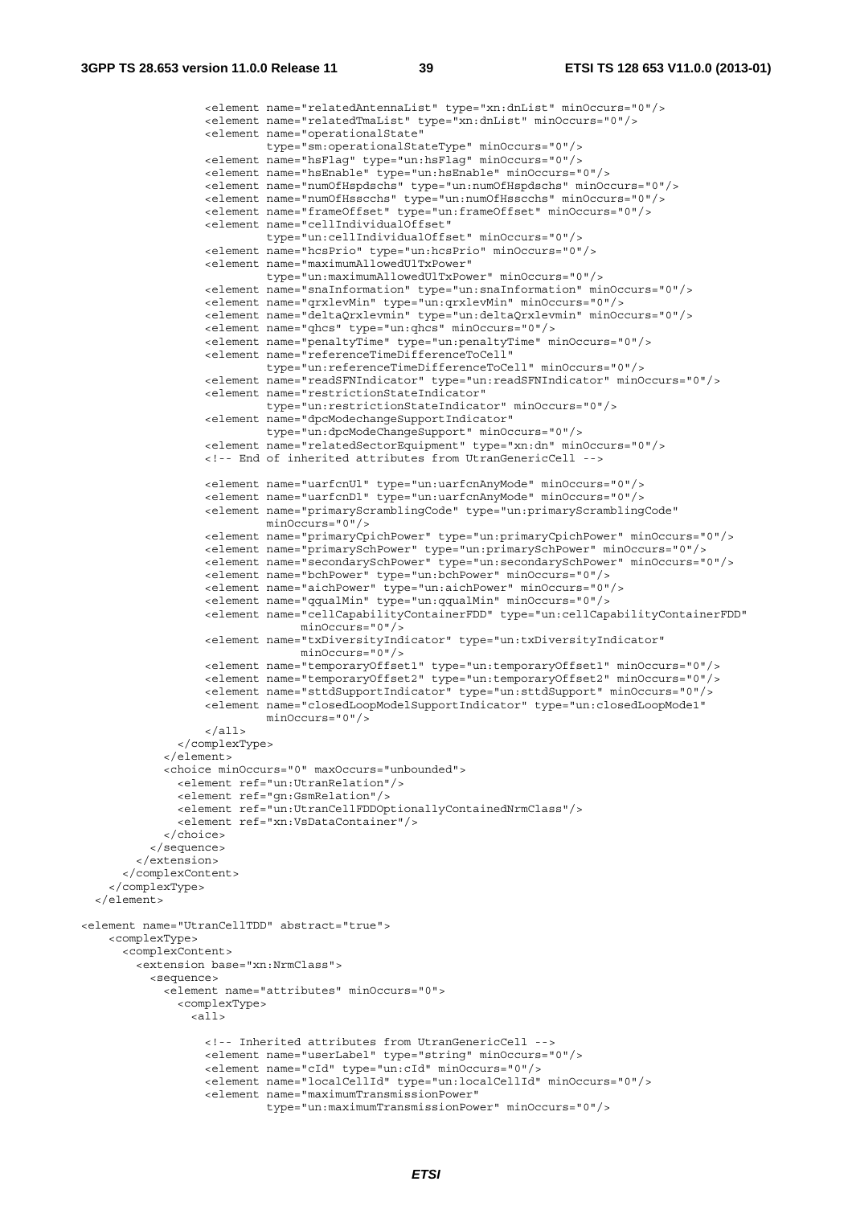```
                <element name="relatedAntennaList" type="xn:dnList" minOccurs="0"/>
                <element name="relatedTmaList" type="xn:dnList" minOccurs="0"/>
                <element name="operationalState"
                         type="sm:operationalStateType" minOccurs="0"/>
                <element name="hsFlag" type="un:hsFlag" minOccurs="0"/>
                <element name="hsEnable" type="un:hsEnable" minOccurs="0"/>
                <element name="numOfHspdschs" type="un:numOfHspdschs" minOccurs="0"/>
                <element name="numOfHsscchs" type="un:numOfHsscchs" minOccurs="0"/>
                <element name="frameOffset" type="un:frameOffset" minOccurs="0"/>
                <element name="cellIndividualOffset"
                         type="un:cellIndividualOffset" minOccurs="0"/>
                <element name="hcsPrio" type="un:hcsPrio" minOccurs="0"/>
                <element name="maximumAllowedUlTxPower"
                         type="un:maximumAllowedUlTxPower" minOccurs="0"/>
                <element name="snaInformation" type="un:snaInformation" minOccurs="0"/>
                <element name="qrxlevMin" type="un:qrxlevMin" minOccurs="0"/>
                <element name="deltaQrxlevmin" type="un:deltaQrxlevmin" minOccurs="0"/>
                <element name="qhcs" type="un:qhcs" minOccurs="0"/>
                <element name="penaltyTime" type="un:penaltyTime" minOccurs="0"/>
                <element name="referenceTimeDifferenceToCell"
                         type="un:referenceTimeDifferenceToCell" minOccurs="0"/>
                <element name="readSFNIndicator" type="un:readSFNIndicator" minOccurs="0"/>
                <element name="restrictionStateIndicator"
                         type="un:restrictionStateIndicator" minOccurs="0"/>
                <element name="dpcModechangeSupportIndicator"
                         type="un:dpcModeChangeSupport" minOccurs="0"/>
                <element name="relatedSectorEquipment" type="xn:dn" minOccurs="0"/>
                <!-- End of inherited attributes from UtranGenericCell -->

                <element name="uarfcnUl" type="un:uarfcnAnyMode" minOccurs="0"/>
                <element name="uarfcnDl" type="un:uarfcnAnyMode" minOccurs="0"/>
                <element name="primaryScramblingCode" type="un:primaryScramblingCode"
                         minOccurs="0"/>
                <element name="primaryCpichPower" type="un:primaryCpichPower" minOccurs="0"/>
                <element name="primarySchPower" type="un:primarySchPower" minOccurs="0"/>
                <element name="secondarySchPower" type="un:secondarySchPower" minOccurs="0"/>
                <element name="bchPower" type="un:bchPower" minOccurs="0"/>
                <element name="aichPower" type="un:aichPower" minOccurs="0"/>
                <element name="qqualMin" type="un:qqualMin" minOccurs="0"/>
                <element name="cellCapabilityContainerFDD" type="un:cellCapabilityContainerFDD"
                           minOccurs="0"/>
                <element name="txDiversityIndicator" type="un:txDiversityIndicator"
                           minOccurs="0"/>
                <element name="temporaryOffset1" type="un:temporaryOffset1" minOccurs="0"/>
                <element name="temporaryOffset2" type="un:temporaryOffset2" minOccurs="0"/>
                <element name="sttdSupportIndicator" type="un:sttdSupport" minOccurs="0"/>
                <element name="closedLoopModelSupportIndicator" type="un:closedLoopMode1"
                         minOccurs="0"/>
              </all>
            </complexType>
          </element>
          <choice minOccurs="0" maxOccurs="unbounded">
            <element ref="un:UtranRelation"/>
            <element ref="gn:GsmRelation"/>
            <element ref="un:UtranCellFDDOptionallyContainedNrmClass"/>
            <element ref="xn:VsDataContainer"/>
          </choice>
        </sequence>
      </extension>
    </complexContent>
  </complexType>
</element>

<element name="UtranCellTDD" abstract="true">
    <complexType>
      <complexContent>
        <extension base="xn:NrmClass">
          <sequence>
            <element name="attributes" minOccurs="0">
              <complexType>
                <all>

                <!-- Inherited attributes from UtranGenericCell -->
                <element name="userLabel" type="string" minOccurs="0"/>
                <element name="cId" type="un:cId" minOccurs="0"/>
                <element name="localCellId" type="un:localCellId" minOccurs="0"/>
                <element name="maximumTransmissionPower"
                         type="un:maximumTransmissionPower" minOccurs="0"/>
```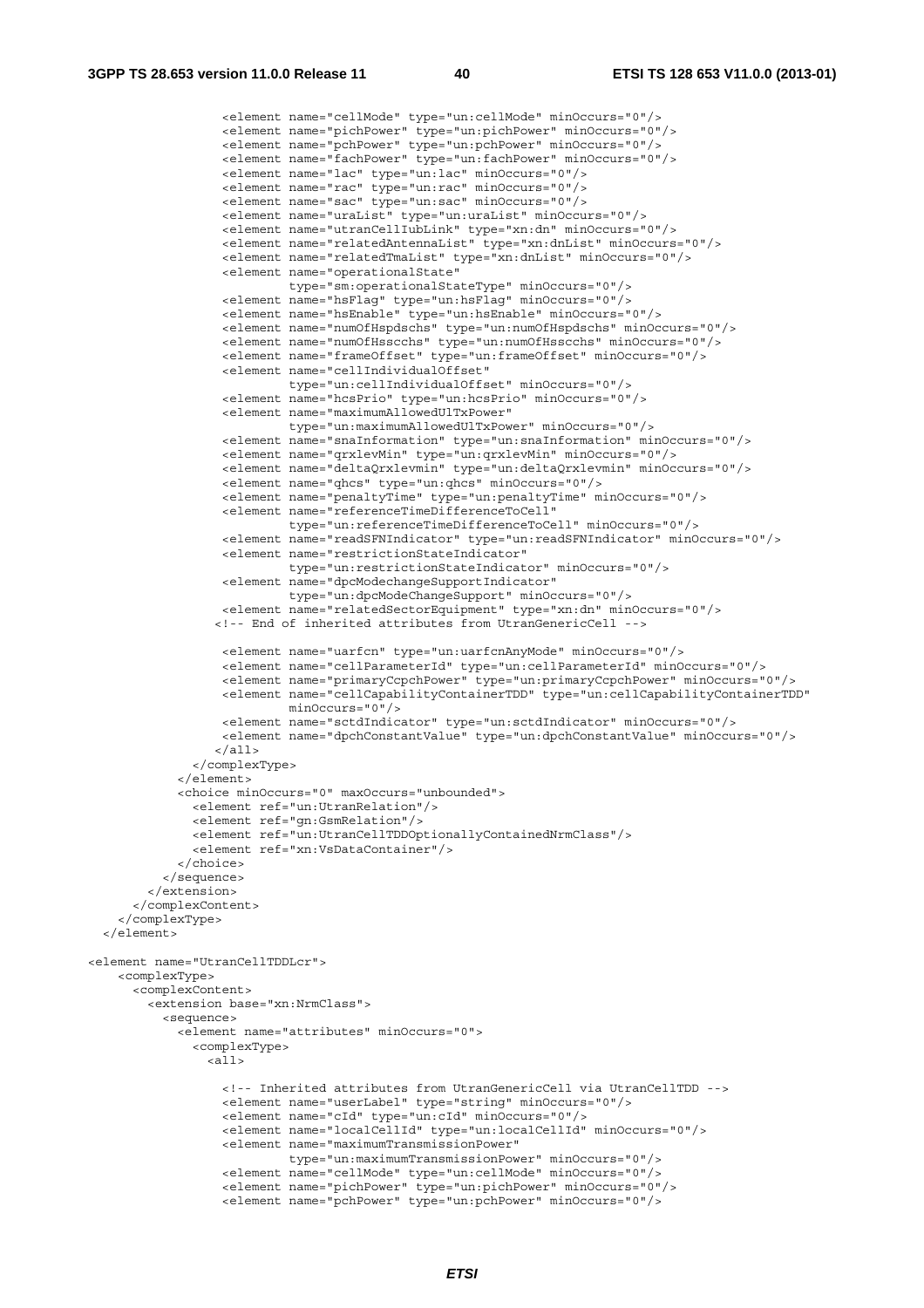```
                <element name="cellMode" type="un:cellMode" minOccurs="0"/>
                <element name="pichPower" type="un:pichPower" minOccurs="0"/>
                <element name="pchPower" type="un:pchPower" minOccurs="0"/>
                <element name="fachPower" type="un:fachPower" minOccurs="0"/>
                <element name="lac" type="un:lac" minOccurs="0"/>
                <element name="rac" type="un:rac" minOccurs="0"/>
                <element name="sac" type="un:sac" minOccurs="0"/>
                <element name="uraList" type="un:uraList" minOccurs="0"/>
                <element name="utranCellIubLink" type="xn:dn" minOccurs="0"/>
                <element name="relatedAntennaList" type="xn:dnList" minOccurs="0"/>
                <element name="relatedTmaList" type="xn:dnList" minOccurs="0"/>
                <element name="operationalState"
                         type="sm:operationalStateType" minOccurs="0"/>
                <element name="hsFlag" type="un:hsFlag" minOccurs="0"/>
                <element name="hsEnable" type="un:hsEnable" minOccurs="0"/>
                <element name="numOfHspdschs" type="un:numOfHspdschs" minOccurs="0"/>
                <element name="numOfHsscchs" type="un:numOfHsscchs" minOccurs="0"/>
                <element name="frameOffset" type="un:frameOffset" minOccurs="0"/>
                <element name="cellIndividualOffset"
                         type="un:cellIndividualOffset" minOccurs="0"/>
                <element name="hcsPrio" type="un:hcsPrio" minOccurs="0"/>
                <element name="maximumAllowedUlTxPower"
                         type="un:maximumAllowedUlTxPower" minOccurs="0"/>
                <element name="snaInformation" type="un:snaInformation" minOccurs="0"/>
                <element name="qrxlevMin" type="un:qrxlevMin" minOccurs="0"/>
                <element name="deltaQrxlevmin" type="un:deltaQrxlevmin" minOccurs="0"/>
                <element name="qhcs" type="un:qhcs" minOccurs="0"/>
                <element name="penaltyTime" type="un:penaltyTime" minOccurs="0"/>
                <element name="referenceTimeDifferenceToCell"
                         type="un:referenceTimeDifferenceToCell" minOccurs="0"/>
                <element name="readSFNIndicator" type="un:readSFNIndicator" minOccurs="0"/>
                <element name="restrictionStateIndicator"
                         type="un:restrictionStateIndicator" minOccurs="0"/>
                <element name="dpcModechangeSupportIndicator"
                         type="un:dpcModeChangeSupport" minOccurs="0"/>
                <element name="relatedSectorEquipment" type="xn:dn" minOccurs="0"/>
               <!-- End of inherited attributes from UtranGenericCell -->

                <element name="uarfcn" type="un:uarfcnAnyMode" minOccurs="0"/>
                <element name="cellParameterId" type="un:cellParameterId" minOccurs="0"/>
                <element name="primaryCcpchPower" type="un:primaryCcpchPower" minOccurs="0"/>
                <element name="cellCapabilityContainerTDD" type="un:cellCapabilityContainerTDD"
                         minOccurs="0"/>
                <element name="sctdIndicator" type="un:sctdIndicator" minOccurs="0"/>
                <element name="dpchConstantValue" type="un:dpchConstantValue" minOccurs="0"/>
              </all>
            </complexType>
          </element>
          <choice minOccurs="0" maxOccurs="unbounded">
            <element ref="un:UtranRelation"/>
            <element ref="gn:GsmRelation"/>
            <element ref="un:UtranCellTDDOptionallyContainedNrmClass"/>
            <element ref="xn:VsDataContainer"/>
          </choice>
        </sequence>
      </extension>
    </complexContent>
  </complexType>
</element>

<element name="UtranCellTDDLcr">
    <complexType>
      <complexContent>
        <extension base="xn:NrmClass">
          <sequence>
            <element name="attributes" minOccurs="0">
              <complexType>
                <all>

                <!-- Inherited attributes from UtranGenericCell via UtranCellTDD -->
                <element name="userLabel" type="string" minOccurs="0"/>
                <element name="cId" type="un:cId" minOccurs="0"/>
                <element name="localCellId" type="un:localCellId" minOccurs="0"/>
                <element name="maximumTransmissionPower"
                         type="un:maximumTransmissionPower" minOccurs="0"/>
                <element name="cellMode" type="un:cellMode" minOccurs="0"/>
                <element name="pichPower" type="un:pichPower" minOccurs="0"/>
                <element name="pchPower" type="un:pchPower" minOccurs="0"/>
```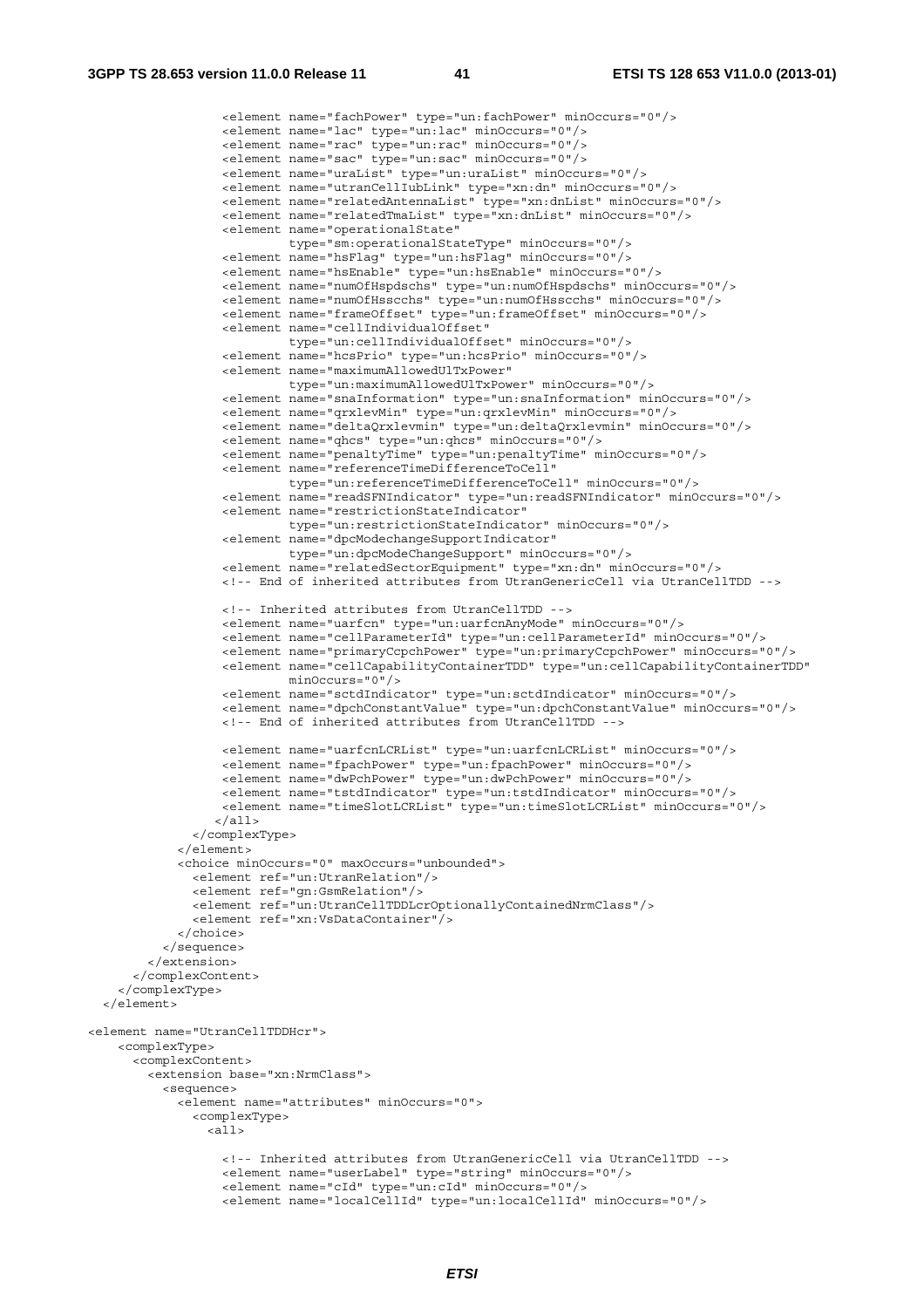```
                <element name="fachPower" type="un:fachPower" minOccurs="0"/>
                <element name="lac" type="un:lac" minOccurs="0"/>
                <element name="rac" type="un:rac" minOccurs="0"/>
                <element name="sac" type="un:sac" minOccurs="0"/>
                <element name="uraList" type="un:uraList" minOccurs="0"/>
                <element name="utranCellIubLink" type="xn:dn" minOccurs="0"/>
                <element name="relatedAntennaList" type="xn:dnList" minOccurs="0"/>
                <element name="relatedTmaList" type="xn:dnList" minOccurs="0"/>
                <element name="operationalState"
                         type="sm:operationalStateType" minOccurs="0"/>
                <element name="hsFlag" type="un:hsFlag" minOccurs="0"/>
                <element name="hsEnable" type="un:hsEnable" minOccurs="0"/>
                <element name="numOfHspdschs" type="un:numOfHspdschs" minOccurs="0"/>
                <element name="numOfHsscchs" type="un:numOfHsscchs" minOccurs="0"/>
                <element name="frameOffset" type="un:frameOffset" minOccurs="0"/>
                <element name="cellIndividualOffset"
                         type="un:cellIndividualOffset" minOccurs="0"/>
                <element name="hcsPrio" type="un:hcsPrio" minOccurs="0"/>
                <element name="maximumAllowedUlTxPower"
                         type="un:maximumAllowedUlTxPower" minOccurs="0"/>
                <element name="snaInformation" type="un:snaInformation" minOccurs="0"/>
                <element name="qrxlevMin" type="un:qrxlevMin" minOccurs="0"/>
                <element name="deltaQrxlevmin" type="un:deltaQrxlevmin" minOccurs="0"/>
                <element name="qhcs" type="un:qhcs" minOccurs="0"/>
                <element name="penaltyTime" type="un:penaltyTime" minOccurs="0"/>
                <element name="referenceTimeDifferenceToCell"
                         type="un:referenceTimeDifferenceToCell" minOccurs="0"/>
                <element name="readSFNIndicator" type="un:readSFNIndicator" minOccurs="0"/>
                <element name="restrictionStateIndicator"
                         type="un:restrictionStateIndicator" minOccurs="0"/>
                <element name="dpcModechangeSupportIndicator"
                         type="un:dpcModeChangeSupport" minOccurs="0"/>
                <element name="relatedSectorEquipment" type="xn:dn" minOccurs="0"/>
                <!-- End of inherited attributes from UtranGenericCell via UtranCellTDD -->

                <!-- Inherited attributes from UtranCellTDD -->
                <element name="uarfcn" type="un:uarfcnAnyMode" minOccurs="0"/>
                <element name="cellParameterId" type="un:cellParameterId" minOccurs="0"/>
                <element name="primaryCcpchPower" type="un:primaryCcpchPower" minOccurs="0"/>
                <element name="cellCapabilityContainerTDD" type="un:cellCapabilityContainerTDD"
                         minOccurs="0"/>
                <element name="sctdIndicator" type="un:sctdIndicator" minOccurs="0"/>
                <element name="dpchConstantValue" type="un:dpchConstantValue" minOccurs="0"/>
                <!-- End of inherited attributes from UtranCellTDD -->

                <element name="uarfcnLCRList" type="un:uarfcnLCRList" minOccurs="0"/>
                <element name="fpachPower" type="un:fpachPower" minOccurs="0"/>
                <element name="dwPchPower" type="un:dwPchPower" minOccurs="0"/>
                <element name="tstdIndicator" type="un:tstdIndicator" minOccurs="0"/>
                <element name="timeSlotLCRList" type="un:timeSlotLCRList" minOccurs="0"/>
              </all>
            </complexType>
          </element>
          <choice minOccurs="0" maxOccurs="unbounded">
            <element ref="un:UtranRelation"/>
            <element ref="gn:GsmRelation"/>
            <element ref="un:UtranCellTDDLcrOptionallyContainedNrmClass"/>
            <element ref="xn:VsDataContainer"/>
          </choice>
        </sequence>
      </extension>
    </complexContent>
  </complexType>
</element>

<element name="UtranCellTDDHcr">
    <complexType>
      <complexContent>
        <extension base="xn:NrmClass">
          <sequence>
            <element name="attributes" minOccurs="0">
              <complexType>
                <all>

                <!-- Inherited attributes from UtranGenericCell via UtranCellTDD -->
                <element name="userLabel" type="string" minOccurs="0"/>
                <element name="cId" type="un:cId" minOccurs="0"/>
                <element name="localCellId" type="un:localCellId" minOccurs="0"/>
```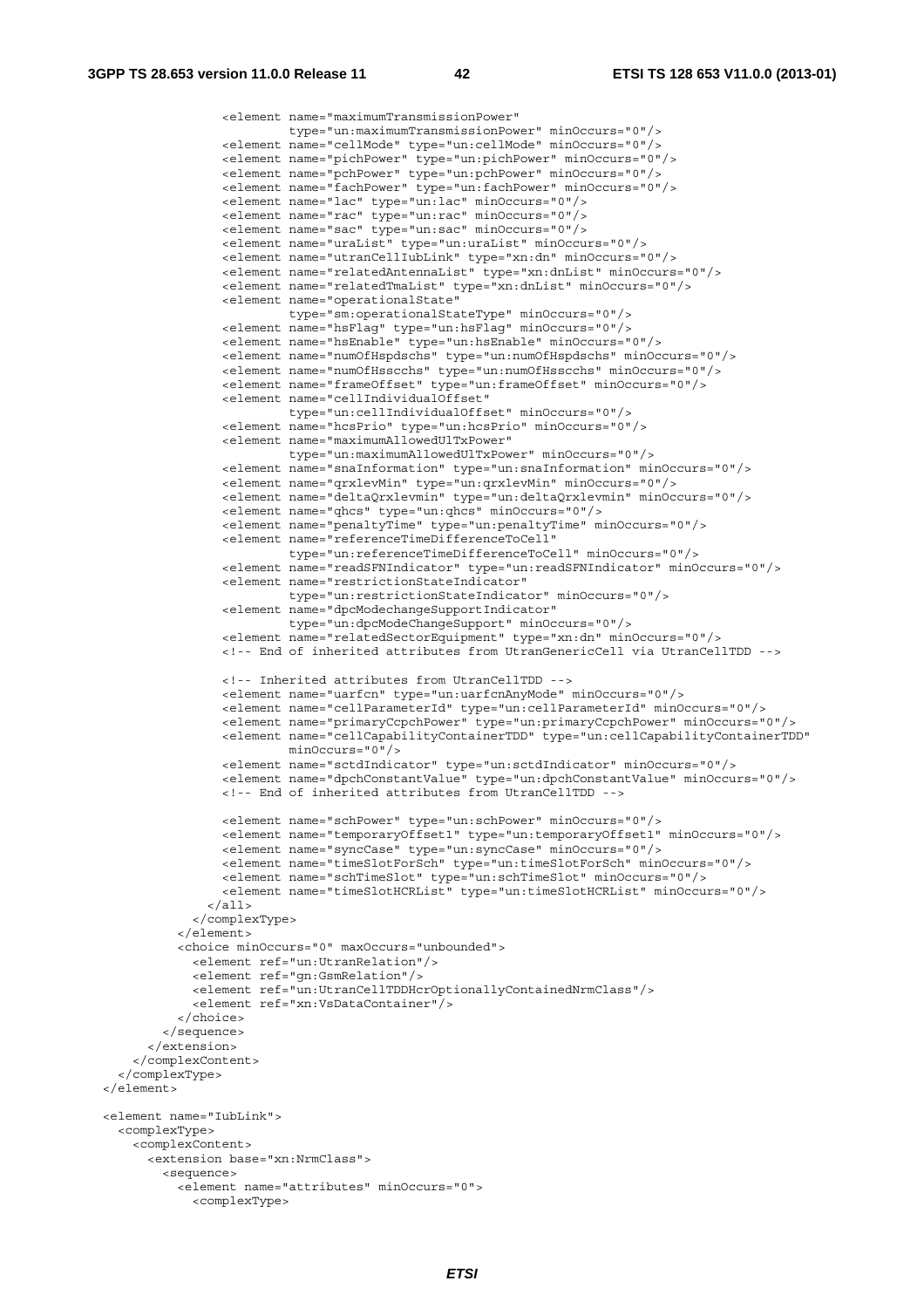```
            <element name="maximumTransmissionPower"
                     type="un:maximumTransmissionPower" minOccurs="0"/>
            <element name="cellMode" type="un:cellMode" minOccurs="0"/>
            <element name="pichPower" type="un:pichPower" minOccurs="0"/>
            <element name="pchPower" type="un:pchPower" minOccurs="0"/>
            <element name="fachPower" type="un:fachPower" minOccurs="0"/>
            <element name="lac" type="un:lac" minOccurs="0"/>
            <element name="rac" type="un:rac" minOccurs="0"/>
            <element name="sac" type="un:sac" minOccurs="0"/>
            <element name="uraList" type="un:uraList" minOccurs="0"/>
            <element name="utranCellIubLink" type="xn:dn" minOccurs="0"/>
            <element name="relatedAntennaList" type="xn:dnList" minOccurs="0"/>
            <element name="relatedTmaList" type="xn:dnList" minOccurs="0"/>
            <element name="operationalState"
                     type="sm:operationalStateType" minOccurs="0"/>
            <element name="hsFlag" type="un:hsFlag" minOccurs="0"/>
            <element name="hsEnable" type="un:hsEnable" minOccurs="0"/>
            <element name="numOfHspdschs" type="un:numOfHspdschs" minOccurs="0"/>
            <element name="numOfHsscchs" type="un:numOfHsscchs" minOccurs="0"/>
            <element name="frameOffset" type="un:frameOffset" minOccurs="0"/>
            <element name="cellIndividualOffset"
                     type="un:cellIndividualOffset" minOccurs="0"/>
            <element name="hcsPrio" type="un:hcsPrio" minOccurs="0"/>
            <element name="maximumAllowedUlTxPower"
                     type="un:maximumAllowedUlTxPower" minOccurs="0"/>
            <element name="snaInformation" type="un:snaInformation" minOccurs="0"/>
            <element name="qrxlevMin" type="un:qrxlevMin" minOccurs="0"/>
            <element name="deltaQrxlevmin" type="un:deltaQrxlevmin" minOccurs="0"/>
            <element name="qhcs" type="un:qhcs" minOccurs="0"/>
            <element name="penaltyTime" type="un:penaltyTime" minOccurs="0"/>
            <element name="referenceTimeDifferenceToCell"
                     type="un:referenceTimeDifferenceToCell" minOccurs="0"/>
            <element name="readSFNIndicator" type="un:readSFNIndicator" minOccurs="0"/>
            <element name="restrictionStateIndicator"
                     type="un:restrictionStateIndicator" minOccurs="0"/>
            <element name="dpcModechangeSupportIndicator"
                     type="un:dpcModeChangeSupport" minOccurs="0"/>
            <element name="relatedSectorEquipment" type="xn:dn" minOccurs="0"/>
            <!-- End of inherited attributes from UtranGenericCell via UtranCellTDD -->

            <!-- Inherited attributes from UtranCellTDD -->
            <element name="uarfcn" type="un:uarfcnAnyMode" minOccurs="0"/>
            <element name="cellParameterId" type="un:cellParameterId" minOccurs="0"/>
            <element name="primaryCcpchPower" type="un:primaryCcpchPower" minOccurs="0"/>
            <element name="cellCapabilityContainerTDD" type="un:cellCapabilityContainerTDD"
                     minOccurs="0"/>
            <element name="sctdIndicator" type="un:sctdIndicator" minOccurs="0"/>
            <element name="dpchConstantValue" type="un:dpchConstantValue" minOccurs="0"/>
            <!-- End of inherited attributes from UtranCellTDD -->

            <element name="schPower" type="un:schPower" minOccurs="0"/>
            <element name="temporaryOffset1" type="un:temporaryOffset1" minOccurs="0"/>
            <element name="syncCase" type="un:syncCase" minOccurs="0"/>
            <element name="timeSlotForSch" type="un:timeSlotForSch" minOccurs="0"/>
            <element name="schTimeSlot" type="un:schTimeSlot" minOccurs="0"/>
            <element name="timeSlotHCRList" type="un:timeSlotHCRList" minOccurs="0"/>
          </all>
        </complexType>
      </element>
      <choice minOccurs="0" maxOccurs="unbounded">
        <element ref="un:UtranRelation"/>
        <element ref="gn:GsmRelation"/>
        <element ref="un:UtranCellTDDHcrOptionallyContainedNrmClass"/>
        <element ref="xn:VsDataContainer"/>
      </choice>
    </sequence>
   </extension>
  </complexContent>
 </complexType>
</element>

<element name="IubLink">
  <complexType>
    <complexContent>
      <extension base="xn:NrmClass">
        <sequence>
          <element name="attributes" minOccurs="0">
            <complexType>
```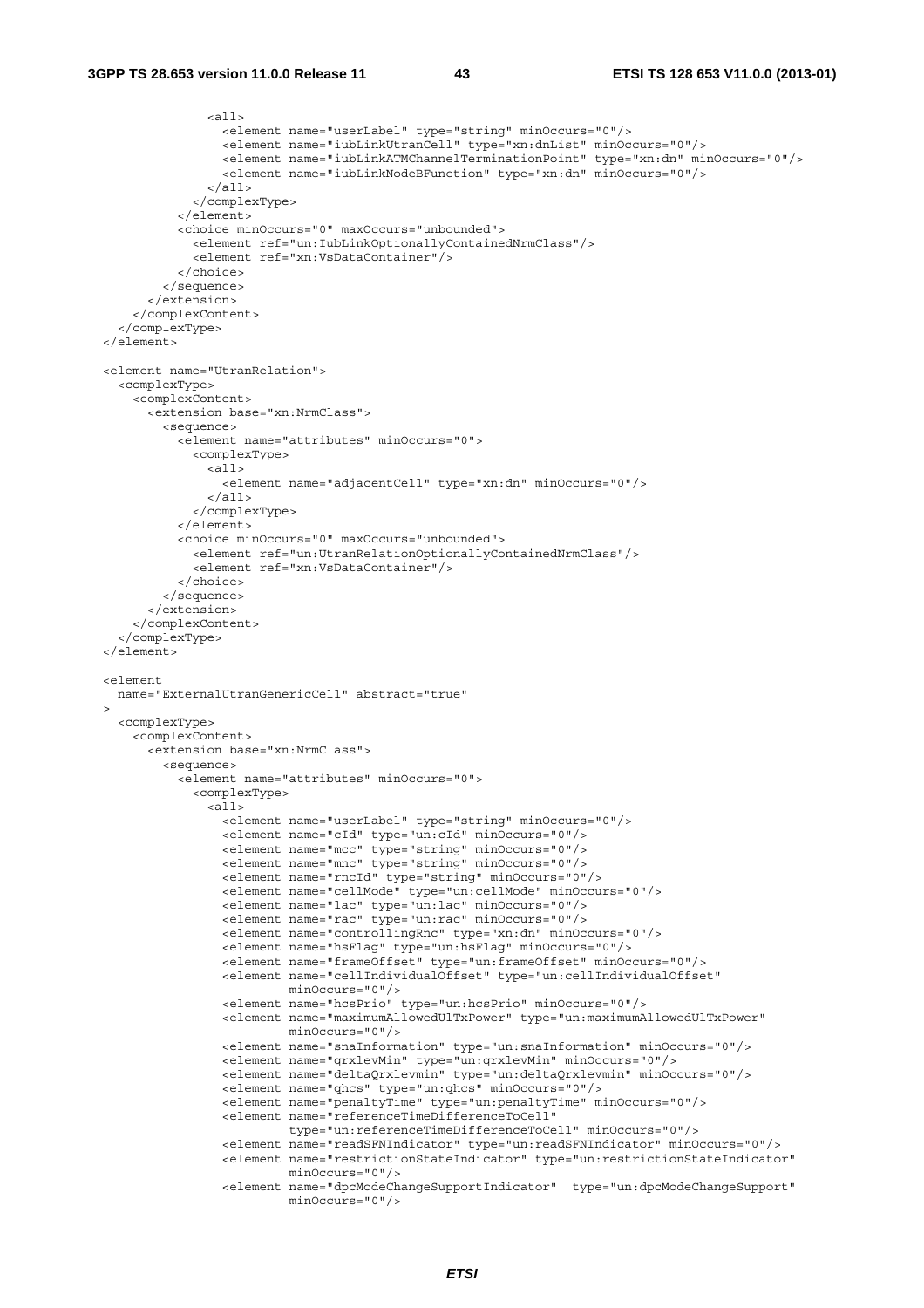```
            <all>
              <element name="userLabel" type="string" minOccurs="0"/>
              <element name="iubLinkUtranCell" type="xn:dnList" minOccurs="0"/>
              <element name="iubLinkATMChannelTerminationPoint" type="xn:dn" minOccurs="0"/>
              <element name="iubLinkNodeBFunction" type="xn:dn" minOccurs="0"/>
            </all>
          </complexType>
        </element>
        <choice minOccurs="0" maxOccurs="unbounded">
          <element ref="un:IubLinkOptionallyContainedNrmClass"/>
          <element ref="xn:VsDataContainer"/>
        </choice>
      </sequence>
    </extension>
  </complexContent>
</complexType>
</element>

<element name="UtranRelation">
  <complexType>
    <complexContent>
      <extension base="xn:NrmClass">
        <sequence>
          <element name="attributes" minOccurs="0">
            <complexType>
              <all>
                <element name="adjacentCell" type="xn:dn" minOccurs="0"/>
              </all>
            </complexType>
          </element>
          <choice minOccurs="0" maxOccurs="unbounded">
            <element ref="un:UtranRelationOptionallyContainedNrmClass"/>
            <element ref="xn:VsDataContainer"/>
          </choice>
        </sequence>
      </extension>
    </complexContent>
  </complexType>
</element>

<element
  name="ExternalUtranGenericCell" abstract="true"
>
  <complexType>
    <complexContent>
      <extension base="xn:NrmClass">
        <sequence>
          <element name="attributes" minOccurs="0">
            <complexType>
              <all>
                <element name="userLabel" type="string" minOccurs="0"/>
                <element name="cId" type="un:cId" minOccurs="0"/>
                <element name="mcc" type="string" minOccurs="0"/>
                <element name="mnc" type="string" minOccurs="0"/>
                <element name="rncId" type="string" minOccurs="0"/>
                <element name="cellMode" type="un:cellMode" minOccurs="0"/>
                <element name="lac" type="un:lac" minOccurs="0"/>
                <element name="rac" type="un:rac" minOccurs="0"/>
                <element name="controllingRnc" type="xn:dn" minOccurs="0"/>
                <element name="hsFlag" type="un:hsFlag" minOccurs="0"/>
                <element name="frameOffset" type="un:frameOffset" minOccurs="0"/>
                <element name="cellIndividualOffset" type="un:cellIndividualOffset"
                         minOccurs="0"/>
                <element name="hcsPrio" type="un:hcsPrio" minOccurs="0"/>
                <element name="maximumAllowedUlTxPower" type="un:maximumAllowedUlTxPower"
                         minOccurs="0"/>
                <element name="snaInformation" type="un:snaInformation" minOccurs="0"/>
                <element name="qrxlevMin" type="un:qrxlevMin" minOccurs="0"/>
                <element name="deltaQrxlevmin" type="un:deltaQrxlevmin" minOccurs="0"/>
                <element name="qhcs" type="un:qhcs" minOccurs="0"/>
                <element name="penaltyTime" type="un:penaltyTime" minOccurs="0"/>
                <element name="referenceTimeDifferenceToCell"
                         type="un:referenceTimeDifferenceToCell" minOccurs="0"/>
                <element name="readSFNIndicator" type="un:readSFNIndicator" minOccurs="0"/>
                <element name="restrictionStateIndicator" type="un:restrictionStateIndicator"
                         minOccurs="0"/>
                <element name="dpcModeChangeSupportIndicator"  type="un:dpcModeChangeSupport"
                         minOccurs="0"/>
```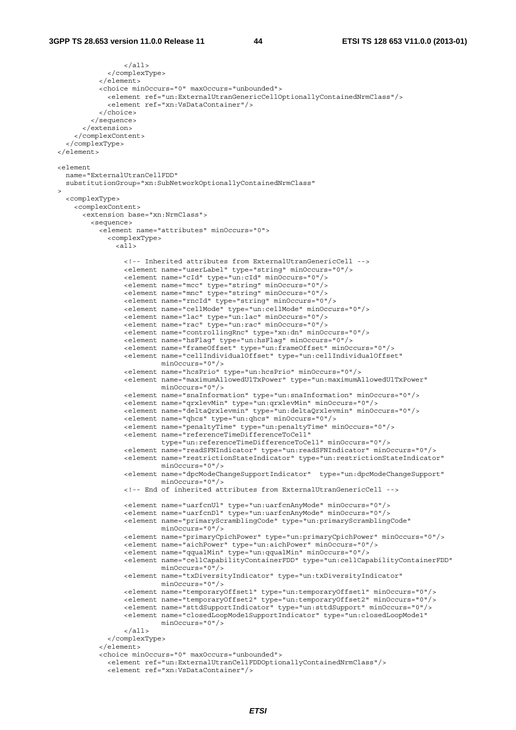```
              </all>
            </complexType>
          </element>
          <choice minOccurs="0" maxOccurs="unbounded">
            <element ref="un:ExternalUtranGenericCellOptionallyContainedNrmClass"/>
            <element ref="xn:VsDataContainer"/>
          </choice>
        </sequence>
      </extension>
    </complexContent>
  </complexType>
</element>

<element
  name="ExternalUtranCellFDD"
  substitutionGroup="xn:SubNetworkOptionallyContainedNrmClass"
>
  <complexType>
    <complexContent>
      <extension base="xn:NrmClass">
        <sequence>
          <element name="attributes" minOccurs="0">
            <complexType>
              <all>

                <!-- Inherited attributes from ExternalUtranGenericCell -->
                <element name="userLabel" type="string" minOccurs="0"/>
                <element name="cId" type="un:cId" minOccurs="0"/>
                <element name="mcc" type="string" minOccurs="0"/>
                <element name="mnc" type="string" minOccurs="0"/>
                <element name="rncId" type="string" minOccurs="0"/>
                <element name="cellMode" type="un:cellMode" minOccurs="0"/>
                <element name="lac" type="un:lac" minOccurs="0"/>
                <element name="rac" type="un:rac" minOccurs="0"/>
                <element name="controllingRnc" type="xn:dn" minOccurs="0"/>
                <element name="hsFlag" type="un:hsFlag" minOccurs="0"/>
                <element name="frameOffset" type="un:frameOffset" minOccurs="0"/>
                <element name="cellIndividualOffset" type="un:cellIndividualOffset"
                         minOccurs="0"/>
                <element name="hcsPrio" type="un:hcsPrio" minOccurs="0"/>
                <element name="maximumAllowedUlTxPower" type="un:maximumAllowedUlTxPower"
                         minOccurs="0"/>
                <element name="snaInformation" type="un:snaInformation" minOccurs="0"/>
                <element name="qrxlevMin" type="un:qrxlevMin" minOccurs="0"/>
                <element name="deltaQrxlevmin" type="un:deltaQrxlevmin" minOccurs="0"/>
                <element name="qhcs" type="un:qhcs" minOccurs="0"/>
                <element name="penaltyTime" type="un:penaltyTime" minOccurs="0"/>
                <element name="referenceTimeDifferenceToCell"
                         type="un:referenceTimeDifferenceToCell" minOccurs="0"/>
                <element name="readSFNIndicator" type="un:readSFNIndicator" minOccurs="0"/>
                <element name="restrictionStateIndicator" type="un:restrictionStateIndicator"
                         minOccurs="0"/>
                <element name="dpcModeChangeSupportIndicator"  type="un:dpcModeChangeSupport"
                         minOccurs="0"/>
                <!-- End of inherited attributes from ExternalUtranGenericCell -->

                <element name="uarfcnUl" type="un:uarfcnAnyMode" minOccurs="0"/>
                <element name="uarfcnDl" type="un:uarfcnAnyMode" minOccurs="0"/>
                <element name="primaryScramblingCode" type="un:primaryScramblingCode"
                         minOccurs="0"/>
                <element name="primaryCpichPower" type="un:primaryCpichPower" minOccurs="0"/>
                <element name="aichPower" type="un:aichPower" minOccurs="0"/>
                <element name="qqualMin" type="un:qqualMin" minOccurs="0"/>
                <element name="cellCapabilityContainerFDD" type="un:cellCapabilityContainerFDD"
                         minOccurs="0"/>
                <element name="txDiversityIndicator" type="un:txDiversityIndicator"
                         minOccurs="0"/>
                <element name="temporaryOffset1" type="un:temporaryOffset1" minOccurs="0"/>
                <element name="temporaryOffset2" type="un:temporaryOffset2" minOccurs="0"/>
                <element name="sttdSupportIndicator" type="un:sttdSupport" minOccurs="0"/>
                <element name="closedLoopMode1SupportIndicator" type="un:closedLoopMode1"
                         minOccurs="0"/>
              </all>
            </complexType>
          </element>
          <choice minOccurs="0" maxOccurs="unbounded">
            <element ref="un:ExternalUtranCellFDDOptionallyContainedNrmClass"/>
            <element ref="xn:VsDataContainer"/>
```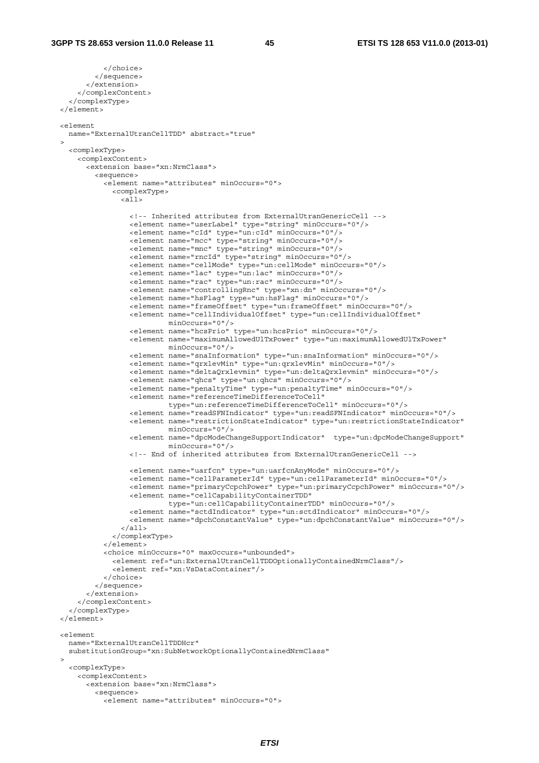```
          </choice>
        </sequence>
      </extension>
    </complexContent>
  </complexType>
</element>

<element
  name="ExternalUtranCellTDD" abstract="true"
>
  <complexType>
    <complexContent>
      <extension base="xn:NrmClass">
        <sequence>
          <element name="attributes" minOccurs="0">
            <complexType>
              <all>

                <!-- Inherited attributes from ExternalUtranGenericCell -->
                <element name="userLabel" type="string" minOccurs="0"/>
                <element name="cId" type="un:cId" minOccurs="0"/>
                <element name="mcc" type="string" minOccurs="0"/>
                <element name="mnc" type="string" minOccurs="0"/>
                <element name="rncId" type="string" minOccurs="0"/>
                <element name="cellMode" type="un:cellMode" minOccurs="0"/>
                <element name="lac" type="un:lac" minOccurs="0"/>
                <element name="rac" type="un:rac" minOccurs="0"/>
                <element name="controllingRnc" type="xn:dn" minOccurs="0"/>
                <element name="hsFlag" type="un:hsFlag" minOccurs="0"/>
                <element name="frameOffset" type="un:frameOffset" minOccurs="0"/>
                <element name="cellIndividualOffset" type="un:cellIndividualOffset"
                         minOccurs="0"/>
                <element name="hcsPrio" type="un:hcsPrio" minOccurs="0"/>
                <element name="maximumAllowedUlTxPower" type="un:maximumAllowedUlTxPower"
                         minOccurs="0"/>
                <element name="snaInformation" type="un:snaInformation" minOccurs="0"/>
                <element name="qrxlevMin" type="un:qrxlevMin" minOccurs="0"/>
                <element name="deltaQrxlevmin" type="un:deltaQrxlevmin" minOccurs="0"/>
                <element name="qhcs" type="un:qhcs" minOccurs="0"/>
                <element name="penaltyTime" type="un:penaltyTime" minOccurs="0"/>
                <element name="referenceTimeDifferenceToCell"
                         type="un:referenceTimeDifferenceToCell" minOccurs="0"/>
                <element name="readSFNIndicator" type="un:readSFNIndicator" minOccurs="0"/>
                <element name="restrictionStateIndicator" type="un:restrictionStateIndicator"
                         minOccurs="0"/>
                <element name="dpcModeChangeSupportIndicator"  type="un:dpcModeChangeSupport"
                         minOccurs="0"/>
                <!-- End of inherited attributes from ExternalUtranGenericCell -->

                <element name="uarfcn" type="un:uarfcnAnyMode" minOccurs="0"/>
                <element name="cellParameterId" type="un:cellParameterId" minOccurs="0"/>
                <element name="primaryCcpchPower" type="un:primaryCcpchPower" minOccurs="0"/>
                <element name="cellCapabilityContainerTDD"
                         type="un:cellCapabilityContainerTDD" minOccurs="0"/>
                <element name="sctdIndicator" type="un:sctdIndicator" minOccurs="0"/>
                <element name="dpchConstantValue" type="un:dpchConstantValue" minOccurs="0"/>
              </all>
            </complexType>
          </element>
          <choice minOccurs="0" maxOccurs="unbounded">
            <element ref="un:ExternalUtranCellTDDOptionallyContainedNrmClass"/>
            <element ref="xn:VsDataContainer"/>
          </choice>
        </sequence>
      </extension>
    </complexContent>
  </complexType>
</element>

<element
  name="ExternalUtranCellTDDHcr"
  substitutionGroup="xn:SubNetworkOptionallyContainedNrmClass"
>
  <complexType>
    <complexContent>
      <extension base="xn:NrmClass">
        <sequence>
          <element name="attributes" minOccurs="0">
```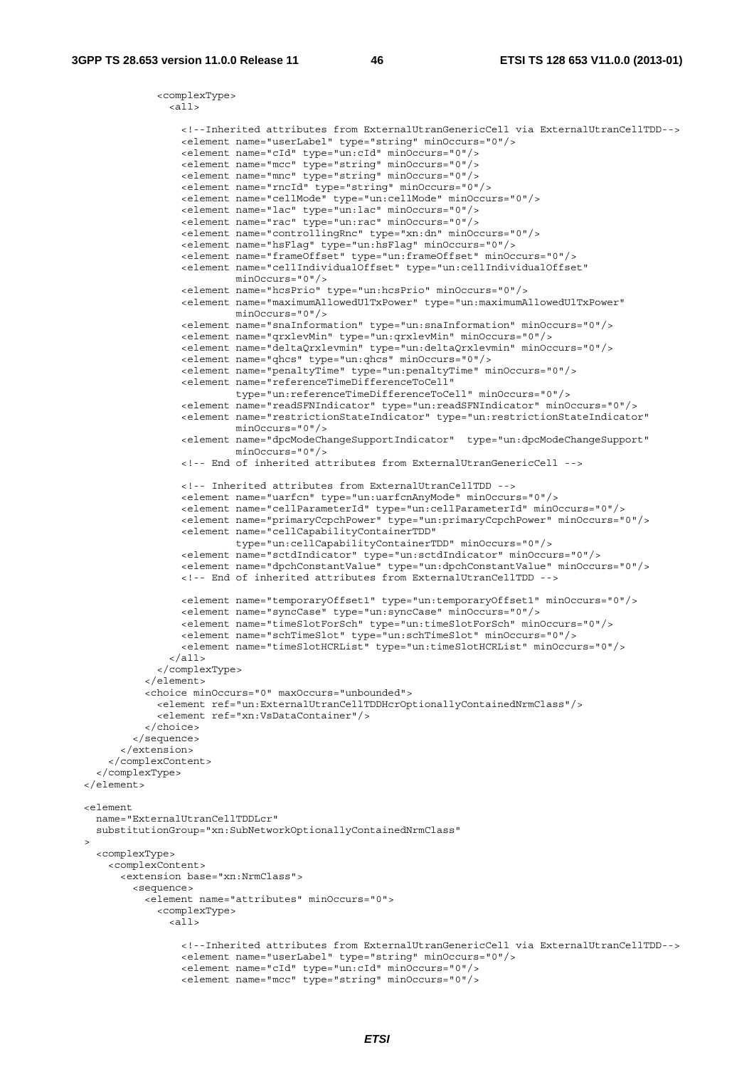```
            <complexType>
              <all>

                <!--Inherited attributes from ExternalUtranGenericCell via ExternalUtranCellTDD-->
                <element name="userLabel" type="string" minOccurs="0"/>
                <element name="cId" type="un:cId" minOccurs="0"/>
                <element name="mcc" type="string" minOccurs="0"/>
                <element name="mnc" type="string" minOccurs="0"/>
                <element name="rncId" type="string" minOccurs="0"/>
                <element name="cellMode" type="un:cellMode" minOccurs="0"/>
                <element name="lac" type="un:lac" minOccurs="0"/>
                <element name="rac" type="un:rac" minOccurs="0"/>
                <element name="controllingRnc" type="xn:dn" minOccurs="0"/>
                <element name="hsFlag" type="un:hsFlag" minOccurs="0"/>
                <element name="frameOffset" type="un:frameOffset" minOccurs="0"/>
                <element name="cellIndividualOffset" type="un:cellIndividualOffset"
                         minOccurs="0"/>
                <element name="hcsPrio" type="un:hcsPrio" minOccurs="0"/>
                <element name="maximumAllowedUlTxPower" type="un:maximumAllowedUlTxPower"
                         minOccurs="0"/>
                <element name="snaInformation" type="un:snaInformation" minOccurs="0"/>
                <element name="qrxlevMin" type="un:qrxlevMin" minOccurs="0"/>
                <element name="deltaQrxlevmin" type="un:deltaQrxlevmin" minOccurs="0"/>
                <element name="qhcs" type="un:qhcs" minOccurs="0"/>
                <element name="penaltyTime" type="un:penaltyTime" minOccurs="0"/>
                <element name="referenceTimeDifferenceToCell"
                         type="un:referenceTimeDifferenceToCell" minOccurs="0"/>
                <element name="readSFNIndicator" type="un:readSFNIndicator" minOccurs="0"/>
                <element name="restrictionStateIndicator" type="un:restrictionStateIndicator"
                         minOccurs="0"/>
                <element name="dpcModeChangeSupportIndicator"  type="un:dpcModeChangeSupport"
                         minOccurs="0"/>
                <!-- End of inherited attributes from ExternalUtranGenericCell -->

                <!-- Inherited attributes from ExternalUtranCellTDD -->
                <element name="uarfcn" type="un:uarfcnAnyMode" minOccurs="0"/>
                <element name="cellParameterId" type="un:cellParameterId" minOccurs="0"/>
                <element name="primaryCcpchPower" type="un:primaryCcpchPower" minOccurs="0"/>
                <element name="cellCapabilityContainerTDD"
                         type="un:cellCapabilityContainerTDD" minOccurs="0"/>
                <element name="sctdIndicator" type="un:sctdIndicator" minOccurs="0"/>
                <element name="dpchConstantValue" type="un:dpchConstantValue" minOccurs="0"/>
                <!-- End of inherited attributes from ExternalUtranCellTDD -->

                <element name="temporaryOffset1" type="un:temporaryOffset1" minOccurs="0"/>
                <element name="syncCase" type="un:syncCase" minOccurs="0"/>
                <element name="timeSlotForSch" type="un:timeSlotForSch" minOccurs="0"/>
                <element name="schTimeSlot" type="un:schTimeSlot" minOccurs="0"/>
                <element name="timeSlotHCRList" type="un:timeSlotHCRList" minOccurs="0"/>
              </all>
            </complexType>
          </element>
          <choice minOccurs="0" maxOccurs="unbounded">
            <element ref="un:ExternalUtranCellTDDHcrOptionallyContainedNrmClass"/>
            <element ref="xn:VsDataContainer"/>
          </choice>
        </sequence>
      </extension>
    </complexContent>
  </complexType>
</element>

<element
  name="ExternalUtranCellTDDLcr"
  substitutionGroup="xn:SubNetworkOptionallyContainedNrmClass"
>
  <complexType>
    <complexContent>
      <extension base="xn:NrmClass">
        <sequence>
          <element name="attributes" minOccurs="0">
            <complexType>
              <all>

                <!--Inherited attributes from ExternalUtranGenericCell via ExternalUtranCellTDD-->
                <element name="userLabel" type="string" minOccurs="0"/>
                <element name="cId" type="un:cId" minOccurs="0"/>
                <element name="mcc" type="string" minOccurs="0"/>
```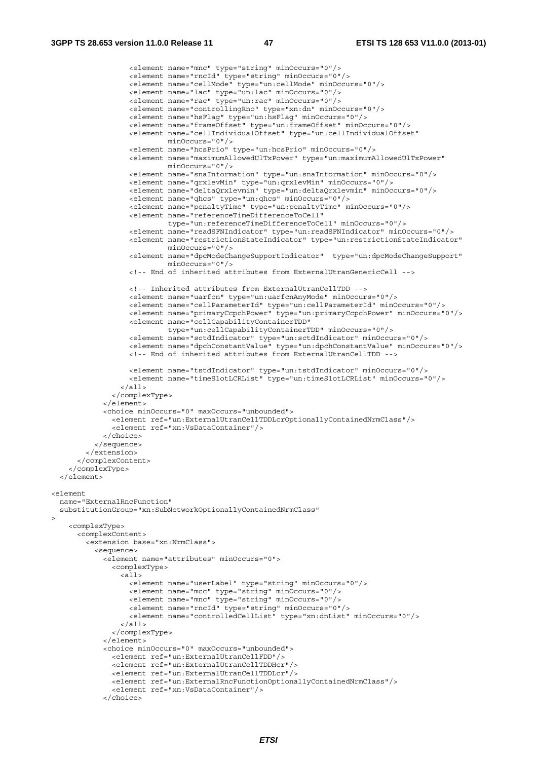```
                <element name="mnc" type="string" minOccurs="0"/>
                <element name="rncId" type="string" minOccurs="0"/>
                <element name="cellMode" type="un:cellMode" minOccurs="0"/>
                <element name="lac" type="un:lac" minOccurs="0"/>
                <element name="rac" type="un:rac" minOccurs="0"/>
                <element name="controllingRnc" type="xn:dn" minOccurs="0"/>
                <element name="hsFlag" type="un:hsFlag" minOccurs="0"/>
                <element name="frameOffset" type="un:frameOffset" minOccurs="0"/>
                <element name="cellIndividualOffset" type="un:cellIndividualOffset"
                         minOccurs="0"/>
                <element name="hcsPrio" type="un:hcsPrio" minOccurs="0"/>
                <element name="maximumAllowedUlTxPower" type="un:maximumAllowedUlTxPower"
                         minOccurs="0"/>
                <element name="snaInformation" type="un:snaInformation" minOccurs="0"/>
                <element name="qrxlevMin" type="un:qrxlevMin" minOccurs="0"/>
                <element name="deltaQrxlevmin" type="un:deltaQrxlevmin" minOccurs="0"/>
                <element name="qhcs" type="un:qhcs" minOccurs="0"/>
                <element name="penaltyTime" type="un:penaltyTime" minOccurs="0"/>
                <element name="referenceTimeDifferenceToCell"
                         type="un:referenceTimeDifferenceToCell" minOccurs="0"/>
                <element name="readSFNIndicator" type="un:readSFNIndicator" minOccurs="0"/>
                <element name="restrictionStateIndicator" type="un:restrictionStateIndicator"
                         minOccurs="0"/>
                <element name="dpcModeChangeSupportIndicator"  type="un:dpcModeChangeSupport"
                         minOccurs="0"/>
                <!-- End of inherited attributes from ExternalUtranGenericCell -->

                <!-- Inherited attributes from ExternalUtranCellTDD -->
                <element name="uarfcn" type="un:uarfcnAnyMode" minOccurs="0"/>
                <element name="cellParameterId" type="un:cellParameterId" minOccurs="0"/>
                <element name="primaryCcpchPower" type="un:primaryCcpchPower" minOccurs="0"/>
                <element name="cellCapabilityContainerTDD"
                         type="un:cellCapabilityContainerTDD" minOccurs="0"/>
                <element name="sctdIndicator" type="un:sctdIndicator" minOccurs="0"/>
                <element name="dpchConstantValue" type="un:dpchConstantValue" minOccurs="0"/>
                <!-- End of inherited attributes from ExternalUtranCellTDD -->

                <element name="tstdIndicator" type="un:tstdIndicator" minOccurs="0"/>
                <element name="timeSlotLCRList" type="un:timeSlotLCRList" minOccurs="0"/>
              </all>
            </complexType>
          </element>
          <choice minOccurs="0" maxOccurs="unbounded">
            <element ref="un:ExternalUtranCellTDDLcrOptionallyContainedNrmClass"/>
            <element ref="xn:VsDataContainer"/>
          </choice>
        </sequence>
      </extension>
    </complexContent>
  </complexType>
</element>

<element
  name="ExternalRncFunction"
  substitutionGroup="xn:SubNetworkOptionallyContainedNrmClass"
>
    <complexType>
      <complexContent>
        <extension base="xn:NrmClass">
          <sequence>
            <element name="attributes" minOccurs="0">
              <complexType>
                <all>
                  <element name="userLabel" type="string" minOccurs="0"/>
                  <element name="mcc" type="string" minOccurs="0"/>
                  <element name="mnc" type="string" minOccurs="0"/>
                  <element name="rncId" type="string" minOccurs="0"/>
                  <element name="controlledCellList" type="xn:dnList" minOccurs="0"/>
                </all>
              </complexType>
            </element>
            <choice minOccurs="0" maxOccurs="unbounded">
              <element ref="un:ExternalUtranCellFDD"/>
              <element ref="un:ExternalUtranCellTDDHcr"/>
              <element ref="un:ExternalUtranCellTDDLcr"/>
              <element ref="un:ExternalRncFunctionOptionallyContainedNrmClass"/>
              <element ref="xn:VsDataContainer"/>
            </choice>
```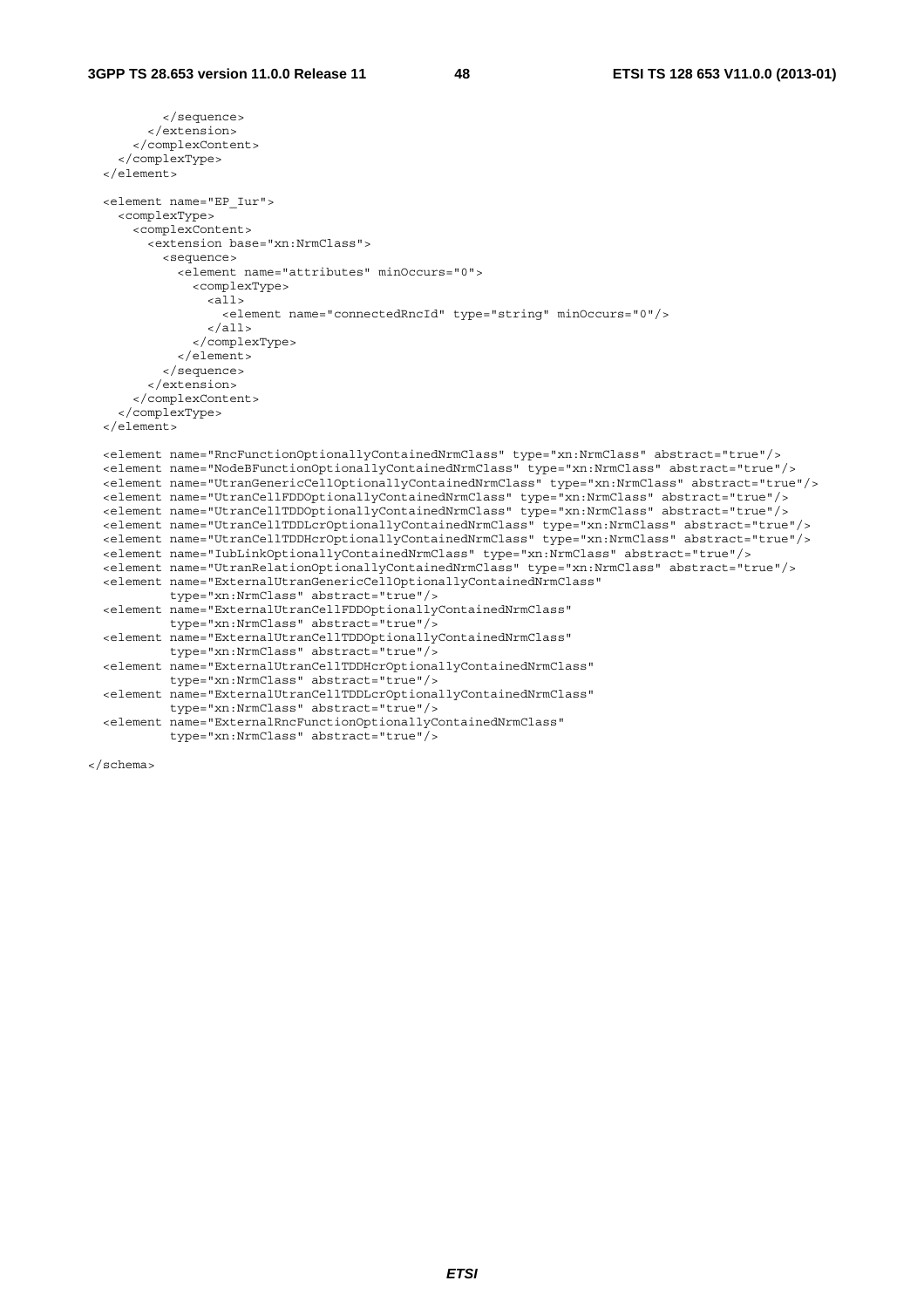```
          </sequence>
        </extension>
      </complexContent>
    </complexType>
  </element>

  <element name="EP_Iur">
    <complexType>
      <complexContent>
        <extension base="xn:NrmClass">
          <sequence>
            <element name="attributes" minOccurs="0">
              <complexType>
                <all>
                  <element name="connectedRncId" type="string" minOccurs="0"/>
                </all>
              </complexType>
            </element>
          </sequence>
        </extension>
      </complexContent>
    </complexType>
  </element>

  <element name="RncFunctionOptionallyContainedNrmClass" type="xn:NrmClass" abstract="true"/>
  <element name="NodeBFunctionOptionallyContainedNrmClass" type="xn:NrmClass" abstract="true"/>
  <element name="UtranGenericCellOptionallyContainedNrmClass" type="xn:NrmClass" abstract="true"/>
  <element name="UtranCellFDDOptionallyContainedNrmClass" type="xn:NrmClass" abstract="true"/>
  <element name="UtranCellTDDOptionallyContainedNrmClass" type="xn:NrmClass" abstract="true"/>
  <element name="UtranCellTDDLcrOptionallyContainedNrmClass" type="xn:NrmClass" abstract="true"/>
  <element name="UtranCellTDDHcrOptionallyContainedNrmClass" type="xn:NrmClass" abstract="true"/>
  <element name="IubLinkOptionallyContainedNrmClass" type="xn:NrmClass" abstract="true"/>
  <element name="UtranRelationOptionallyContainedNrmClass" type="xn:NrmClass" abstract="true"/>
  <element name="ExternalUtranGenericCellOptionallyContainedNrmClass"
           type="xn:NrmClass" abstract="true"/>
  <element name="ExternalUtranCellFDDOptionallyContainedNrmClass"
           type="xn:NrmClass" abstract="true"/>
  <element name="ExternalUtranCellTDDOptionallyContainedNrmClass"
           type="xn:NrmClass" abstract="true"/>
  <element name="ExternalUtranCellTDDHcrOptionallyContainedNrmClass"
           type="xn:NrmClass" abstract="true"/>
  <element name="ExternalUtranCellTDDLcrOptionallyContainedNrmClass"
           type="xn:NrmClass" abstract="true"/>
  <element name="ExternalRncFunctionOptionallyContainedNrmClass"
           type="xn:NrmClass" abstract="true"/>

</schema>
```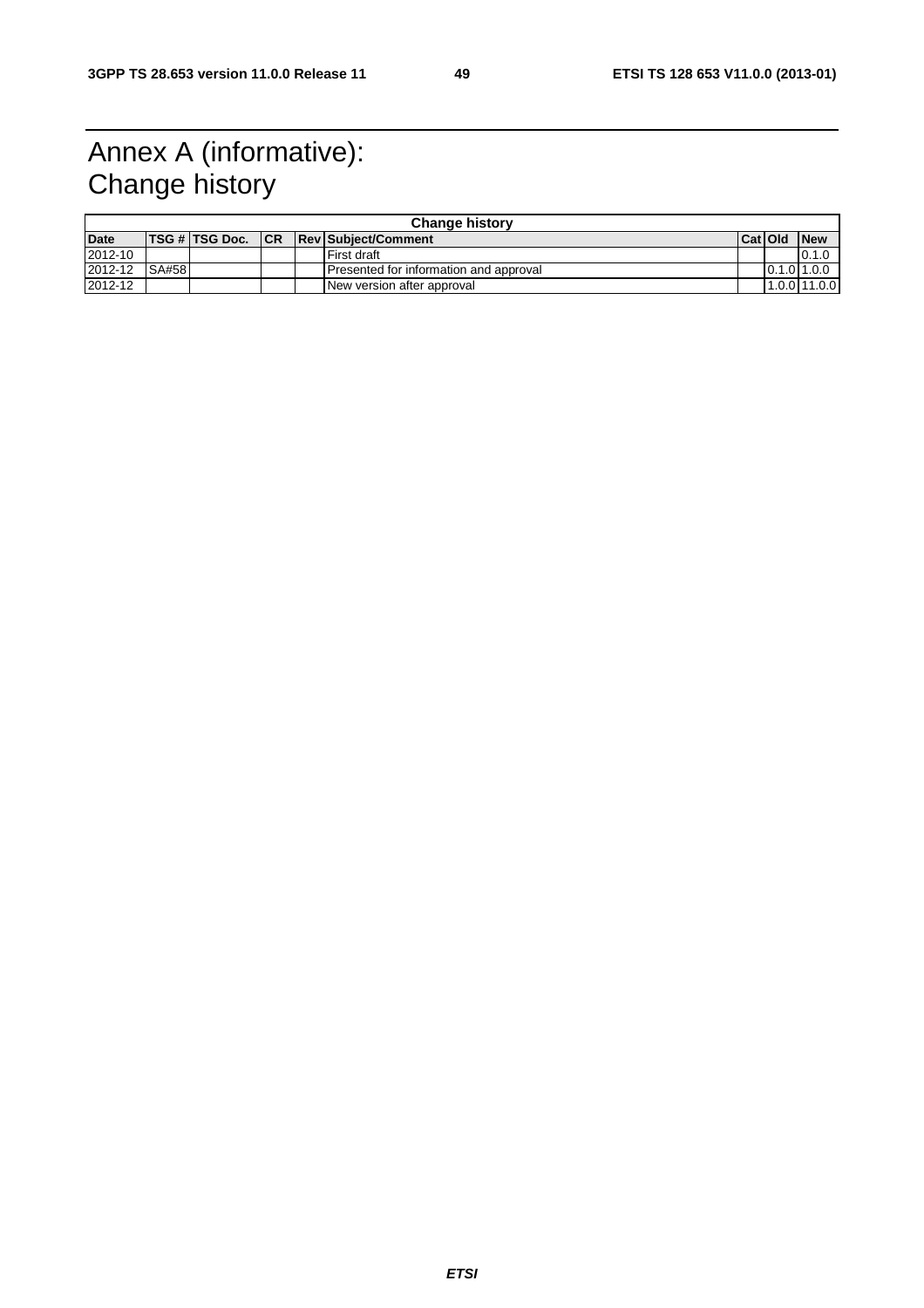# Annex A (informative): Change history

| Change history | | | | | | | | |
|---|---|---|---|---|---|---|---|---|
| **Date** | **TSG #** | **TSG Doc.** | **CR** | **Rev** | **Subject/Comment** | **Cat** | **Old** | **New** |
| 2012-10 | | | | | First draft | | | 0.1.0 |
| 2012-12 | SA#58 | | | | Presented for information and approval | | 0.1.0 | 1.0.0 |
| 2012-12 | | | | | New version after approval | | 1.0.0 | 11.0.0 |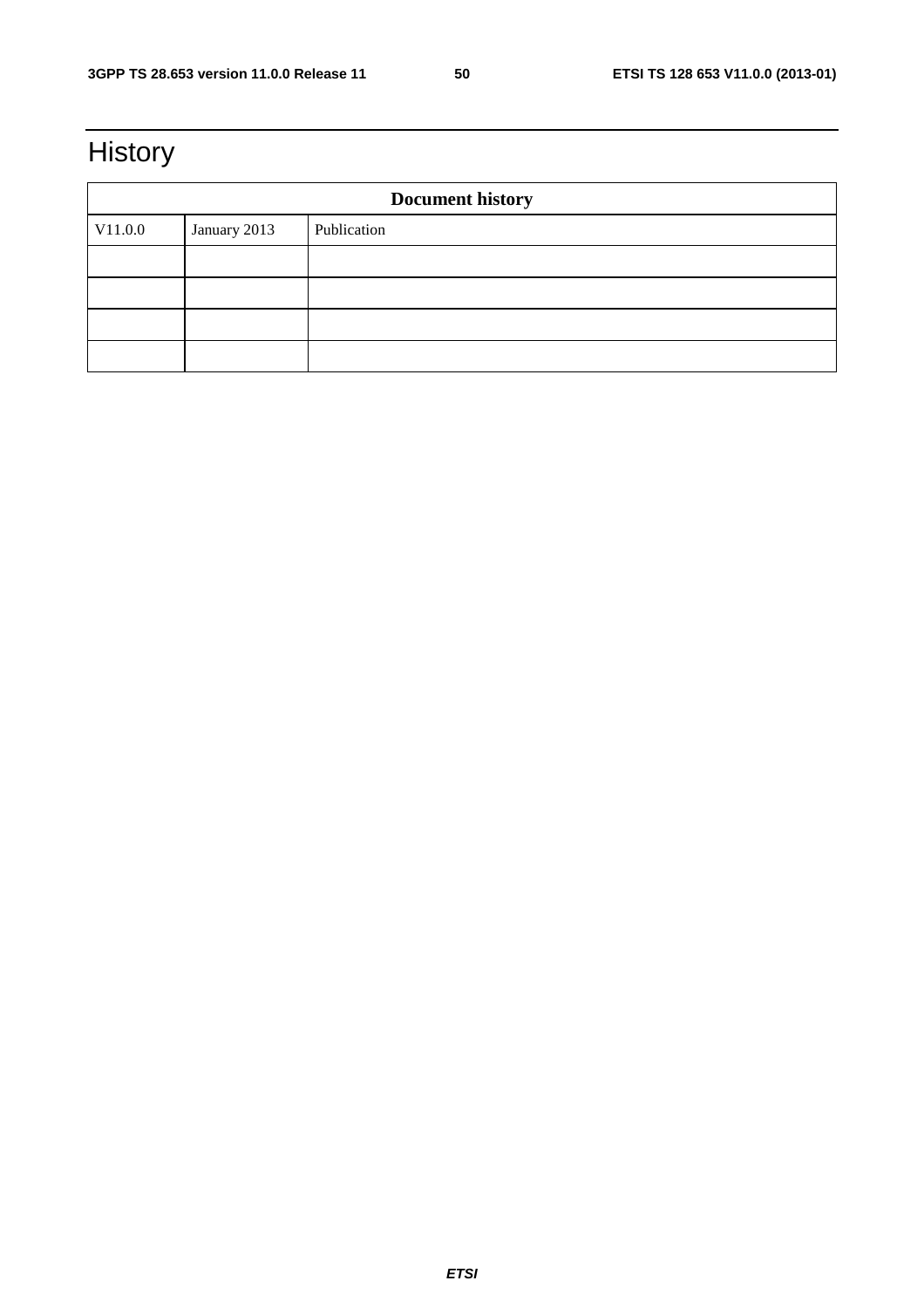# History

| Document history | | |
|---|---|---|
| V11.0.0 | January 2013 | Publication |
| | | |
| | | |
| | | |
| | | |